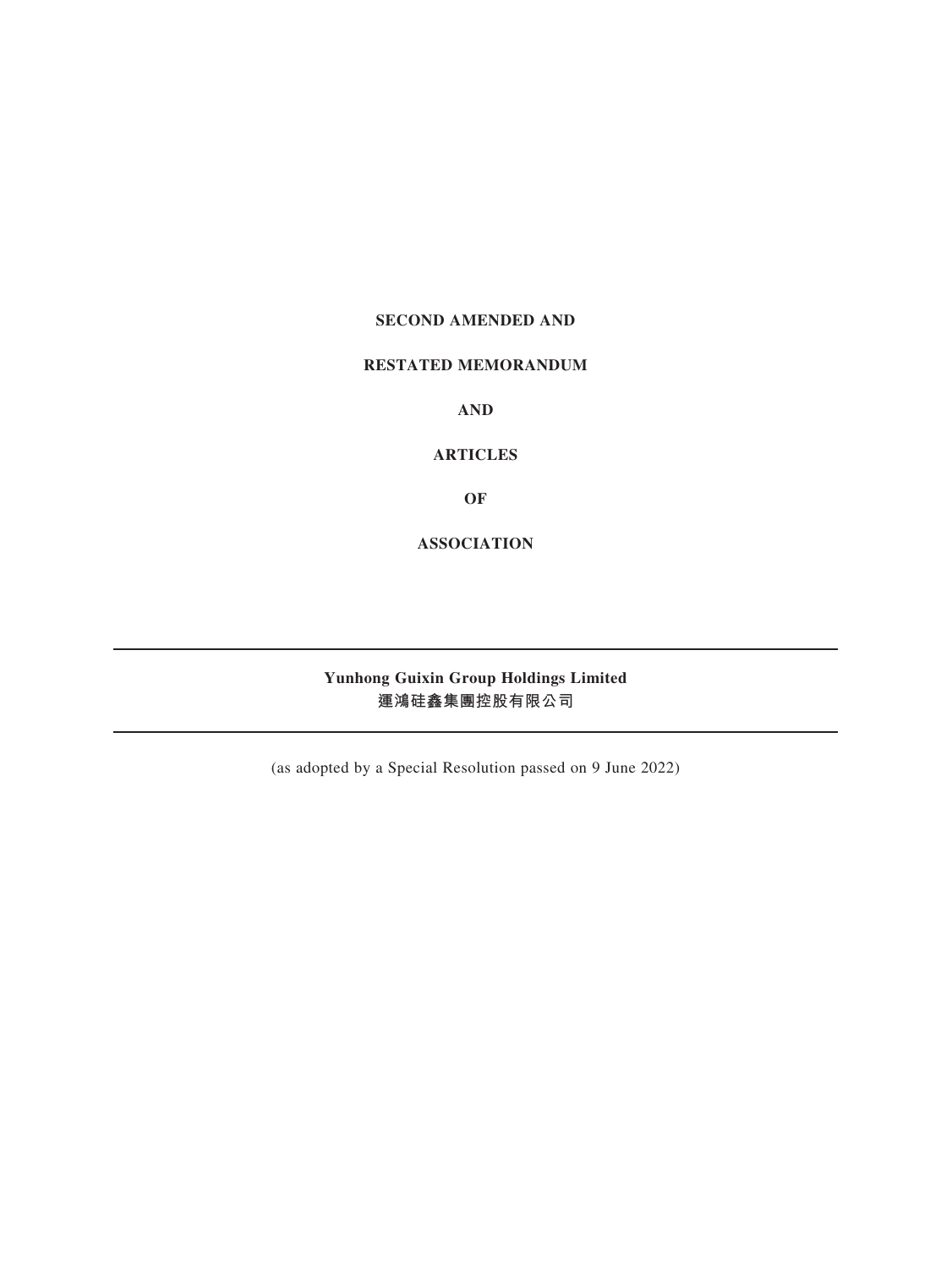# SECOND AMENDED AND

# RESTATED MEMORANDUM

# AND

# ARTICLES

# OF

# ASSOCIATION

---

**Yunhong Guixin Group Holdings Limited**
**運鴻硅鑫集團控股有限公司**

---

(as adopted by a Special Resolution passed on 9 June 2022)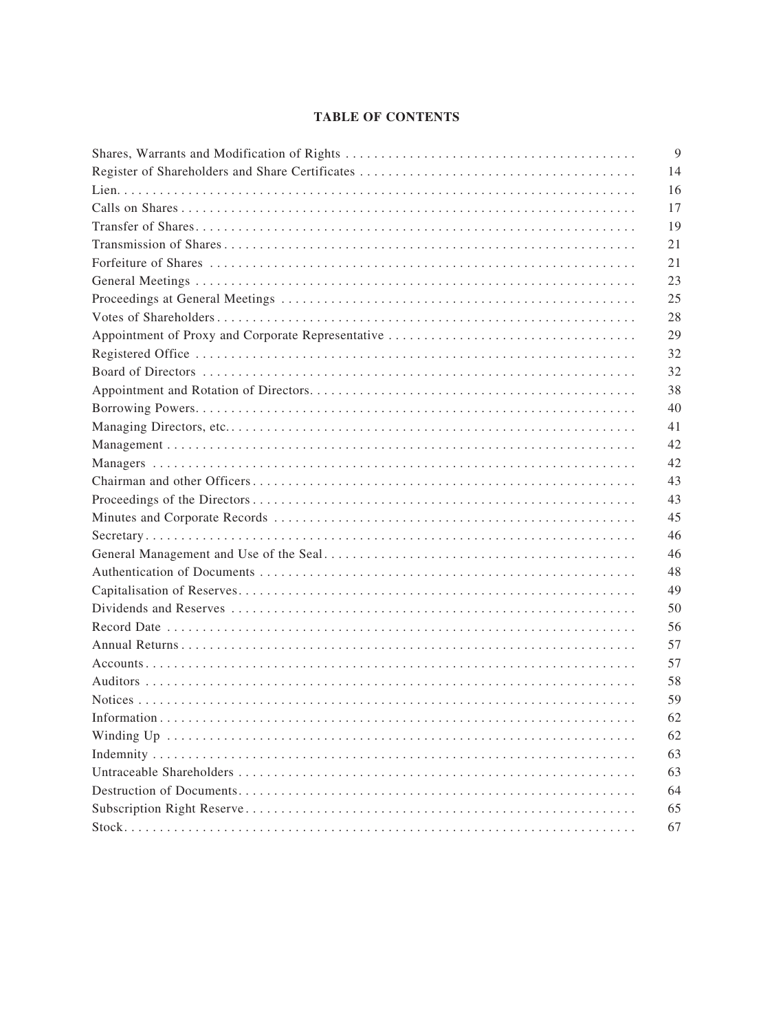# TABLE OF CONTENTS

| | |
|---|---|
| Shares, Warrants and Modification of Rights | 9 |
| Register of Shareholders and Share Certificates | 14 |
| Lien | 16 |
| Calls on Shares | 17 |
| Transfer of Shares | 19 |
| Transmission of Shares | 21 |
| Forfeiture of Shares | 21 |
| General Meetings | 23 |
| Proceedings at General Meetings | 25 |
| Votes of Shareholders | 28 |
| Appointment of Proxy and Corporate Representative | 29 |
| Registered Office | 32 |
| Board of Directors | 32 |
| Appointment and Rotation of Directors | 38 |
| Borrowing Powers | 40 |
| Managing Directors, etc. | 41 |
| Management | 42 |
| Managers | 42 |
| Chairman and other Officers | 43 |
| Proceedings of the Directors | 43 |
| Minutes and Corporate Records | 45 |
| Secretary | 46 |
| General Management and Use of the Seal | 46 |
| Authentication of Documents | 48 |
| Capitalisation of Reserves | 49 |
| Dividends and Reserves | 50 |
| Record Date | 56 |
| Annual Returns | 57 |
| Accounts | 57 |
| Auditors | 58 |
| Notices | 59 |
| Information | 62 |
| Winding Up | 62 |
| Indemnity | 63 |
| Untraceable Shareholders | 63 |
| Destruction of Documents | 64 |
| Subscription Right Reserve | 65 |
| Stock | 67 |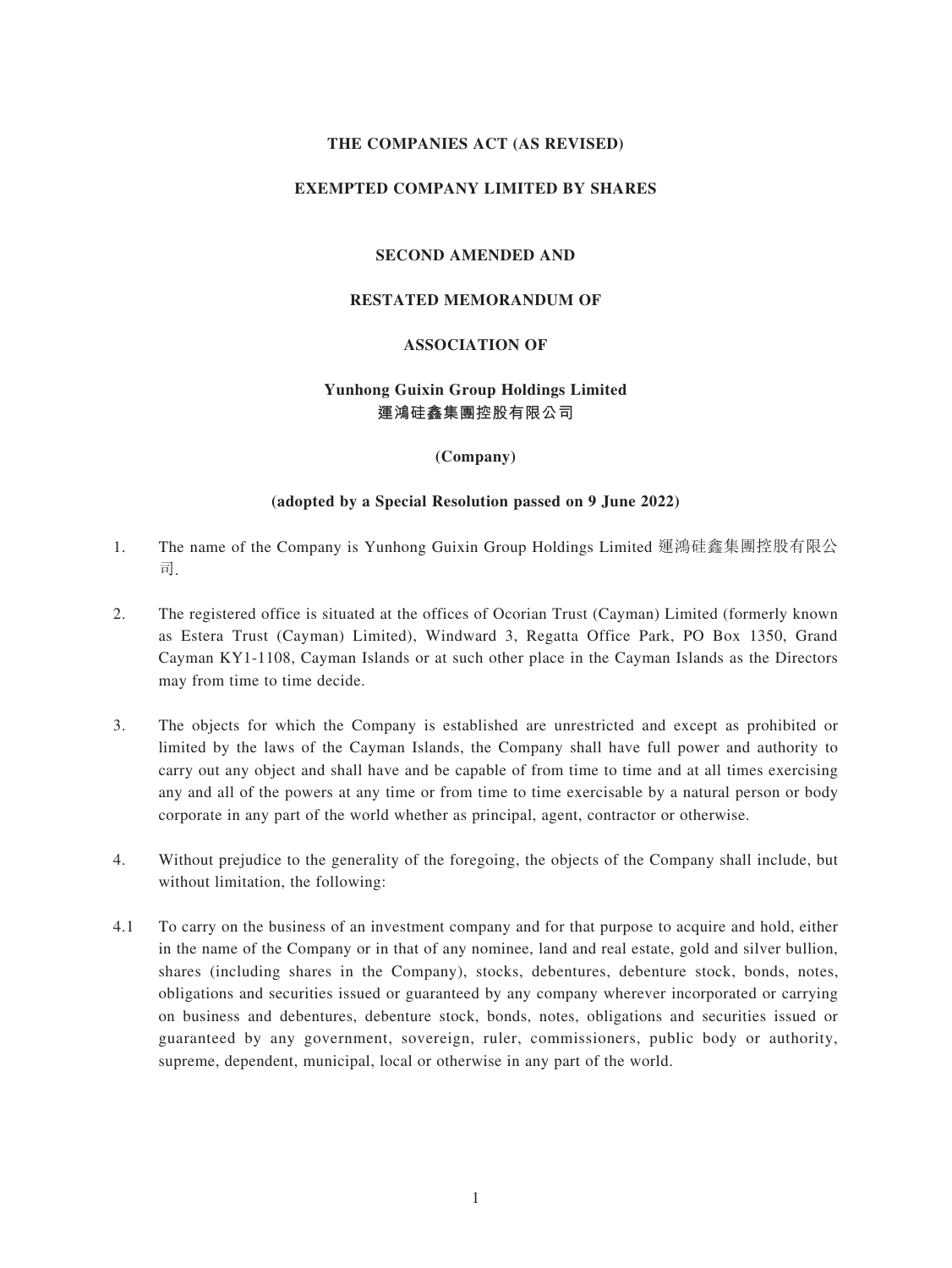**THE COMPANIES ACT (AS REVISED)**

**EXEMPTED COMPANY LIMITED BY SHARES**

**SECOND AMENDED AND**

**RESTATED MEMORANDUM OF**

**ASSOCIATION OF**

**Yunhong Guixin Group Holdings Limited**
**運鴻硅鑫集團控股有限公司**

**(Company)**

**(adopted by a Special Resolution passed on 9 June 2022)**

1. The name of the Company is Yunhong Guixin Group Holdings Limited 運鴻硅鑫集團控股有限公司.

2. The registered office is situated at the offices of Ocorian Trust (Cayman) Limited (formerly known as Estera Trust (Cayman) Limited), Windward 3, Regatta Office Park, PO Box 1350, Grand Cayman KY1-1108, Cayman Islands or at such other place in the Cayman Islands as the Directors may from time to time decide.

3. The objects for which the Company is established are unrestricted and except as prohibited or limited by the laws of the Cayman Islands, the Company shall have full power and authority to carry out any object and shall have and be capable of from time to time and at all times exercising any and all of the powers at any time or from time to time exercisable by a natural person or body corporate in any part of the world whether as principal, agent, contractor or otherwise.

4. Without prejudice to the generality of the foregoing, the objects of the Company shall include, but without limitation, the following:

4.1 To carry on the business of an investment company and for that purpose to acquire and hold, either in the name of the Company or in that of any nominee, land and real estate, gold and silver bullion, shares (including shares in the Company), stocks, debentures, debenture stock, bonds, notes, obligations and securities issued or guaranteed by any company wherever incorporated or carrying on business and debentures, debenture stock, bonds, notes, obligations and securities issued or guaranteed by any government, sovereign, ruler, commissioners, public body or authority, supreme, dependent, municipal, local or otherwise in any part of the world.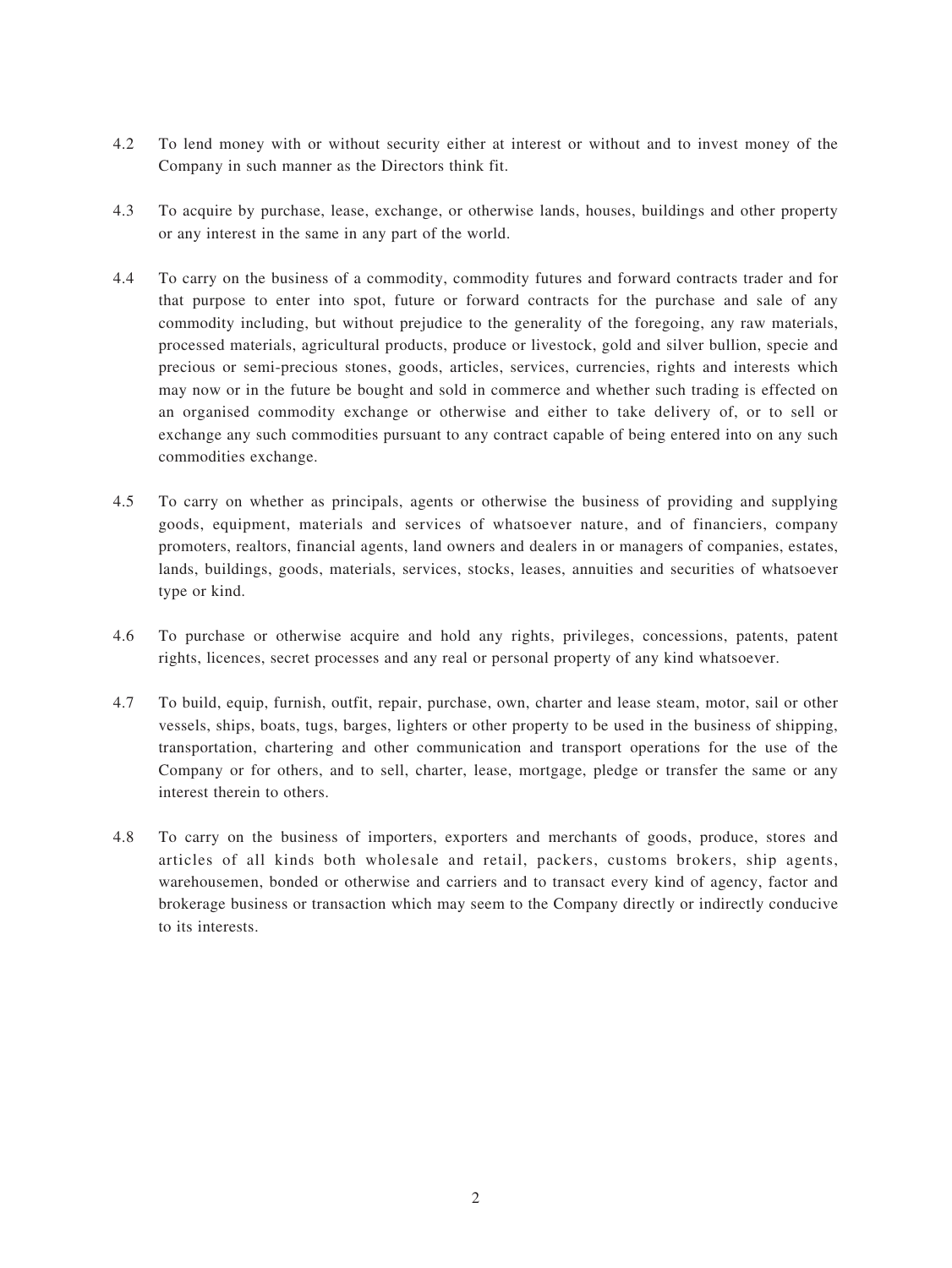4.2 To lend money with or without security either at interest or without and to invest money of the Company in such manner as the Directors think fit.

4.3 To acquire by purchase, lease, exchange, or otherwise lands, houses, buildings and other property or any interest in the same in any part of the world.

4.4 To carry on the business of a commodity, commodity futures and forward contracts trader and for that purpose to enter into spot, future or forward contracts for the purchase and sale of any commodity including, but without prejudice to the generality of the foregoing, any raw materials, processed materials, agricultural products, produce or livestock, gold and silver bullion, specie and precious or semi-precious stones, goods, articles, services, currencies, rights and interests which may now or in the future be bought and sold in commerce and whether such trading is effected on an organised commodity exchange or otherwise and either to take delivery of, or to sell or exchange any such commodities pursuant to any contract capable of being entered into on any such commodities exchange.

4.5 To carry on whether as principals, agents or otherwise the business of providing and supplying goods, equipment, materials and services of whatsoever nature, and of financiers, company promoters, realtors, financial agents, land owners and dealers in or managers of companies, estates, lands, buildings, goods, materials, services, stocks, leases, annuities and securities of whatsoever type or kind.

4.6 To purchase or otherwise acquire and hold any rights, privileges, concessions, patents, patent rights, licences, secret processes and any real or personal property of any kind whatsoever.

4.7 To build, equip, furnish, outfit, repair, purchase, own, charter and lease steam, motor, sail or other vessels, ships, boats, tugs, barges, lighters or other property to be used in the business of shipping, transportation, chartering and other communication and transport operations for the use of the Company or for others, and to sell, charter, lease, mortgage, pledge or transfer the same or any interest therein to others.

4.8 To carry on the business of importers, exporters and merchants of goods, produce, stores and articles of all kinds both wholesale and retail, packers, customs brokers, ship agents, warehousemen, bonded or otherwise and carriers and to transact every kind of agency, factor and brokerage business or transaction which may seem to the Company directly or indirectly conducive to its interests.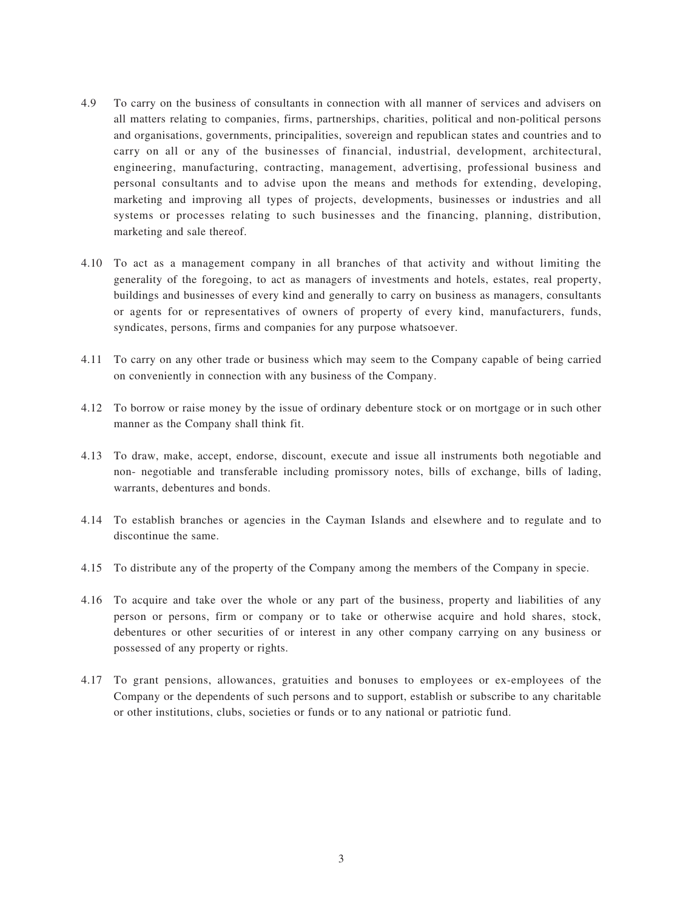4.9 To carry on the business of consultants in connection with all manner of services and advisers on all matters relating to companies, firms, partnerships, charities, political and non-political persons and organisations, governments, principalities, sovereign and republican states and countries and to carry on all or any of the businesses of financial, industrial, development, architectural, engineering, manufacturing, contracting, management, advertising, professional business and personal consultants and to advise upon the means and methods for extending, developing, marketing and improving all types of projects, developments, businesses or industries and all systems or processes relating to such businesses and the financing, planning, distribution, marketing and sale thereof.

4.10 To act as a management company in all branches of that activity and without limiting the generality of the foregoing, to act as managers of investments and hotels, estates, real property, buildings and businesses of every kind and generally to carry on business as managers, consultants or agents for or representatives of owners of property of every kind, manufacturers, funds, syndicates, persons, firms and companies for any purpose whatsoever.

4.11 To carry on any other trade or business which may seem to the Company capable of being carried on conveniently in connection with any business of the Company.

4.12 To borrow or raise money by the issue of ordinary debenture stock or on mortgage or in such other manner as the Company shall think fit.

4.13 To draw, make, accept, endorse, discount, execute and issue all instruments both negotiable and non- negotiable and transferable including promissory notes, bills of exchange, bills of lading, warrants, debentures and bonds.

4.14 To establish branches or agencies in the Cayman Islands and elsewhere and to regulate and to discontinue the same.

4.15 To distribute any of the property of the Company among the members of the Company in specie.

4.16 To acquire and take over the whole or any part of the business, property and liabilities of any person or persons, firm or company or to take or otherwise acquire and hold shares, stock, debentures or other securities of or interest in any other company carrying on any business or possessed of any property or rights.

4.17 To grant pensions, allowances, gratuities and bonuses to employees or ex-employees of the Company or the dependents of such persons and to support, establish or subscribe to any charitable or other institutions, clubs, societies or funds or to any national or patriotic fund.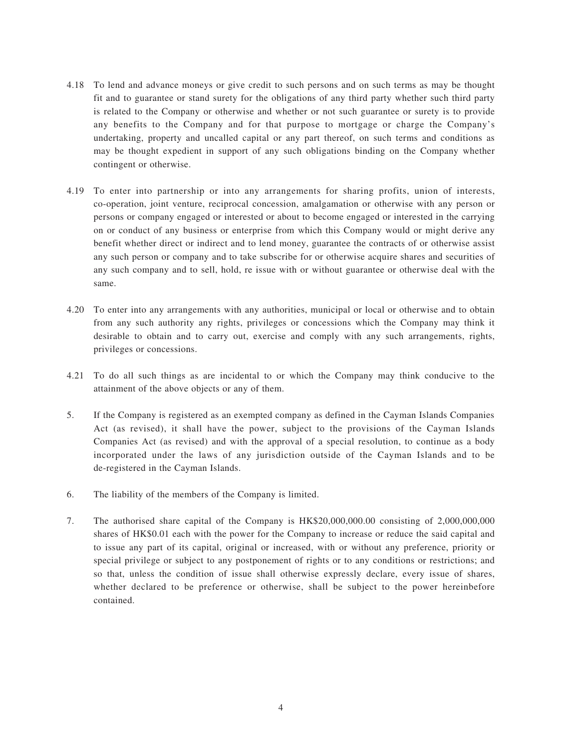4.18 To lend and advance moneys or give credit to such persons and on such terms as may be thought fit and to guarantee or stand surety for the obligations of any third party whether such third party is related to the Company or otherwise and whether or not such guarantee or surety is to provide any benefits to the Company and for that purpose to mortgage or charge the Company's undertaking, property and uncalled capital or any part thereof, on such terms and conditions as may be thought expedient in support of any such obligations binding on the Company whether contingent or otherwise.

4.19 To enter into partnership or into any arrangements for sharing profits, union of interests, co-operation, joint venture, reciprocal concession, amalgamation or otherwise with any person or persons or company engaged or interested or about to become engaged or interested in the carrying on or conduct of any business or enterprise from which this Company would or might derive any benefit whether direct or indirect and to lend money, guarantee the contracts of or otherwise assist any such person or company and to take subscribe for or otherwise acquire shares and securities of any such company and to sell, hold, re issue with or without guarantee or otherwise deal with the same.

4.20 To enter into any arrangements with any authorities, municipal or local or otherwise and to obtain from any such authority any rights, privileges or concessions which the Company may think it desirable to obtain and to carry out, exercise and comply with any such arrangements, rights, privileges or concessions.

4.21 To do all such things as are incidental to or which the Company may think conducive to the attainment of the above objects or any of them.

5. If the Company is registered as an exempted company as defined in the Cayman Islands Companies Act (as revised), it shall have the power, subject to the provisions of the Cayman Islands Companies Act (as revised) and with the approval of a special resolution, to continue as a body incorporated under the laws of any jurisdiction outside of the Cayman Islands and to be de-registered in the Cayman Islands.

6. The liability of the members of the Company is limited.

7. The authorised share capital of the Company is HK$20,000,000.00 consisting of 2,000,000,000 shares of HK$0.01 each with the power for the Company to increase or reduce the said capital and to issue any part of its capital, original or increased, with or without any preference, priority or special privilege or subject to any postponement of rights or to any conditions or restrictions; and so that, unless the condition of issue shall otherwise expressly declare, every issue of shares, whether declared to be preference or otherwise, shall be subject to the power hereinbefore contained.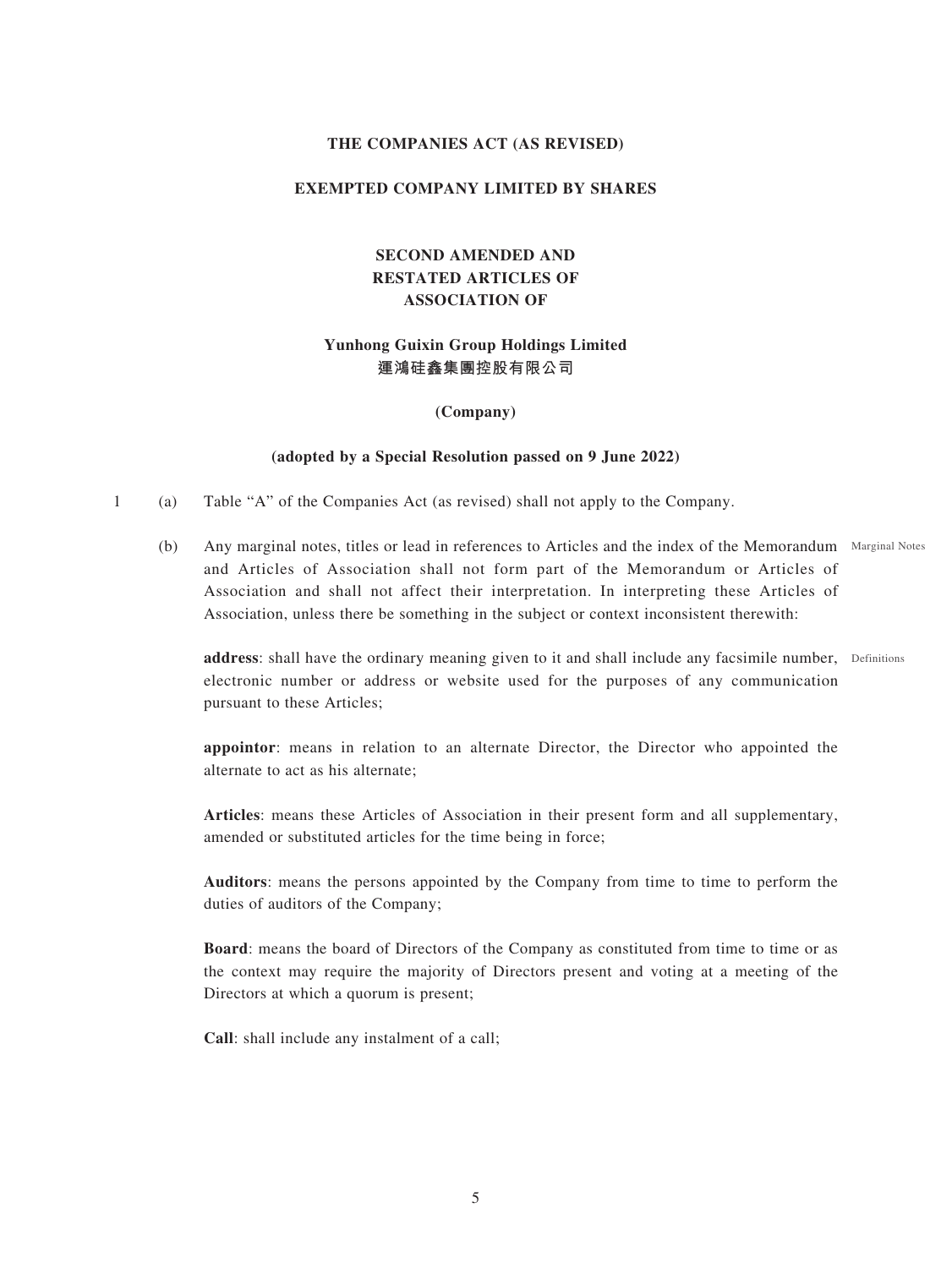**THE COMPANIES ACT (AS REVISED)**

**EXEMPTED COMPANY LIMITED BY SHARES**

# SECOND AMENDED AND RESTATED ARTICLES OF ASSOCIATION OF

## Yunhong Guixin Group Holdings Limited
## 運鴻硅鑫集團控股有限公司

**(Company)**

**(adopted by a Special Resolution passed on 9 June 2022)**

1 (a) Table "A" of the Companies Act (as revised) shall not apply to the Company.

(b) Any marginal notes, titles or lead in references to Articles and the index of the Memorandum and Articles of Association shall not form part of the Memorandum or Articles of Association and shall not affect their interpretation. In interpreting these Articles of Association, unless there be something in the subject or context inconsistent therewith: *Marginal Notes*

*Definitions*

**address**: shall have the ordinary meaning given to it and shall include any facsimile number, electronic number or address or website used for the purposes of any communication pursuant to these Articles;

**appointor**: means in relation to an alternate Director, the Director who appointed the alternate to act as his alternate;

**Articles**: means these Articles of Association in their present form and all supplementary, amended or substituted articles for the time being in force;

**Auditors**: means the persons appointed by the Company from time to time to perform the duties of auditors of the Company;

**Board**: means the board of Directors of the Company as constituted from time to time or as the context may require the majority of Directors present and voting at a meeting of the Directors at which a quorum is present;

**Call**: shall include any instalment of a call;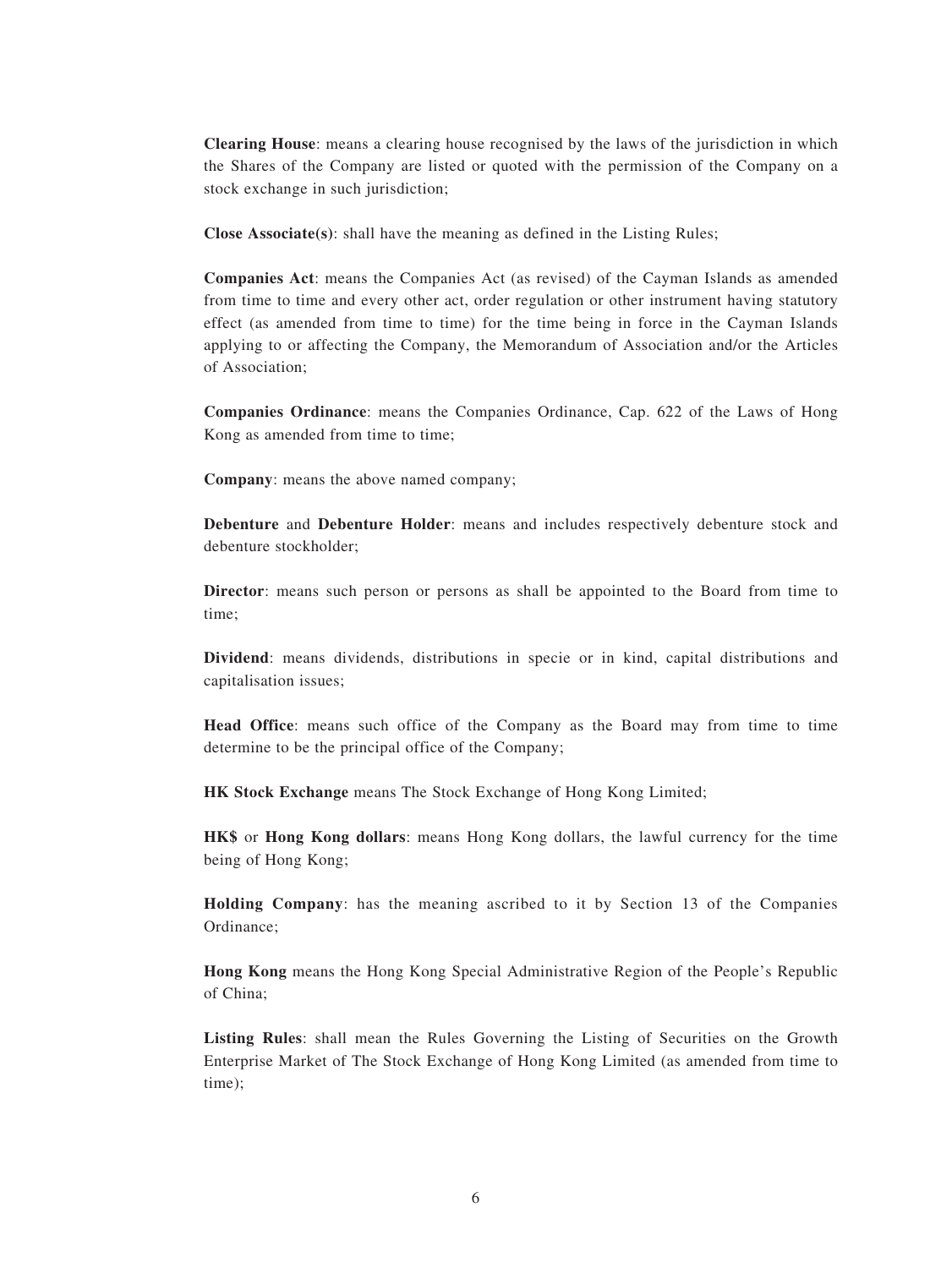**Clearing House**: means a clearing house recognised by the laws of the jurisdiction in which the Shares of the Company are listed or quoted with the permission of the Company on a stock exchange in such jurisdiction;

**Close Associate(s)**: shall have the meaning as defined in the Listing Rules;

**Companies Act**: means the Companies Act (as revised) of the Cayman Islands as amended from time to time and every other act, order regulation or other instrument having statutory effect (as amended from time to time) for the time being in force in the Cayman Islands applying to or affecting the Company, the Memorandum of Association and/or the Articles of Association;

**Companies Ordinance**: means the Companies Ordinance, Cap. 622 of the Laws of Hong Kong as amended from time to time;

**Company**: means the above named company;

**Debenture** and **Debenture Holder**: means and includes respectively debenture stock and debenture stockholder;

**Director**: means such person or persons as shall be appointed to the Board from time to time;

**Dividend**: means dividends, distributions in specie or in kind, capital distributions and capitalisation issues;

**Head Office**: means such office of the Company as the Board may from time to time determine to be the principal office of the Company;

**HK Stock Exchange** means The Stock Exchange of Hong Kong Limited;

**HK$** or **Hong Kong dollars**: means Hong Kong dollars, the lawful currency for the time being of Hong Kong;

**Holding Company**: has the meaning ascribed to it by Section 13 of the Companies Ordinance;

**Hong Kong** means the Hong Kong Special Administrative Region of the People's Republic of China;

**Listing Rules**: shall mean the Rules Governing the Listing of Securities on the Growth Enterprise Market of The Stock Exchange of Hong Kong Limited (as amended from time to time);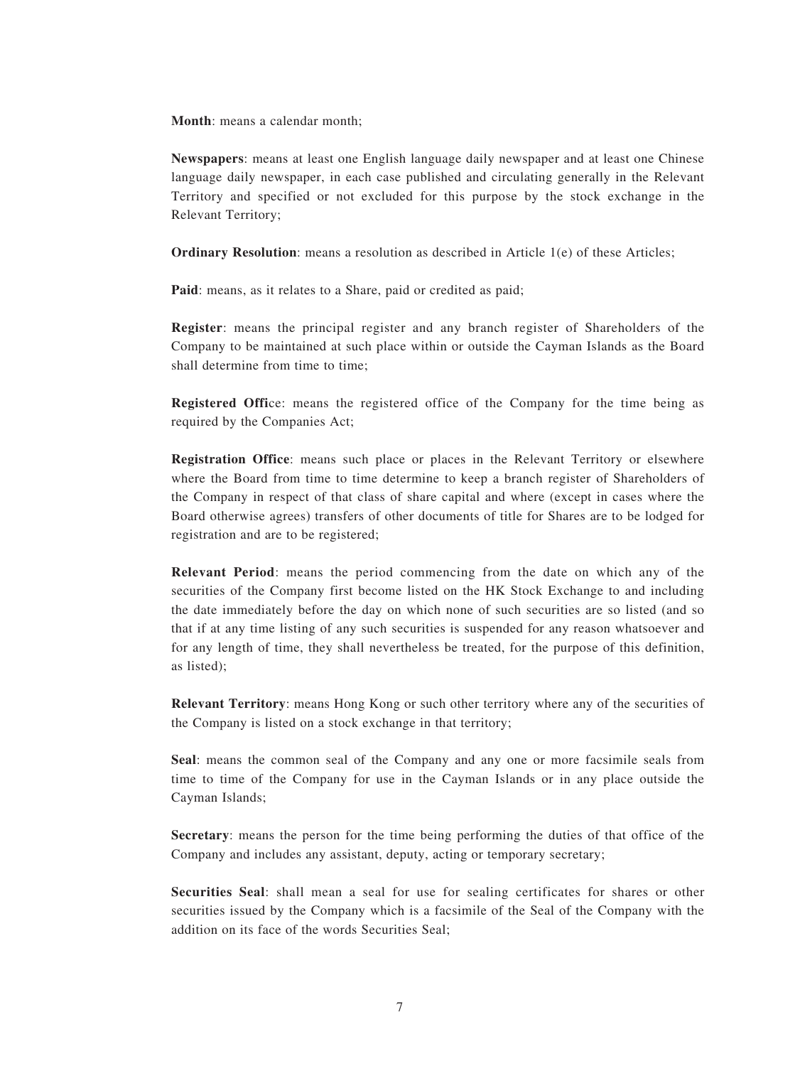**Month**: means a calendar month;

**Newspapers**: means at least one English language daily newspaper and at least one Chinese language daily newspaper, in each case published and circulating generally in the Relevant Territory and specified or not excluded for this purpose by the stock exchange in the Relevant Territory;

**Ordinary Resolution**: means a resolution as described in Article 1(e) of these Articles;

**Paid**: means, as it relates to a Share, paid or credited as paid;

**Register**: means the principal register and any branch register of Shareholders of the Company to be maintained at such place within or outside the Cayman Islands as the Board shall determine from time to time;

**Registered Offi**ce: means the registered office of the Company for the time being as required by the Companies Act;

**Registration Office**: means such place or places in the Relevant Territory or elsewhere where the Board from time to time determine to keep a branch register of Shareholders of the Company in respect of that class of share capital and where (except in cases where the Board otherwise agrees) transfers of other documents of title for Shares are to be lodged for registration and are to be registered;

**Relevant Period**: means the period commencing from the date on which any of the securities of the Company first become listed on the HK Stock Exchange to and including the date immediately before the day on which none of such securities are so listed (and so that if at any time listing of any such securities is suspended for any reason whatsoever and for any length of time, they shall nevertheless be treated, for the purpose of this definition, as listed);

**Relevant Territory**: means Hong Kong or such other territory where any of the securities of the Company is listed on a stock exchange in that territory;

**Seal**: means the common seal of the Company and any one or more facsimile seals from time to time of the Company for use in the Cayman Islands or in any place outside the Cayman Islands;

**Secretary**: means the person for the time being performing the duties of that office of the Company and includes any assistant, deputy, acting or temporary secretary;

**Securities Seal**: shall mean a seal for use for sealing certificates for shares or other securities issued by the Company which is a facsimile of the Seal of the Company with the addition on its face of the words Securities Seal;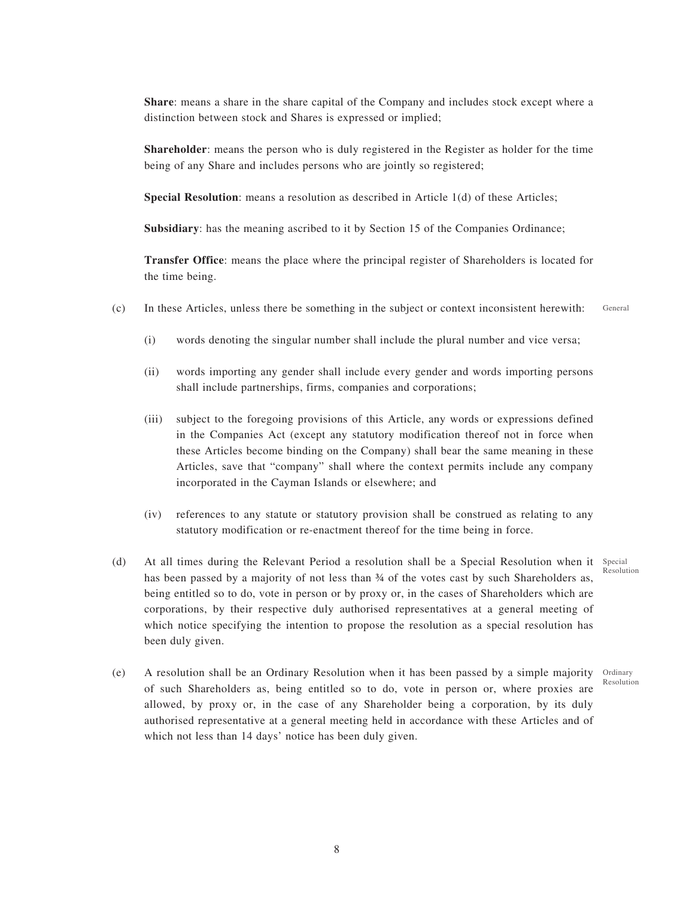**Share**: means a share in the share capital of the Company and includes stock except where a distinction between stock and Shares is expressed or implied;

**Shareholder**: means the person who is duly registered in the Register as holder for the time being of any Share and includes persons who are jointly so registered;

**Special Resolution**: means a resolution as described in Article 1(d) of these Articles;

**Subsidiary**: has the meaning ascribed to it by Section 15 of the Companies Ordinance;

**Transfer Office**: means the place where the principal register of Shareholders is located for the time being.

(c) In these Articles, unless there be something in the subject or context inconsistent herewith: *General*

(i) words denoting the singular number shall include the plural number and vice versa;

(ii) words importing any gender shall include every gender and words importing persons shall include partnerships, firms, companies and corporations;

(iii) subject to the foregoing provisions of this Article, any words or expressions defined in the Companies Act (except any statutory modification thereof not in force when these Articles become binding on the Company) shall bear the same meaning in these Articles, save that "company" shall where the context permits include any company incorporated in the Cayman Islands or elsewhere; and

(iv) references to any statute or statutory provision shall be construed as relating to any statutory modification or re-enactment thereof for the time being in force.

(d) At all times during the Relevant Period a resolution shall be a Special Resolution when it has been passed by a majority of not less than ¾ of the votes cast by such Shareholders as, being entitled so to do, vote in person or by proxy or, in the cases of Shareholders which are corporations, by their respective duly authorised representatives at a general meeting of which notice specifying the intention to propose the resolution as a special resolution has been duly given. *Special Resolution*

(e) A resolution shall be an Ordinary Resolution when it has been passed by a simple majority of such Shareholders as, being entitled so to do, vote in person or, where proxies are allowed, by proxy or, in the case of any Shareholder being a corporation, by its duly authorised representative at a general meeting held in accordance with these Articles and of which not less than 14 days' notice has been duly given. *Ordinary Resolution*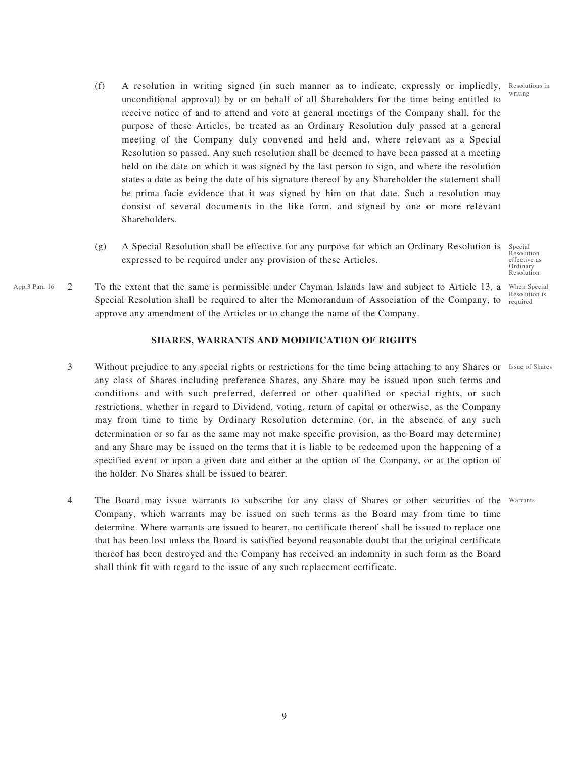(f) A resolution in writing signed (in such manner as to indicate, expressly or impliedly, unconditional approval) by or on behalf of all Shareholders for the time being entitled to receive notice of and to attend and vote at general meetings of the Company shall, for the purpose of these Articles, be treated as an Ordinary Resolution duly passed at a general meeting of the Company duly convened and held and, where relevant as a Special Resolution so passed. Any such resolution shall be deemed to have been passed at a meeting held on the date on which it was signed by the last person to sign, and where the resolution states a date as being the date of his signature thereof by any Shareholder the statement shall be prima facie evidence that it was signed by him on that date. Such a resolution may consist of several documents in the like form, and signed by one or more relevant Shareholders.

*Resolutions in writing*

(g) A Special Resolution shall be effective for any purpose for which an Ordinary Resolution is expressed to be required under any provision of these Articles.

*Special Resolution effective as Ordinary Resolution*

2 To the extent that the same is permissible under Cayman Islands law and subject to Article 13, a Special Resolution shall be required to alter the Memorandum of Association of the Company, to approve any amendment of the Articles or to change the name of the Company.

*App.3 Para 16*

*When Special Resolution is required*

## SHARES, WARRANTS AND MODIFICATION OF RIGHTS

3 Without prejudice to any special rights or restrictions for the time being attaching to any Shares or any class of Shares including preference Shares, any Share may be issued upon such terms and conditions and with such preferred, deferred or other qualified or special rights, or such restrictions, whether in regard to Dividend, voting, return of capital or otherwise, as the Company may from time to time by Ordinary Resolution determine (or, in the absence of any such determination or so far as the same may not make specific provision, as the Board may determine) and any Share may be issued on the terms that it is liable to be redeemed upon the happening of a specified event or upon a given date and either at the option of the Company, or at the option of the holder. No Shares shall be issued to bearer.

*Issue of Shares*

4 The Board may issue warrants to subscribe for any class of Shares or other securities of the Company, which warrants may be issued on such terms as the Board may from time to time determine. Where warrants are issued to bearer, no certificate thereof shall be issued to replace one that has been lost unless the Board is satisfied beyond reasonable doubt that the original certificate thereof has been destroyed and the Company has received an indemnity in such form as the Board shall think fit with regard to the issue of any such replacement certificate.

*Warrants*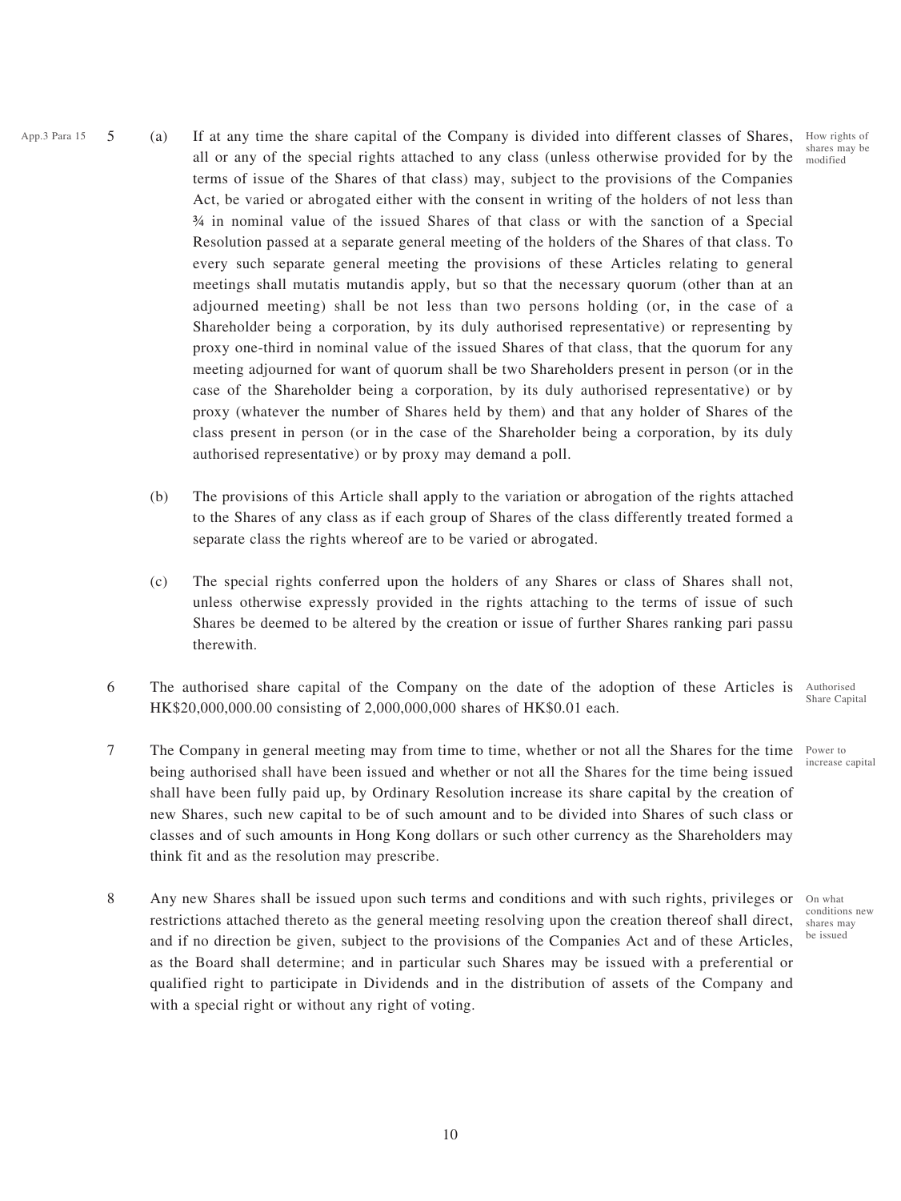App.3 Para 15

5 (a) If at any time the share capital of the Company is divided into different classes of Shares, all or any of the special rights attached to any class (unless otherwise provided for by the terms of issue of the Shares of that class) may, subject to the provisions of the Companies Act, be varied or abrogated either with the consent in writing of the holders of not less than ¾ in nominal value of the issued Shares of that class or with the sanction of a Special Resolution passed at a separate general meeting of the holders of the Shares of that class. To every such separate general meeting the provisions of these Articles relating to general meetings shall mutatis mutandis apply, but so that the necessary quorum (other than at an adjourned meeting) shall be not less than two persons holding (or, in the case of a Shareholder being a corporation, by its duly authorised representative) or representing by proxy one-third in nominal value of the issued Shares of that class, that the quorum for any meeting adjourned for want of quorum shall be two Shareholders present in person (or in the case of the Shareholder being a corporation, by its duly authorised representative) or by proxy (whatever the number of Shares held by them) and that any holder of Shares of the class present in person (or in the case of the Shareholder being a corporation, by its duly authorised representative) or by proxy may demand a poll.

How rights of shares may be modified

(b) The provisions of this Article shall apply to the variation or abrogation of the rights attached to the Shares of any class as if each group of Shares of the class differently treated formed a separate class the rights whereof are to be varied or abrogated.

(c) The special rights conferred upon the holders of any Shares or class of Shares shall not, unless otherwise expressly provided in the rights attaching to the terms of issue of such Shares be deemed to be altered by the creation or issue of further Shares ranking pari passu therewith.

6 The authorised share capital of the Company on the date of the adoption of these Articles is HK$20,000,000.00 consisting of 2,000,000,000 shares of HK$0.01 each.

Authorised Share Capital

7 The Company in general meeting may from time to time, whether or not all the Shares for the time being authorised shall have been issued and whether or not all the Shares for the time being issued shall have been fully paid up, by Ordinary Resolution increase its share capital by the creation of new Shares, such new capital to be of such amount and to be divided into Shares of such class or classes and of such amounts in Hong Kong dollars or such other currency as the Shareholders may think fit and as the resolution may prescribe.

Power to increase capital

8 Any new Shares shall be issued upon such terms and conditions and with such rights, privileges or restrictions attached thereto as the general meeting resolving upon the creation thereof shall direct, and if no direction be given, subject to the provisions of the Companies Act and of these Articles, as the Board shall determine; and in particular such Shares may be issued with a preferential or qualified right to participate in Dividends and in the distribution of assets of the Company and with a special right or without any right of voting.

On what conditions new shares may be issued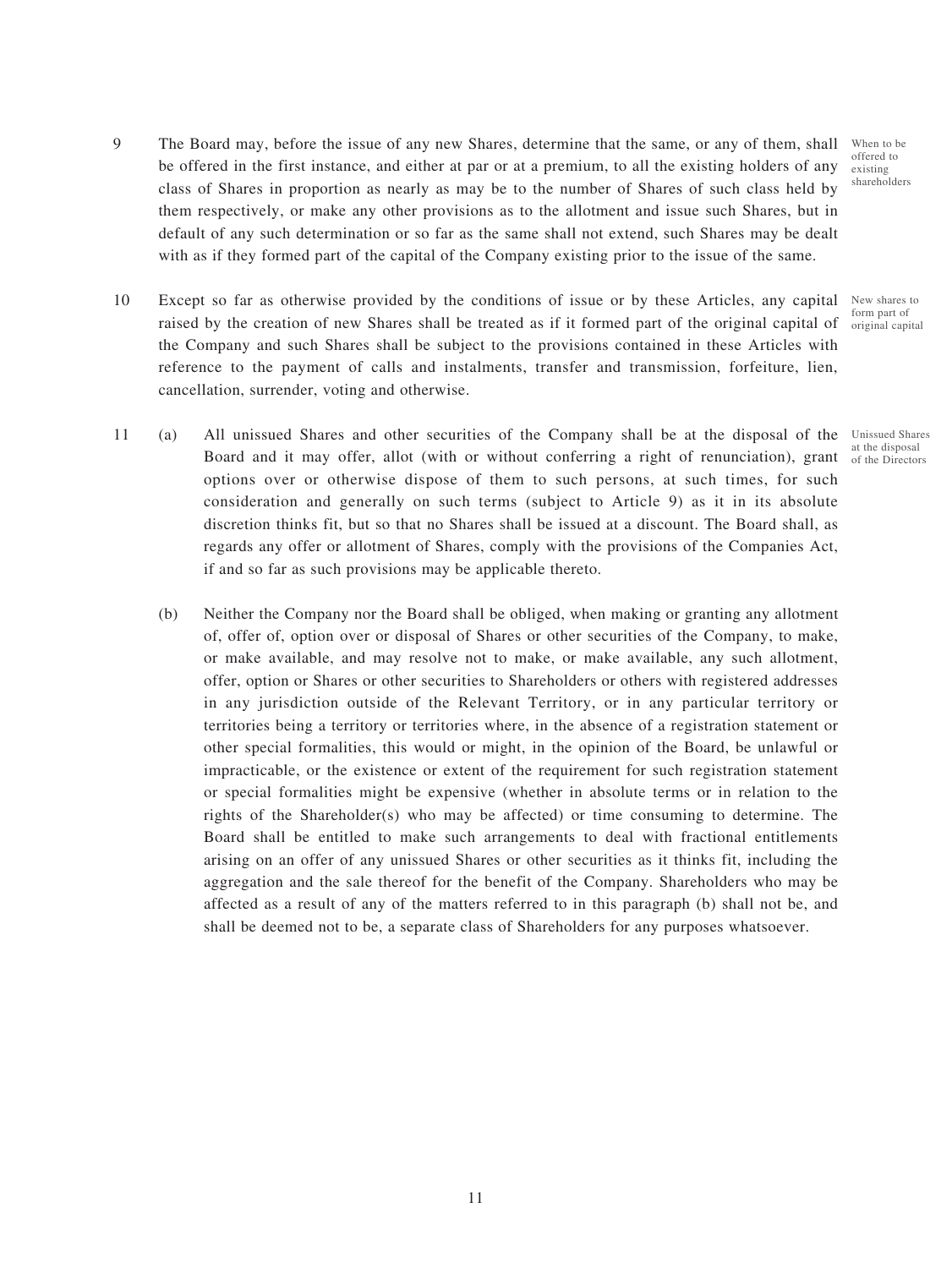9 The Board may, before the issue of any new Shares, determine that the same, or any of them, shall be offered in the first instance, and either at par or at a premium, to all the existing holders of any class of Shares in proportion as nearly as may be to the number of Shares of such class held by them respectively, or make any other provisions as to the allotment and issue such Shares, but in default of any such determination or so far as the same shall not extend, such Shares may be dealt with as if they formed part of the capital of the Company existing prior to the issue of the same.

*When to be offered to existing shareholders*

10 Except so far as otherwise provided by the conditions of issue or by these Articles, any capital raised by the creation of new Shares shall be treated as if it formed part of the original capital of the Company and such Shares shall be subject to the provisions contained in these Articles with reference to the payment of calls and instalments, transfer and transmission, forfeiture, lien, cancellation, surrender, voting and otherwise.

*New shares to form part of original capital*

11 (a) All unissued Shares and other securities of the Company shall be at the disposal of the Board and it may offer, allot (with or without conferring a right of renunciation), grant options over or otherwise dispose of them to such persons, at such times, for such consideration and generally on such terms (subject to Article 9) as it in its absolute discretion thinks fit, but so that no Shares shall be issued at a discount. The Board shall, as regards any offer or allotment of Shares, comply with the provisions of the Companies Act, if and so far as such provisions may be applicable thereto.

*Unissued Shares at the disposal of the Directors*

(b) Neither the Company nor the Board shall be obliged, when making or granting any allotment of, offer of, option over or disposal of Shares or other securities of the Company, to make, or make available, and may resolve not to make, or make available, any such allotment, offer, option or Shares or other securities to Shareholders or others with registered addresses in any jurisdiction outside of the Relevant Territory, or in any particular territory or territories being a territory or territories where, in the absence of a registration statement or other special formalities, this would or might, in the opinion of the Board, be unlawful or impracticable, or the existence or extent of the requirement for such registration statement or special formalities might be expensive (whether in absolute terms or in relation to the rights of the Shareholder(s) who may be affected) or time consuming to determine. The Board shall be entitled to make such arrangements to deal with fractional entitlements arising on an offer of any unissued Shares or other securities as it thinks fit, including the aggregation and the sale thereof for the benefit of the Company. Shareholders who may be affected as a result of any of the matters referred to in this paragraph (b) shall not be, and shall be deemed not to be, a separate class of Shareholders for any purposes whatsoever.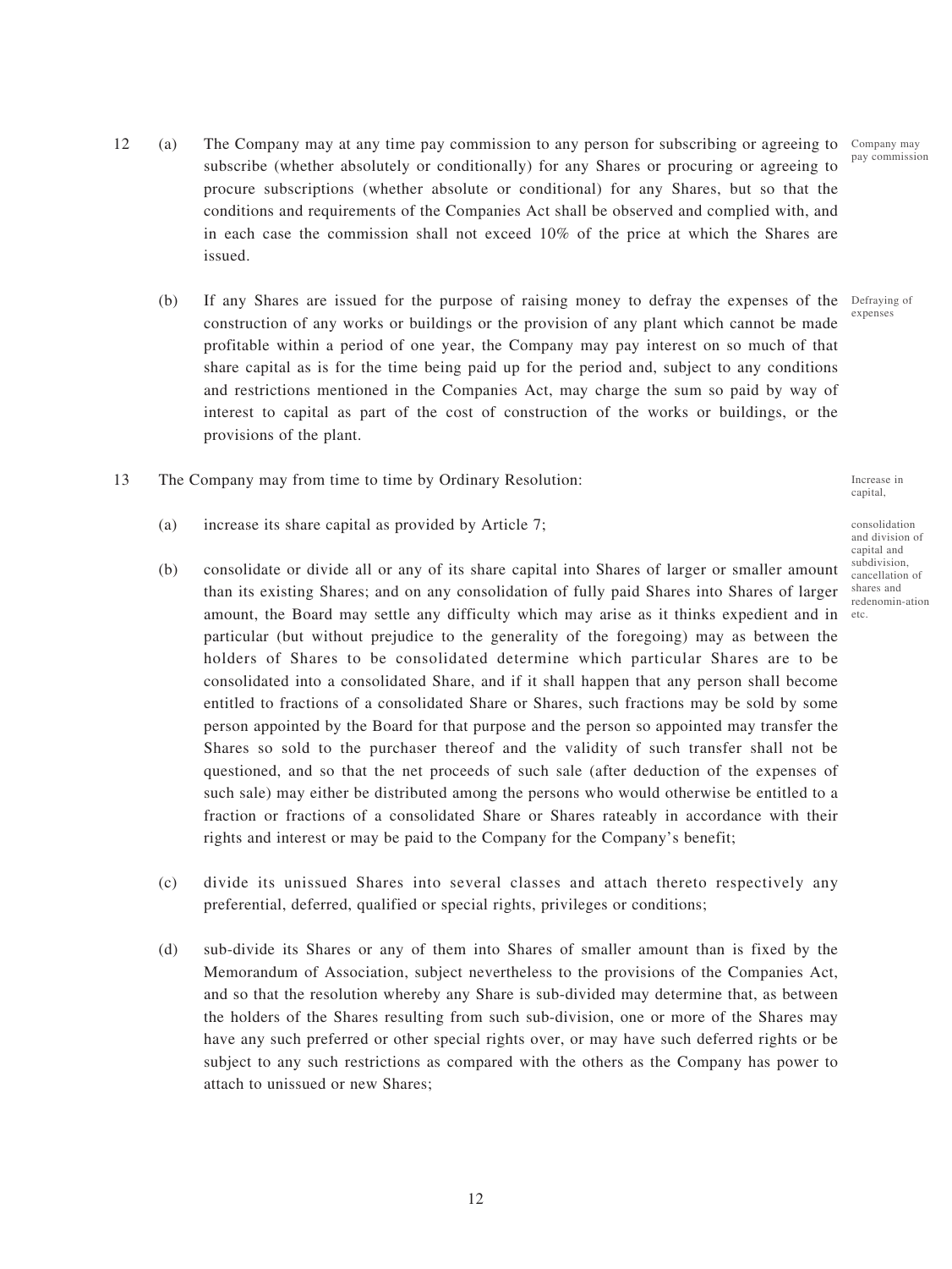12 (a) The Company may at any time pay commission to any person for subscribing or agreeing to subscribe (whether absolutely or conditionally) for any Shares or procuring or agreeing to procure subscriptions (whether absolute or conditional) for any Shares, but so that the conditions and requirements of the Companies Act shall be observed and complied with, and in each case the commission shall not exceed 10% of the price at which the Shares are issued.

Company may pay commission

(b) If any Shares are issued for the purpose of raising money to defray the expenses of the construction of any works or buildings or the provision of any plant which cannot be made profitable within a period of one year, the Company may pay interest on so much of that share capital as is for the time being paid up for the period and, subject to any conditions and restrictions mentioned in the Companies Act, may charge the sum so paid by way of interest to capital as part of the cost of construction of the works or buildings, or the provisions of the plant.

Defraying of expenses

13 The Company may from time to time by Ordinary Resolution:

Increase in capital,

consolidation and division of capital and subdivision, cancellation of shares and redenomin-ation etc.

(a) increase its share capital as provided by Article 7;

(b) consolidate or divide all or any of its share capital into Shares of larger or smaller amount than its existing Shares; and on any consolidation of fully paid Shares into Shares of larger amount, the Board may settle any difficulty which may arise as it thinks expedient and in particular (but without prejudice to the generality of the foregoing) may as between the holders of Shares to be consolidated determine which particular Shares are to be consolidated into a consolidated Share, and if it shall happen that any person shall become entitled to fractions of a consolidated Share or Shares, such fractions may be sold by some person appointed by the Board for that purpose and the person so appointed may transfer the Shares so sold to the purchaser thereof and the validity of such transfer shall not be questioned, and so that the net proceeds of such sale (after deduction of the expenses of such sale) may either be distributed among the persons who would otherwise be entitled to a fraction or fractions of a consolidated Share or Shares rateably in accordance with their rights and interest or may be paid to the Company for the Company's benefit;

(c) divide its unissued Shares into several classes and attach thereto respectively any preferential, deferred, qualified or special rights, privileges or conditions;

(d) sub-divide its Shares or any of them into Shares of smaller amount than is fixed by the Memorandum of Association, subject nevertheless to the provisions of the Companies Act, and so that the resolution whereby any Share is sub-divided may determine that, as between the holders of the Shares resulting from such sub-division, one or more of the Shares may have any such preferred or other special rights over, or may have such deferred rights or be subject to any such restrictions as compared with the others as the Company has power to attach to unissued or new Shares;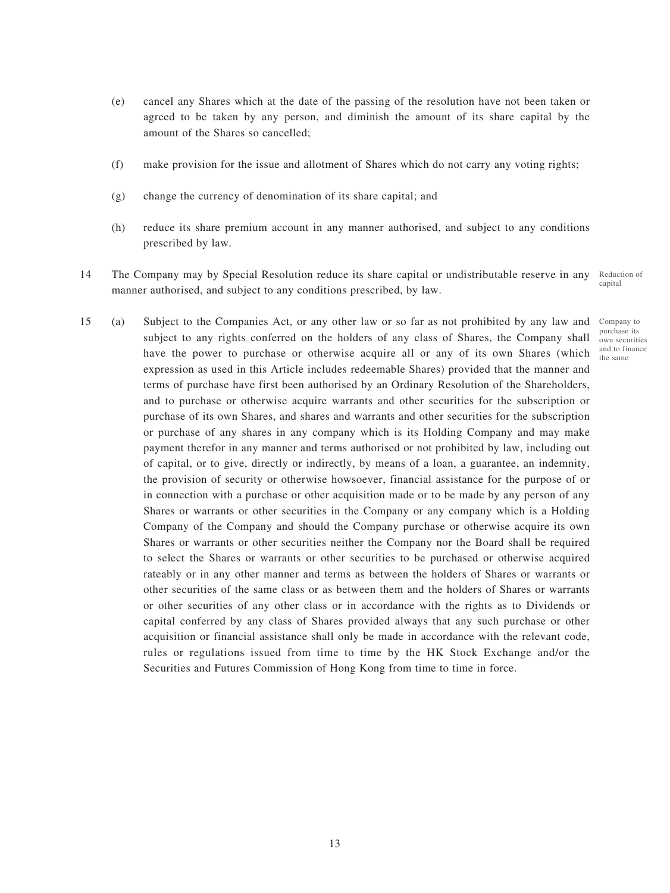(e) cancel any Shares which at the date of the passing of the resolution have not been taken or agreed to be taken by any person, and diminish the amount of its share capital by the amount of the Shares so cancelled;

(f) make provision for the issue and allotment of Shares which do not carry any voting rights;

(g) change the currency of denomination of its share capital; and

(h) reduce its share premium account in any manner authorised, and subject to any conditions prescribed by law.

14 The Company may by Special Resolution reduce its share capital or undistributable reserve in any manner authorised, and subject to any conditions prescribed, by law.

*Reduction of capital*

15 (a) Subject to the Companies Act, or any other law or so far as not prohibited by any law and subject to any rights conferred on the holders of any class of Shares, the Company shall have the power to purchase or otherwise acquire all or any of its own Shares (which expression as used in this Article includes redeemable Shares) provided that the manner and terms of purchase have first been authorised by an Ordinary Resolution of the Shareholders, and to purchase or otherwise acquire warrants and other securities for the subscription or purchase of its own Shares, and shares and warrants and other securities for the subscription or purchase of any shares in any company which is its Holding Company and may make payment therefor in any manner and terms authorised or not prohibited by law, including out of capital, or to give, directly or indirectly, by means of a loan, a guarantee, an indemnity, the provision of security or otherwise howsoever, financial assistance for the purpose of or in connection with a purchase or other acquisition made or to be made by any person of any Shares or warrants or other securities in the Company or any company which is a Holding Company of the Company and should the Company purchase or otherwise acquire its own Shares or warrants or other securities neither the Company nor the Board shall be required to select the Shares or warrants or other securities to be purchased or otherwise acquired rateably or in any other manner and terms as between the holders of Shares or warrants or other securities of the same class or as between them and the holders of Shares or warrants or other securities of any other class or in accordance with the rights as to Dividends or capital conferred by any class of Shares provided always that any such purchase or other acquisition or financial assistance shall only be made in accordance with the relevant code, rules or regulations issued from time to time by the HK Stock Exchange and/or the Securities and Futures Commission of Hong Kong from time to time in force.

*Company to purchase its own securities and to finance the same*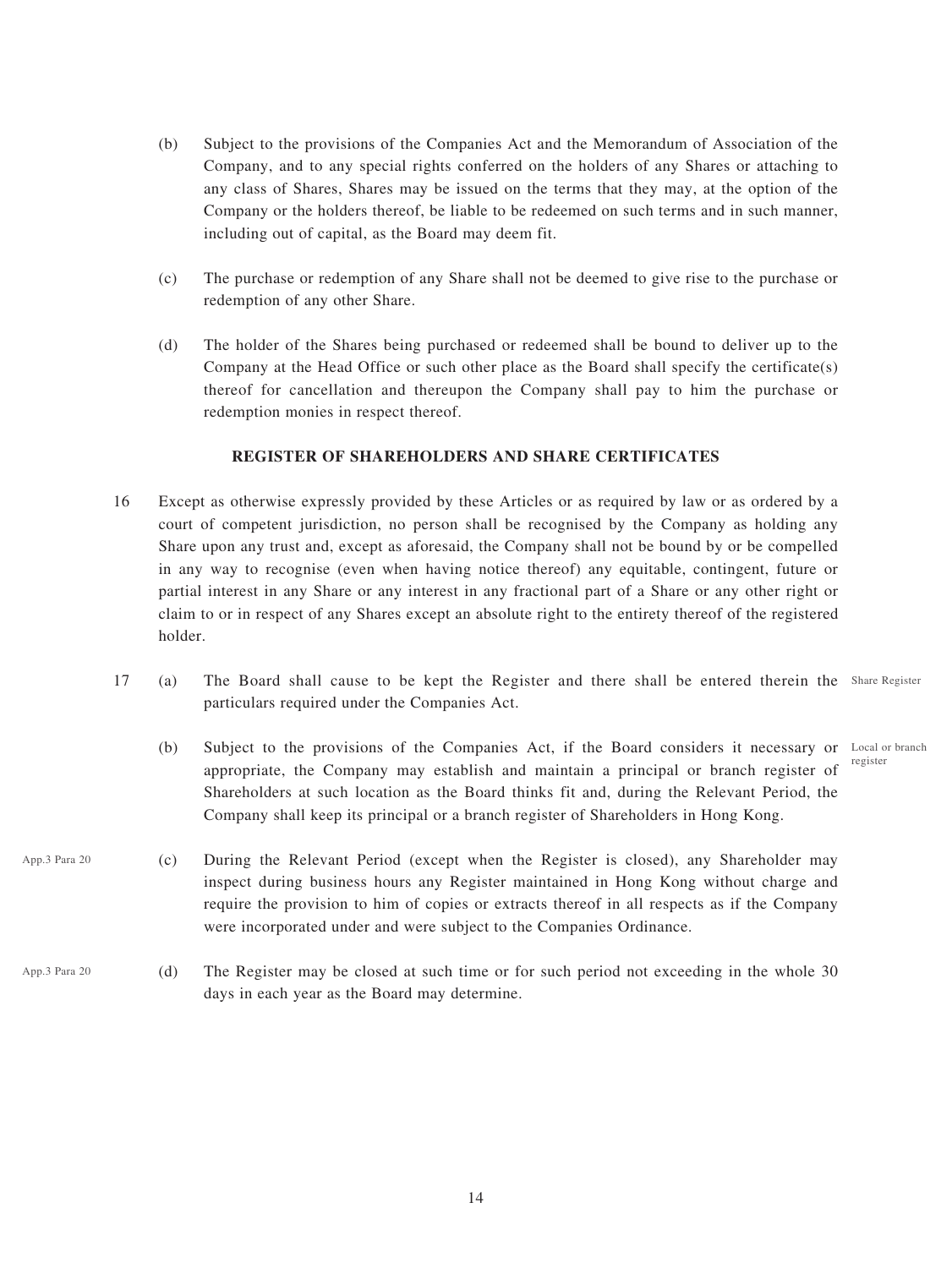(b) Subject to the provisions of the Companies Act and the Memorandum of Association of the Company, and to any special rights conferred on the holders of any Shares or attaching to any class of Shares, Shares may be issued on the terms that they may, at the option of the Company or the holders thereof, be liable to be redeemed on such terms and in such manner, including out of capital, as the Board may deem fit.

(c) The purchase or redemption of any Share shall not be deemed to give rise to the purchase or redemption of any other Share.

(d) The holder of the Shares being purchased or redeemed shall be bound to deliver up to the Company at the Head Office or such other place as the Board shall specify the certificate(s) thereof for cancellation and thereupon the Company shall pay to him the purchase or redemption monies in respect thereof.

**REGISTER OF SHAREHOLDERS AND SHARE CERTIFICATES**

16 Except as otherwise expressly provided by these Articles or as required by law or as ordered by a court of competent jurisdiction, no person shall be recognised by the Company as holding any Share upon any trust and, except as aforesaid, the Company shall not be bound by or be compelled in any way to recognise (even when having notice thereof) any equitable, contingent, future or partial interest in any Share or any interest in any fractional part of a Share or any other right or claim to or in respect of any Shares except an absolute right to the entirety thereof of the registered holder.

17 (a) The Board shall cause to be kept the Register and there shall be entered therein the particulars required under the Companies Act. *Share Register*

(b) Subject to the provisions of the Companies Act, if the Board considers it necessary or appropriate, the Company may establish and maintain a principal or branch register of Shareholders at such location as the Board thinks fit and, during the Relevant Period, the Company shall keep its principal or a branch register of Shareholders in Hong Kong. *Local or branch register*

*App.3 Para 20*

(c) During the Relevant Period (except when the Register is closed), any Shareholder may inspect during business hours any Register maintained in Hong Kong without charge and require the provision to him of copies or extracts thereof in all respects as if the Company were incorporated under and were subject to the Companies Ordinance.

*App.3 Para 20*

(d) The Register may be closed at such time or for such period not exceeding in the whole 30 days in each year as the Board may determine.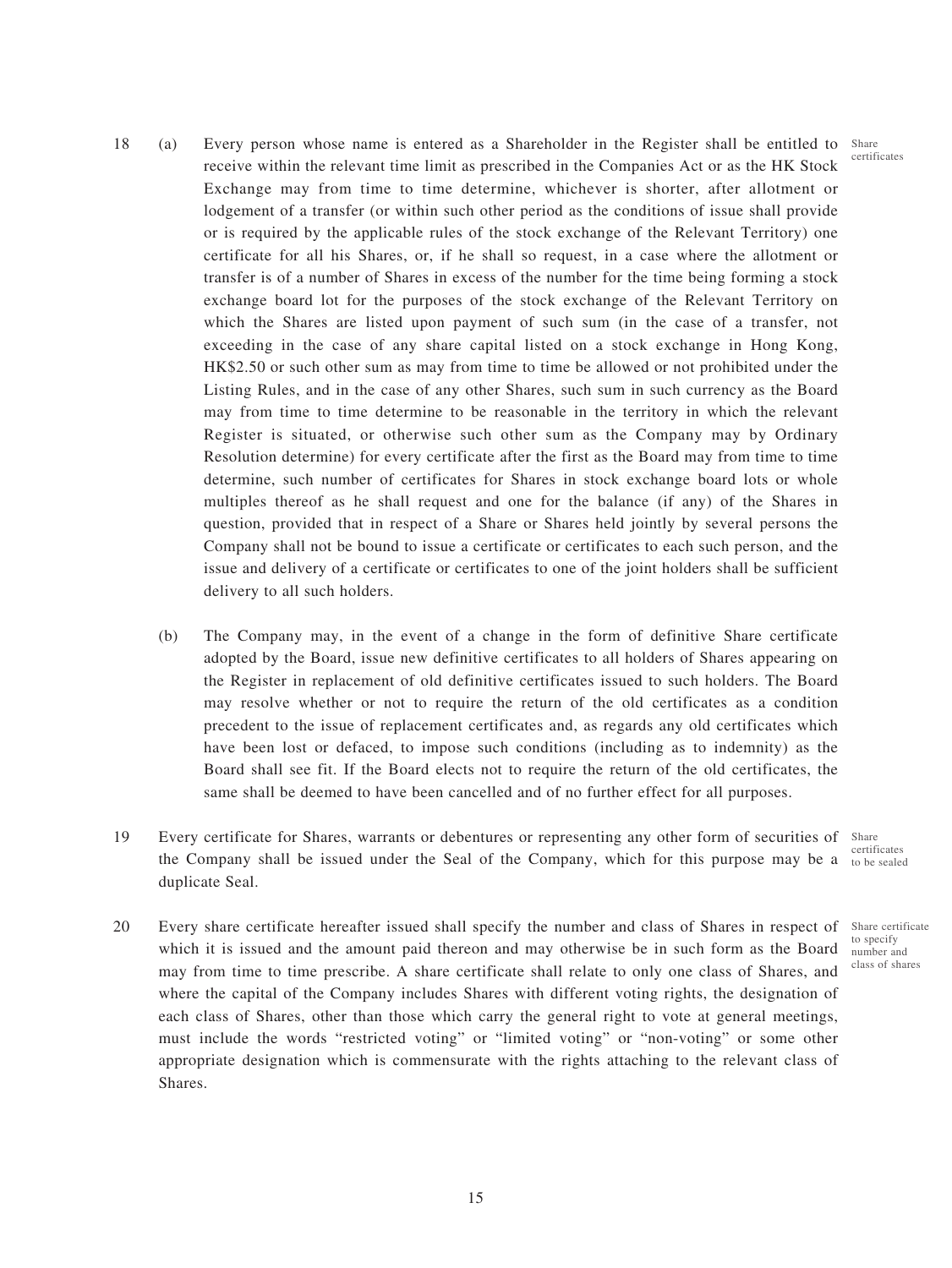18 (a) Every person whose name is entered as a Shareholder in the Register shall be entitled to receive within the relevant time limit as prescribed in the Companies Act or as the HK Stock Exchange may from time to time determine, whichever is shorter, after allotment or lodgement of a transfer (or within such other period as the conditions of issue shall provide or is required by the applicable rules of the stock exchange of the Relevant Territory) one certificate for all his Shares, or, if he shall so request, in a case where the allotment or transfer is of a number of Shares in excess of the number for the time being forming a stock exchange board lot for the purposes of the stock exchange of the Relevant Territory on which the Shares are listed upon payment of such sum (in the case of a transfer, not exceeding in the case of any share capital listed on a stock exchange in Hong Kong, HK$2.50 or such other sum as may from time to time be allowed or not prohibited under the Listing Rules, and in the case of any other Shares, such sum in such currency as the Board may from time to time determine to be reasonable in the territory in which the relevant Register is situated, or otherwise such other sum as the Company may by Ordinary Resolution determine) for every certificate after the first as the Board may from time to time determine, such number of certificates for Shares in stock exchange board lots or whole multiples thereof as he shall request and one for the balance (if any) of the Shares in question, provided that in respect of a Share or Shares held jointly by several persons the Company shall not be bound to issue a certificate or certificates to each such person, and the issue and delivery of a certificate or certificates to one of the joint holders shall be sufficient delivery to all such holders.

Share certificates

(b) The Company may, in the event of a change in the form of definitive Share certificate adopted by the Board, issue new definitive certificates to all holders of Shares appearing on the Register in replacement of old definitive certificates issued to such holders. The Board may resolve whether or not to require the return of the old certificates as a condition precedent to the issue of replacement certificates and, as regards any old certificates which have been lost or defaced, to impose such conditions (including as to indemnity) as the Board shall see fit. If the Board elects not to require the return of the old certificates, the same shall be deemed to have been cancelled and of no further effect for all purposes.

19 Every certificate for Shares, warrants or debentures or representing any other form of securities of the Company shall be issued under the Seal of the Company, which for this purpose may be a duplicate Seal.

Share certificates to be sealed

20 Every share certificate hereafter issued shall specify the number and class of Shares in respect of which it is issued and the amount paid thereon and may otherwise be in such form as the Board may from time to time prescribe. A share certificate shall relate to only one class of Shares, and where the capital of the Company includes Shares with different voting rights, the designation of each class of Shares, other than those which carry the general right to vote at general meetings, must include the words "restricted voting" or "limited voting" or "non-voting" or some other appropriate designation which is commensurate with the rights attaching to the relevant class of Shares.

Share certificate to specify number and class of shares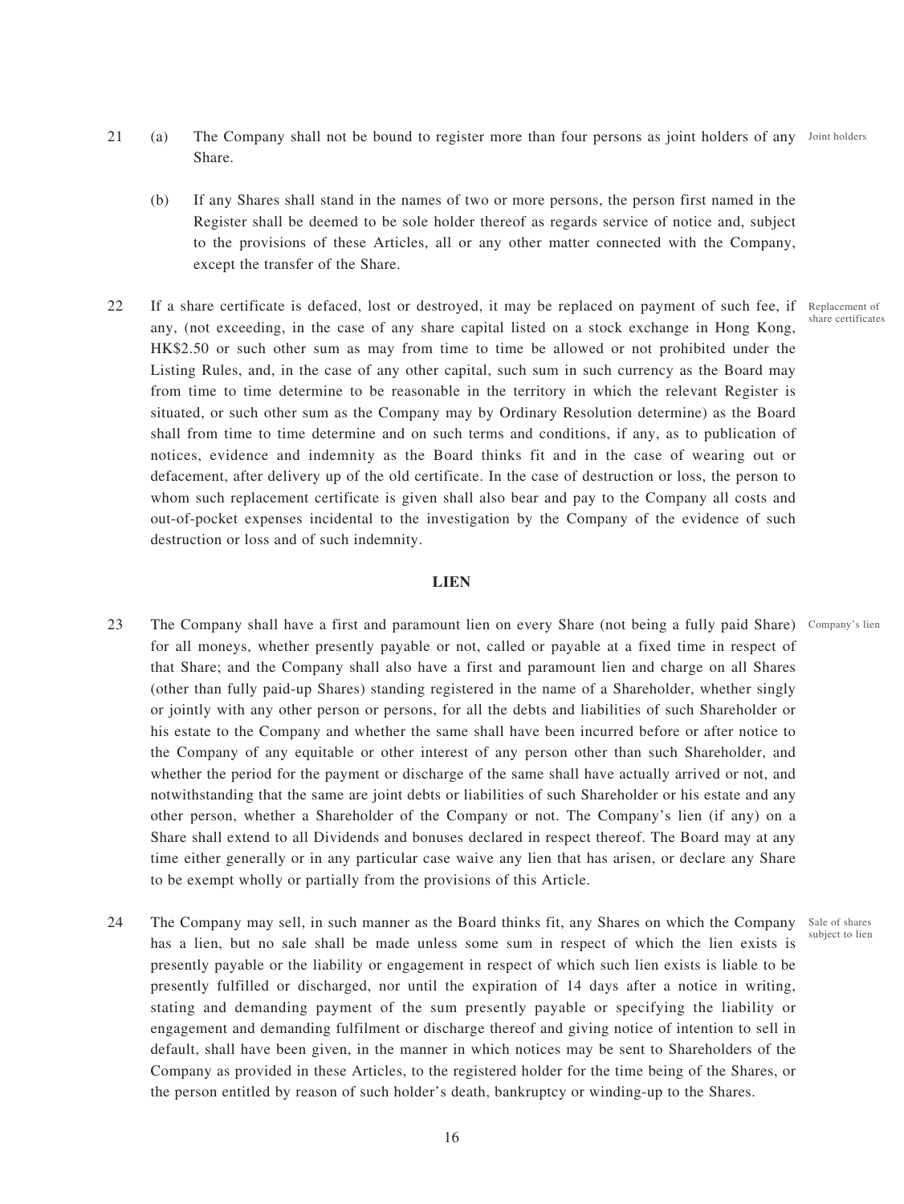21 (a) The Company shall not be bound to register more than four persons as joint holders of any Share. *Joint holders*

(b) If any Shares shall stand in the names of two or more persons, the person first named in the Register shall be deemed to be sole holder thereof as regards service of notice and, subject to the provisions of these Articles, all or any other matter connected with the Company, except the transfer of the Share.

22 If a share certificate is defaced, lost or destroyed, it may be replaced on payment of such fee, if any, (not exceeding, in the case of any share capital listed on a stock exchange in Hong Kong, HK$2.50 or such other sum as may from time to time be allowed or not prohibited under the Listing Rules, and, in the case of any other capital, such sum in such currency as the Board may from time to time determine to be reasonable in the territory in which the relevant Register is situated, or such other sum as the Company may by Ordinary Resolution determine) as the Board shall from time to time determine and on such terms and conditions, if any, as to publication of notices, evidence and indemnity as the Board thinks fit and in the case of wearing out or defacement, after delivery up of the old certificate. In the case of destruction or loss, the person to whom such replacement certificate is given shall also bear and pay to the Company all costs and out-of-pocket expenses incidental to the investigation by the Company of the evidence of such destruction or loss and of such indemnity. *Replacement of share certificates*

## LIEN

23 The Company shall have a first and paramount lien on every Share (not being a fully paid Share) for all moneys, whether presently payable or not, called or payable at a fixed time in respect of that Share; and the Company shall also have a first and paramount lien and charge on all Shares (other than fully paid-up Shares) standing registered in the name of a Shareholder, whether singly or jointly with any other person or persons, for all the debts and liabilities of such Shareholder or his estate to the Company and whether the same shall have been incurred before or after notice to the Company of any equitable or other interest of any person other than such Shareholder, and whether the period for the payment or discharge of the same shall have actually arrived or not, and notwithstanding that the same are joint debts or liabilities of such Shareholder or his estate and any other person, whether a Shareholder of the Company or not. The Company's lien (if any) on a Share shall extend to all Dividends and bonuses declared in respect thereof. The Board may at any time either generally or in any particular case waive any lien that has arisen, or declare any Share to be exempt wholly or partially from the provisions of this Article. *Company's lien*

24 The Company may sell, in such manner as the Board thinks fit, any Shares on which the Company has a lien, but no sale shall be made unless some sum in respect of which the lien exists is presently payable or the liability or engagement in respect of which such lien exists is liable to be presently fulfilled or discharged, nor until the expiration of 14 days after a notice in writing, stating and demanding payment of the sum presently payable or specifying the liability or engagement and demanding fulfilment or discharge thereof and giving notice of intention to sell in default, shall have been given, in the manner in which notices may be sent to Shareholders of the Company as provided in these Articles, to the registered holder for the time being of the Shares, or the person entitled by reason of such holder's death, bankruptcy or winding-up to the Shares. *Sale of shares subject to lien*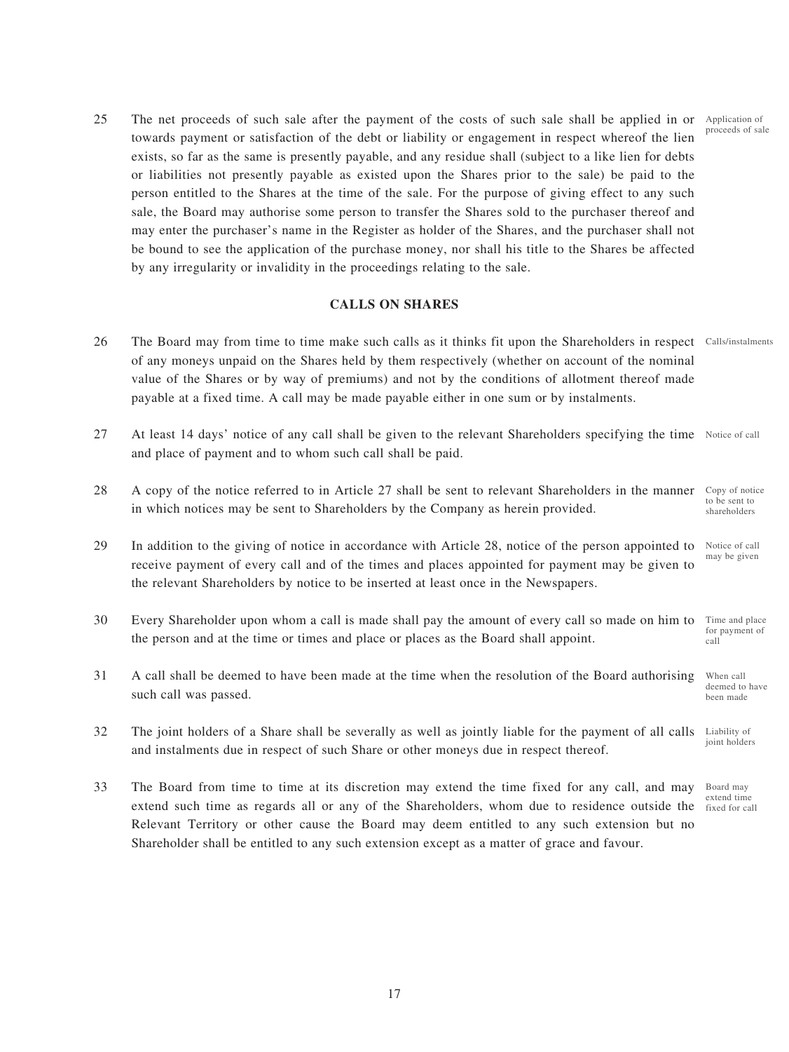25 The net proceeds of such sale after the payment of the costs of such sale shall be applied in or towards payment or satisfaction of the debt or liability or engagement in respect whereof the lien exists, so far as the same is presently payable, and any residue shall (subject to a like lien for debts or liabilities not presently payable as existed upon the Shares prior to the sale) be paid to the person entitled to the Shares at the time of the sale. For the purpose of giving effect to any such sale, the Board may authorise some person to transfer the Shares sold to the purchaser thereof and may enter the purchaser's name in the Register as holder of the Shares, and the purchaser shall not be bound to see the application of the purchase money, nor shall his title to the Shares be affected by any irregularity or invalidity in the proceedings relating to the sale. *Application of proceeds of sale*

## CALLS ON SHARES

26 The Board may from time to time make such calls as it thinks fit upon the Shareholders in respect of any moneys unpaid on the Shares held by them respectively (whether on account of the nominal value of the Shares or by way of premiums) and not by the conditions of allotment thereof made payable at a fixed time. A call may be made payable either in one sum or by instalments. *Calls/instalments*

27 At least 14 days' notice of any call shall be given to the relevant Shareholders specifying the time and place of payment and to whom such call shall be paid. *Notice of call*

28 A copy of the notice referred to in Article 27 shall be sent to relevant Shareholders in the manner in which notices may be sent to Shareholders by the Company as herein provided. *Copy of notice to be sent to shareholders*

29 In addition to the giving of notice in accordance with Article 28, notice of the person appointed to receive payment of every call and of the times and places appointed for payment may be given to the relevant Shareholders by notice to be inserted at least once in the Newspapers. *Notice of call may be given*

30 Every Shareholder upon whom a call is made shall pay the amount of every call so made on him to the person and at the time or times and place or places as the Board shall appoint. *Time and place for payment of call*

31 A call shall be deemed to have been made at the time when the resolution of the Board authorising such call was passed. *When call deemed to have been made*

32 The joint holders of a Share shall be severally as well as jointly liable for the payment of all calls and instalments due in respect of such Share or other moneys due in respect thereof. *Liability of joint holders*

33 The Board from time to time at its discretion may extend the time fixed for any call, and may extend such time as regards all or any of the Shareholders, whom due to residence outside the Relevant Territory or other cause the Board may deem entitled to any such extension but no Shareholder shall be entitled to any such extension except as a matter of grace and favour. *Board may extend time fixed for call*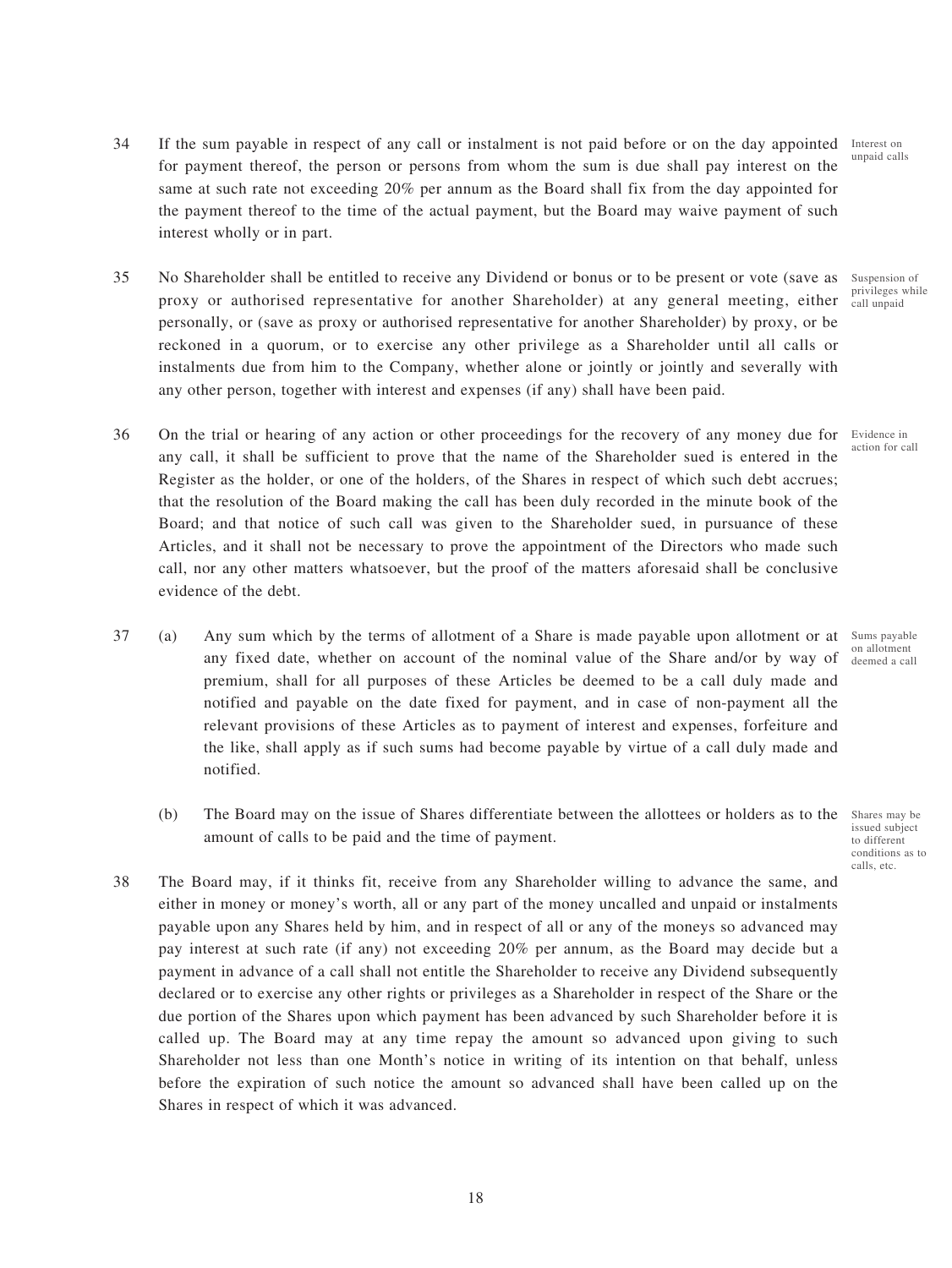34 If the sum payable in respect of any call or instalment is not paid before or on the day appointed for payment thereof, the person or persons from whom the sum is due shall pay interest on the same at such rate not exceeding 20% per annum as the Board shall fix from the day appointed for the payment thereof to the time of the actual payment, but the Board may waive payment of such interest wholly or in part.

*Interest on unpaid calls*

35 No Shareholder shall be entitled to receive any Dividend or bonus or to be present or vote (save as proxy or authorised representative for another Shareholder) at any general meeting, either personally, or (save as proxy or authorised representative for another Shareholder) by proxy, or be reckoned in a quorum, or to exercise any other privilege as a Shareholder until all calls or instalments due from him to the Company, whether alone or jointly or jointly and severally with any other person, together with interest and expenses (if any) shall have been paid.

*Suspension of privileges while call unpaid*

36 On the trial or hearing of any action or other proceedings for the recovery of any money due for any call, it shall be sufficient to prove that the name of the Shareholder sued is entered in the Register as the holder, or one of the holders, of the Shares in respect of which such debt accrues; that the resolution of the Board making the call has been duly recorded in the minute book of the Board; and that notice of such call was given to the Shareholder sued, in pursuance of these Articles, and it shall not be necessary to prove the appointment of the Directors who made such call, nor any other matters whatsoever, but the proof of the matters aforesaid shall be conclusive evidence of the debt.

*Evidence in action for call*

37 (a) Any sum which by the terms of allotment of a Share is made payable upon allotment or at any fixed date, whether on account of the nominal value of the Share and/or by way of premium, shall for all purposes of these Articles be deemed to be a call duly made and notified and payable on the date fixed for payment, and in case of non-payment all the relevant provisions of these Articles as to payment of interest and expenses, forfeiture and the like, shall apply as if such sums had become payable by virtue of a call duly made and notified.

*Sums payable on allotment deemed a call*

(b) The Board may on the issue of Shares differentiate between the allottees or holders as to the amount of calls to be paid and the time of payment.

*Shares may be issued subject to different conditions as to calls, etc.*

38 The Board may, if it thinks fit, receive from any Shareholder willing to advance the same, and either in money or money's worth, all or any part of the money uncalled and unpaid or instalments payable upon any Shares held by him, and in respect of all or any of the moneys so advanced may pay interest at such rate (if any) not exceeding 20% per annum, as the Board may decide but a payment in advance of a call shall not entitle the Shareholder to receive any Dividend subsequently declared or to exercise any other rights or privileges as a Shareholder in respect of the Share or the due portion of the Shares upon which payment has been advanced by such Shareholder before it is called up. The Board may at any time repay the amount so advanced upon giving to such Shareholder not less than one Month's notice in writing of its intention on that behalf, unless before the expiration of such notice the amount so advanced shall have been called up on the Shares in respect of which it was advanced.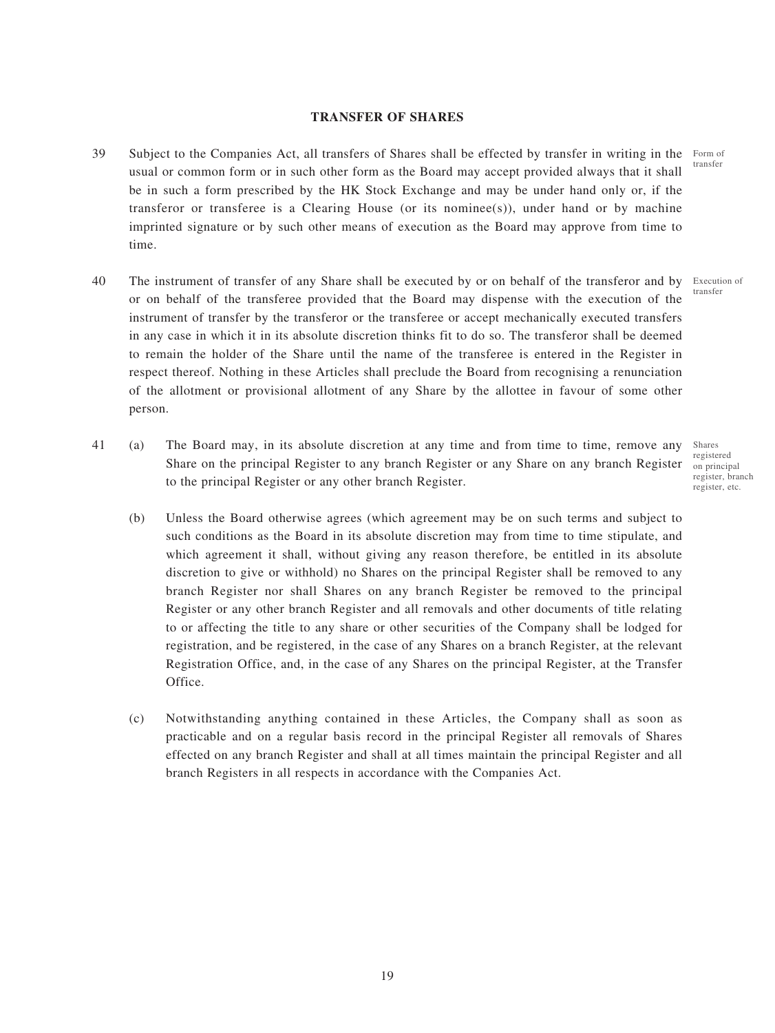## TRANSFER OF SHARES

39 Subject to the Companies Act, all transfers of Shares shall be effected by transfer in writing in the usual or common form or in such other form as the Board may accept provided always that it shall be in such a form prescribed by the HK Stock Exchange and may be under hand only or, if the transferor or transferee is a Clearing House (or its nominee(s)), under hand or by machine imprinted signature or by such other means of execution as the Board may approve from time to time.

*Form of transfer*

40 The instrument of transfer of any Share shall be executed by or on behalf of the transferor and by or on behalf of the transferee provided that the Board may dispense with the execution of the instrument of transfer by the transferor or the transferee or accept mechanically executed transfers in any case in which it in its absolute discretion thinks fit to do so. The transferor shall be deemed to remain the holder of the Share until the name of the transferee is entered in the Register in respect thereof. Nothing in these Articles shall preclude the Board from recognising a renunciation of the allotment or provisional allotment of any Share by the allottee in favour of some other person.

*Execution of transfer*

41 (a) The Board may, in its absolute discretion at any time and from time to time, remove any Share on the principal Register to any branch Register or any Share on any branch Register to the principal Register or any other branch Register.

*Shares registered on principal register, branch register, etc.*

(b) Unless the Board otherwise agrees (which agreement may be on such terms and subject to such conditions as the Board in its absolute discretion may from time to time stipulate, and which agreement it shall, without giving any reason therefore, be entitled in its absolute discretion to give or withhold) no Shares on the principal Register shall be removed to any branch Register nor shall Shares on any branch Register be removed to the principal Register or any other branch Register and all removals and other documents of title relating to or affecting the title to any share or other securities of the Company shall be lodged for registration, and be registered, in the case of any Shares on a branch Register, at the relevant Registration Office, and, in the case of any Shares on the principal Register, at the Transfer Office.

(c) Notwithstanding anything contained in these Articles, the Company shall as soon as practicable and on a regular basis record in the principal Register all removals of Shares effected on any branch Register and shall at all times maintain the principal Register and all branch Registers in all respects in accordance with the Companies Act.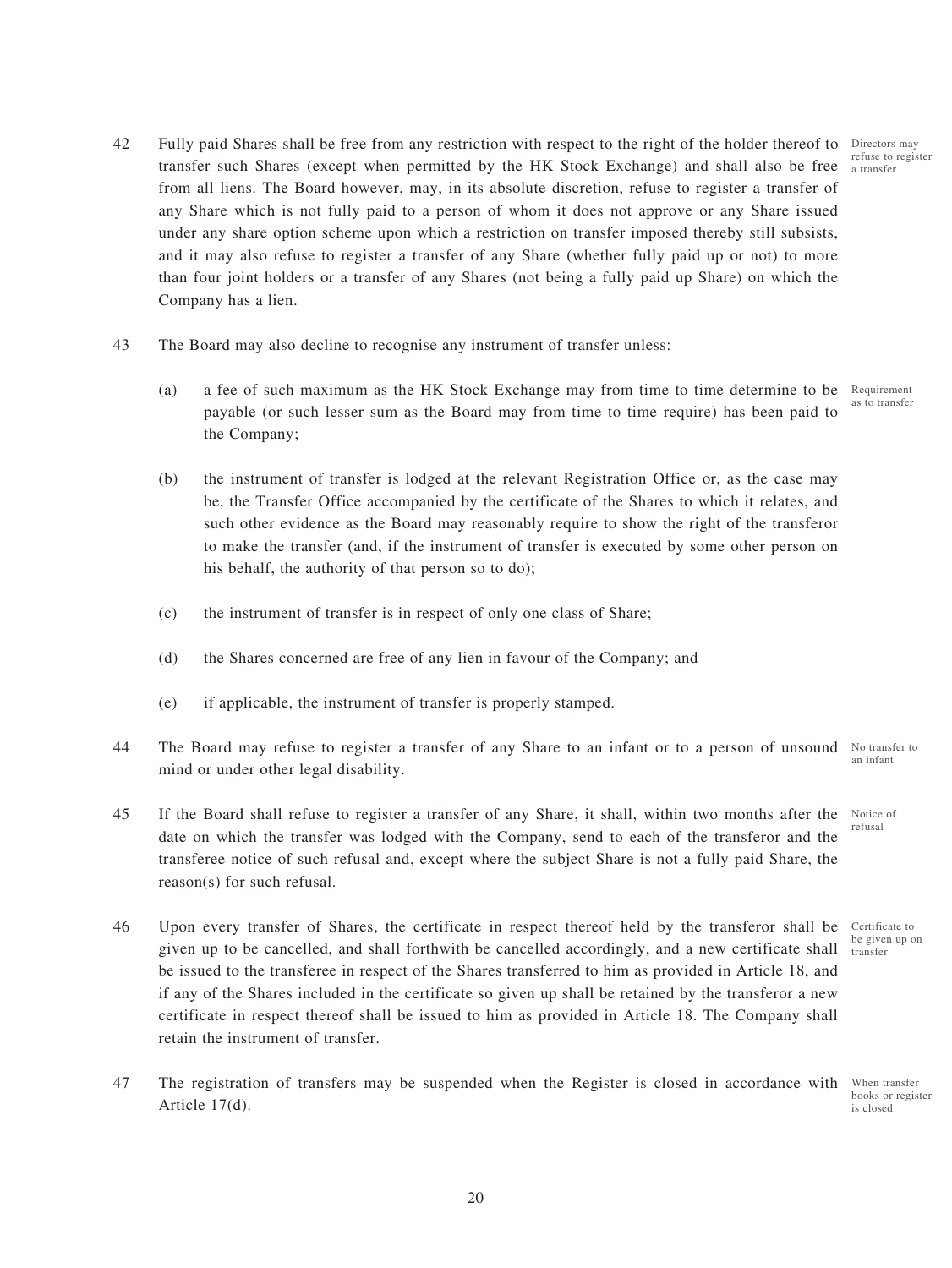42 Fully paid Shares shall be free from any restriction with respect to the right of the holder thereof to transfer such Shares (except when permitted by the HK Stock Exchange) and shall also be free from all liens. The Board however, may, in its absolute discretion, refuse to register a transfer of any Share which is not fully paid to a person of whom it does not approve or any Share issued under any share option scheme upon which a restriction on transfer imposed thereby still subsists, and it may also refuse to register a transfer of any Share (whether fully paid up or not) to more than four joint holders or a transfer of any Shares (not being a fully paid up Share) on which the Company has a lien. *Directors may refuse to register a transfer*

43 The Board may also decline to recognise any instrument of transfer unless: *Requirement as to transfer*

(a) a fee of such maximum as the HK Stock Exchange may from time to time determine to be payable (or such lesser sum as the Board may from time to time require) has been paid to the Company;

(b) the instrument of transfer is lodged at the relevant Registration Office or, as the case may be, the Transfer Office accompanied by the certificate of the Shares to which it relates, and such other evidence as the Board may reasonably require to show the right of the transferor to make the transfer (and, if the instrument of transfer is executed by some other person on his behalf, the authority of that person so to do);

(c) the instrument of transfer is in respect of only one class of Share;

(d) the Shares concerned are free of any lien in favour of the Company; and

(e) if applicable, the instrument of transfer is properly stamped.

44 The Board may refuse to register a transfer of any Share to an infant or to a person of unsound mind or under other legal disability. *No transfer to an infant*

45 If the Board shall refuse to register a transfer of any Share, it shall, within two months after the date on which the transfer was lodged with the Company, send to each of the transferor and the transferee notice of such refusal and, except where the subject Share is not a fully paid Share, the reason(s) for such refusal. *Notice of refusal*

46 Upon every transfer of Shares, the certificate in respect thereof held by the transferor shall be given up to be cancelled, and shall forthwith be cancelled accordingly, and a new certificate shall be issued to the transferee in respect of the Shares transferred to him as provided in Article 18, and if any of the Shares included in the certificate so given up shall be retained by the transferor a new certificate in respect thereof shall be issued to him as provided in Article 18. The Company shall retain the instrument of transfer. *Certificate to be given up on transfer*

47 The registration of transfers may be suspended when the Register is closed in accordance with Article 17(d). *When transfer books or register is closed*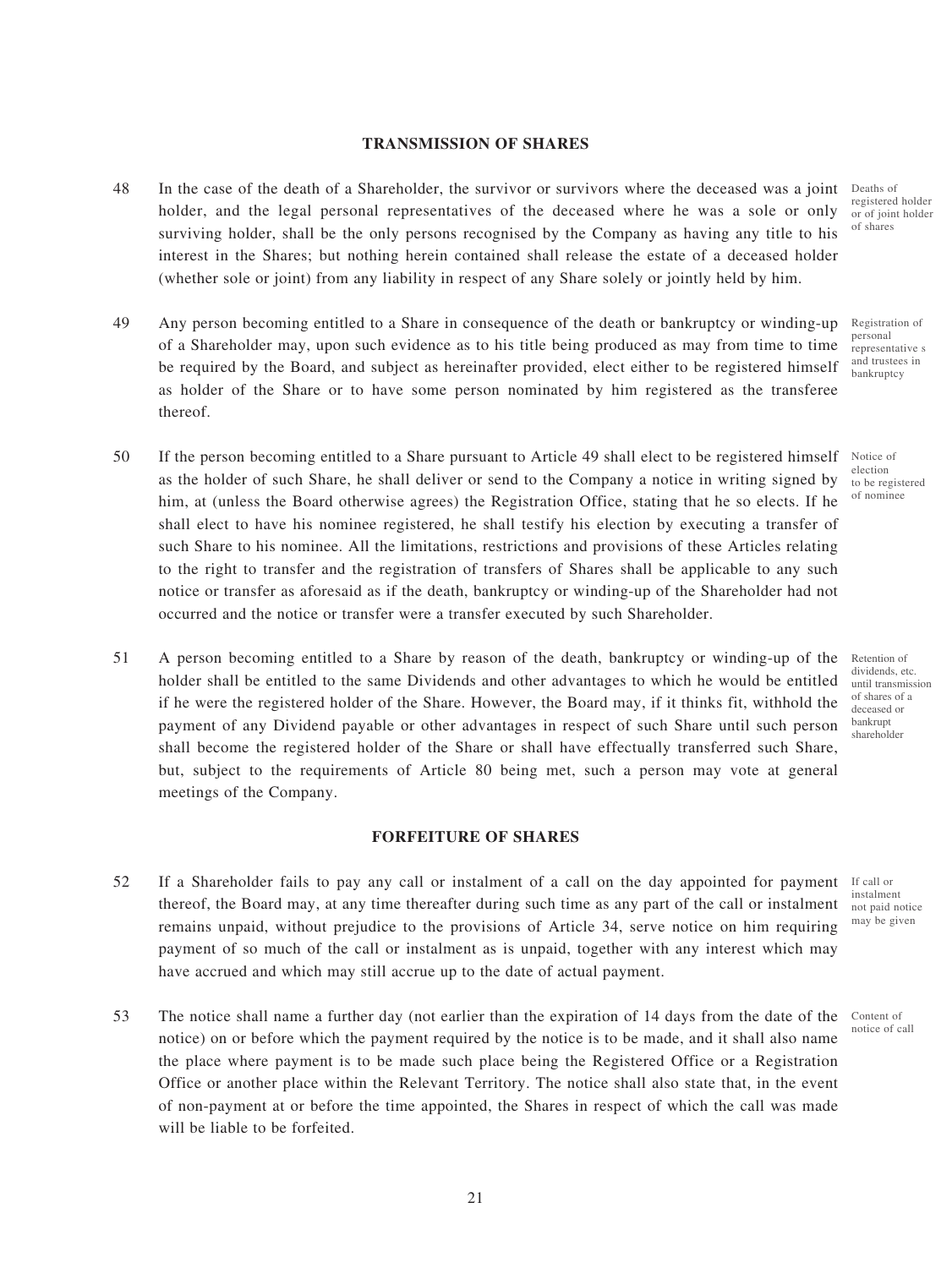## TRANSMISSION OF SHARES

48 In the case of the death of a Shareholder, the survivor or survivors where the deceased was a joint holder, and the legal personal representatives of the deceased where he was a sole or only surviving holder, shall be the only persons recognised by the Company as having any title to his interest in the Shares; but nothing herein contained shall release the estate of a deceased holder (whether sole or joint) from any liability in respect of any Share solely or jointly held by him.

*Deaths of registered holder or of joint holder of shares*

49 Any person becoming entitled to a Share in consequence of the death or bankruptcy or winding-up of a Shareholder may, upon such evidence as to his title being produced as may from time to time be required by the Board, and subject as hereinafter provided, elect either to be registered himself as holder of the Share or to have some person nominated by him registered as the transferee thereof.

*Registration of personal representative s and trustees in bankruptcy*

50 If the person becoming entitled to a Share pursuant to Article 49 shall elect to be registered himself as the holder of such Share, he shall deliver or send to the Company a notice in writing signed by him, at (unless the Board otherwise agrees) the Registration Office, stating that he so elects. If he shall elect to have his nominee registered, he shall testify his election by executing a transfer of such Share to his nominee. All the limitations, restrictions and provisions of these Articles relating to the right to transfer and the registration of transfers of Shares shall be applicable to any such notice or transfer as aforesaid as if the death, bankruptcy or winding-up of the Shareholder had not occurred and the notice or transfer were a transfer executed by such Shareholder.

*Notice of election to be registered of nominee*

51 A person becoming entitled to a Share by reason of the death, bankruptcy or winding-up of the holder shall be entitled to the same Dividends and other advantages to which he would be entitled if he were the registered holder of the Share. However, the Board may, if it thinks fit, withhold the payment of any Dividend payable or other advantages in respect of such Share until such person shall become the registered holder of the Share or shall have effectually transferred such Share, but, subject to the requirements of Article 80 being met, such a person may vote at general meetings of the Company.

*Retention of dividends, etc. until transmission of shares of a deceased or bankrupt shareholder*

## FORFEITURE OF SHARES

52 If a Shareholder fails to pay any call or instalment of a call on the day appointed for payment thereof, the Board may, at any time thereafter during such time as any part of the call or instalment remains unpaid, without prejudice to the provisions of Article 34, serve notice on him requiring payment of so much of the call or instalment as is unpaid, together with any interest which may have accrued and which may still accrue up to the date of actual payment.

*If call or instalment not paid notice may be given*

53 The notice shall name a further day (not earlier than the expiration of 14 days from the date of the notice) on or before which the payment required by the notice is to be made, and it shall also name the place where payment is to be made such place being the Registered Office or a Registration Office or another place within the Relevant Territory. The notice shall also state that, in the event of non-payment at or before the time appointed, the Shares in respect of which the call was made will be liable to be forfeited.

*Content of notice of call*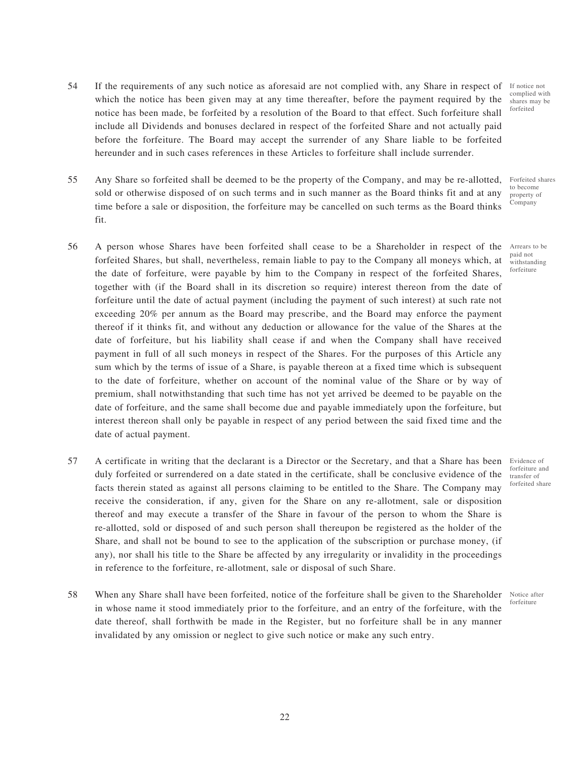54 If the requirements of any such notice as aforesaid are not complied with, any Share in respect of which the notice has been given may at any time thereafter, before the payment required by the notice has been made, be forfeited by a resolution of the Board to that effect. Such forfeiture shall include all Dividends and bonuses declared in respect of the forfeited Share and not actually paid before the forfeiture. The Board may accept the surrender of any Share liable to be forfeited hereunder and in such cases references in these Articles to forfeiture shall include surrender.

*If notice not complied with shares may be forfeited*

55 Any Share so forfeited shall be deemed to be the property of the Company, and may be re-allotted, sold or otherwise disposed of on such terms and in such manner as the Board thinks fit and at any time before a sale or disposition, the forfeiture may be cancelled on such terms as the Board thinks fit.

*Forfeited shares to become property of Company*

56 A person whose Shares have been forfeited shall cease to be a Shareholder in respect of the forfeited Shares, but shall, nevertheless, remain liable to pay to the Company all moneys which, at the date of forfeiture, were payable by him to the Company in respect of the forfeited Shares, together with (if the Board shall in its discretion so require) interest thereon from the date of forfeiture until the date of actual payment (including the payment of such interest) at such rate not exceeding 20% per annum as the Board may prescribe, and the Board may enforce the payment thereof if it thinks fit, and without any deduction or allowance for the value of the Shares at the date of forfeiture, but his liability shall cease if and when the Company shall have received payment in full of all such moneys in respect of the Shares. For the purposes of this Article any sum which by the terms of issue of a Share, is payable thereon at a fixed time which is subsequent to the date of forfeiture, whether on account of the nominal value of the Share or by way of premium, shall notwithstanding that such time has not yet arrived be deemed to be payable on the date of forfeiture, and the same shall become due and payable immediately upon the forfeiture, but interest thereon shall only be payable in respect of any period between the said fixed time and the date of actual payment.

*Arrears to be paid not withstanding forfeiture*

57 A certificate in writing that the declarant is a Director or the Secretary, and that a Share has been duly forfeited or surrendered on a date stated in the certificate, shall be conclusive evidence of the facts therein stated as against all persons claiming to be entitled to the Share. The Company may receive the consideration, if any, given for the Share on any re-allotment, sale or disposition thereof and may execute a transfer of the Share in favour of the person to whom the Share is re-allotted, sold or disposed of and such person shall thereupon be registered as the holder of the Share, and shall not be bound to see to the application of the subscription or purchase money, (if any), nor shall his title to the Share be affected by any irregularity or invalidity in the proceedings in reference to the forfeiture, re-allotment, sale or disposal of such Share.

*Evidence of forfeiture and transfer of forfeited share*

58 When any Share shall have been forfeited, notice of the forfeiture shall be given to the Shareholder in whose name it stood immediately prior to the forfeiture, and an entry of the forfeiture, with the date thereof, shall forthwith be made in the Register, but no forfeiture shall be in any manner invalidated by any omission or neglect to give such notice or make any such entry.

*Notice after forfeiture*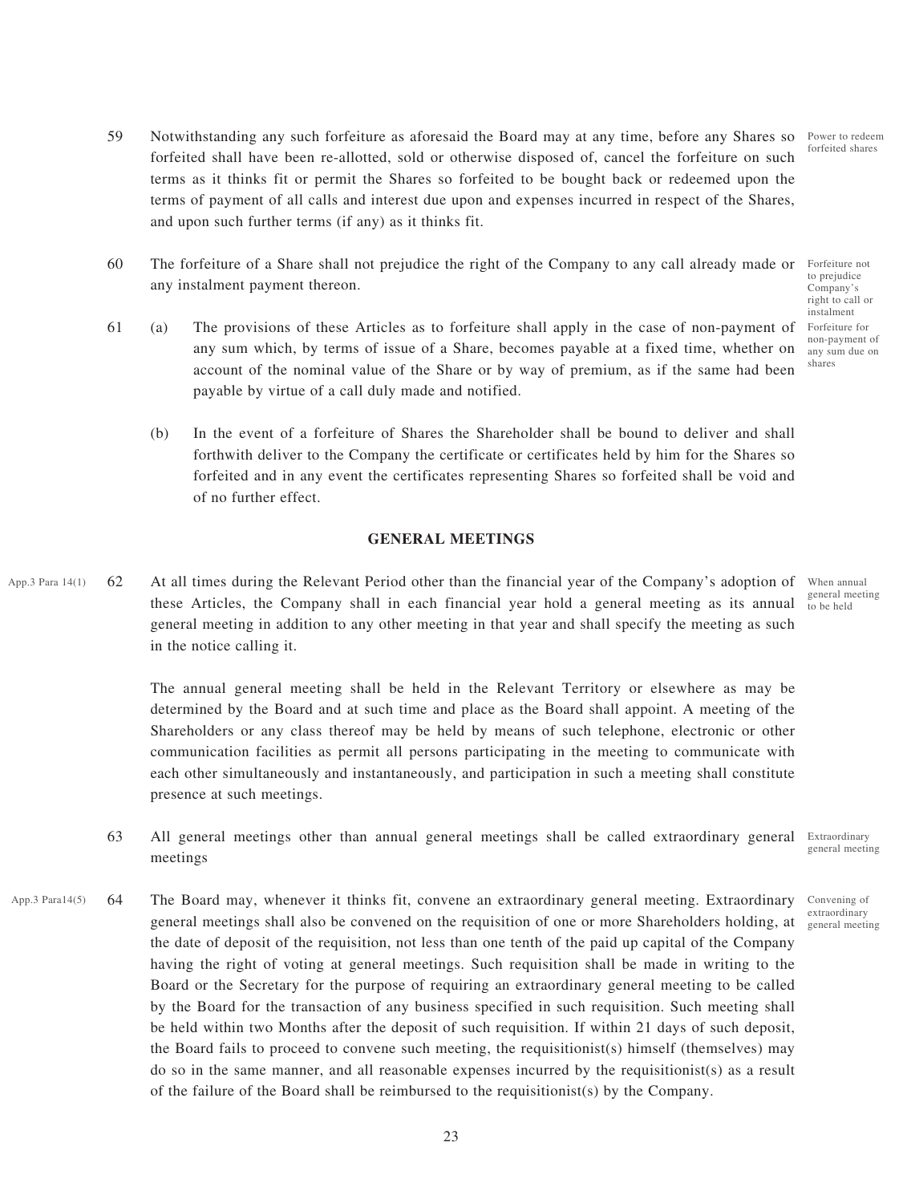59 Notwithstanding any such forfeiture as aforesaid the Board may at any time, before any Shares so forfeited shall have been re-allotted, sold or otherwise disposed of, cancel the forfeiture on such terms as it thinks fit or permit the Shares so forfeited to be bought back or redeemed upon the terms of payment of all calls and interest due upon and expenses incurred in respect of the Shares, and upon such further terms (if any) as it thinks fit.

*Power to redeem forfeited shares*

60 The forfeiture of a Share shall not prejudice the right of the Company to any call already made or any instalment payment thereon.

*Forfeiture not to prejudice Company's right to call or instalment*

61 (a) The provisions of these Articles as to forfeiture shall apply in the case of non-payment of any sum which, by terms of issue of a Share, becomes payable at a fixed time, whether on account of the nominal value of the Share or by way of premium, as if the same had been payable by virtue of a call duly made and notified.

*Forfeiture for non-payment of any sum due on shares*

(b) In the event of a forfeiture of Shares the Shareholder shall be bound to deliver and shall forthwith deliver to the Company the certificate or certificates held by him for the Shares so forfeited and in any event the certificates representing Shares so forfeited shall be void and of no further effect.

## GENERAL MEETINGS

*App.3 Para 14(1)*

62 At all times during the Relevant Period other than the financial year of the Company's adoption of these Articles, the Company shall in each financial year hold a general meeting as its annual general meeting in addition to any other meeting in that year and shall specify the meeting as such in the notice calling it.

*When annual general meeting to be held*

The annual general meeting shall be held in the Relevant Territory or elsewhere as may be determined by the Board and at such time and place as the Board shall appoint. A meeting of the Shareholders or any class thereof may be held by means of such telephone, electronic or other communication facilities as permit all persons participating in the meeting to communicate with each other simultaneously and instantaneously, and participation in such a meeting shall constitute presence at such meetings.

63 All general meetings other than annual general meetings shall be called extraordinary general meetings

*Extraordinary general meeting*

*App.3 Para14(5)*

64 The Board may, whenever it thinks fit, convene an extraordinary general meeting. Extraordinary general meetings shall also be convened on the requisition of one or more Shareholders holding, at the date of deposit of the requisition, not less than one tenth of the paid up capital of the Company having the right of voting at general meetings. Such requisition shall be made in writing to the Board or the Secretary for the purpose of requiring an extraordinary general meeting to be called by the Board for the transaction of any business specified in such requisition. Such meeting shall be held within two Months after the deposit of such requisition. If within 21 days of such deposit, the Board fails to proceed to convene such meeting, the requisitionist(s) himself (themselves) may do so in the same manner, and all reasonable expenses incurred by the requisitionist(s) as a result of the failure of the Board shall be reimbursed to the requisitionist(s) by the Company.

*Convening of extraordinary general meeting*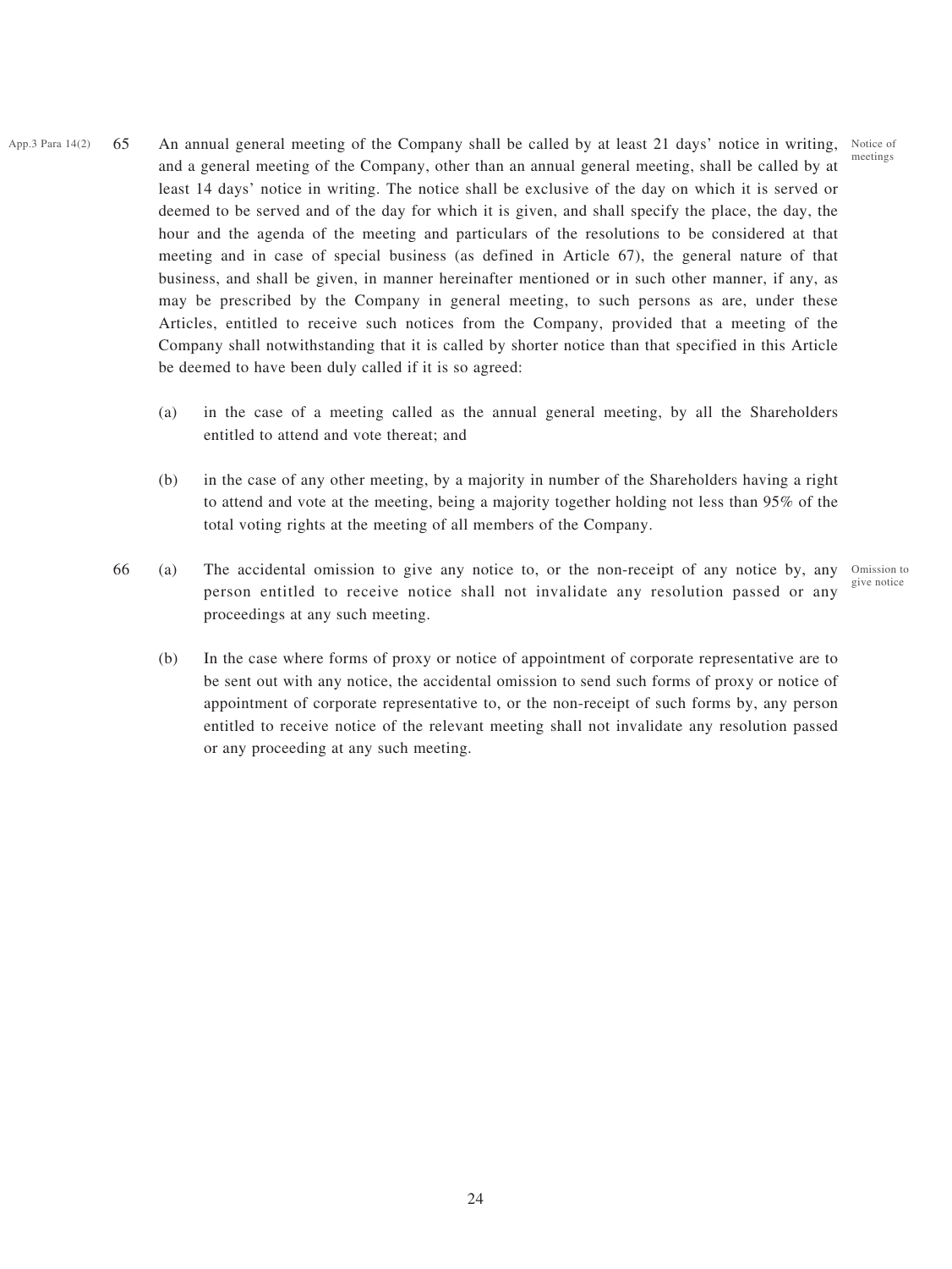App.3 Para 14(2)

65 An annual general meeting of the Company shall be called by at least 21 days' notice in writing, and a general meeting of the Company, other than an annual general meeting, shall be called by at least 14 days' notice in writing. The notice shall be exclusive of the day on which it is served or deemed to be served and of the day for which it is given, and shall specify the place, the day, the hour and the agenda of the meeting and particulars of the resolutions to be considered at that meeting and in case of special business (as defined in Article 67), the general nature of that business, and shall be given, in manner hereinafter mentioned or in such other manner, if any, as may be prescribed by the Company in general meeting, to such persons as are, under these Articles, entitled to receive such notices from the Company, provided that a meeting of the Company shall notwithstanding that it is called by shorter notice than that specified in this Article be deemed to have been duly called if it is so agreed: *(Notice of meetings)*

(a) in the case of a meeting called as the annual general meeting, by all the Shareholders entitled to attend and vote thereat; and

(b) in the case of any other meeting, by a majority in number of the Shareholders having a right to attend and vote at the meeting, being a majority together holding not less than 95% of the total voting rights at the meeting of all members of the Company.

66 (a) The accidental omission to give any notice to, or the non-receipt of any notice by, any person entitled to receive notice shall not invalidate any resolution passed or any proceedings at any such meeting. *(Omission to give notice)*

(b) In the case where forms of proxy or notice of appointment of corporate representative are to be sent out with any notice, the accidental omission to send such forms of proxy or notice of appointment of corporate representative to, or the non-receipt of such forms by, any person entitled to receive notice of the relevant meeting shall not invalidate any resolution passed or any proceeding at any such meeting.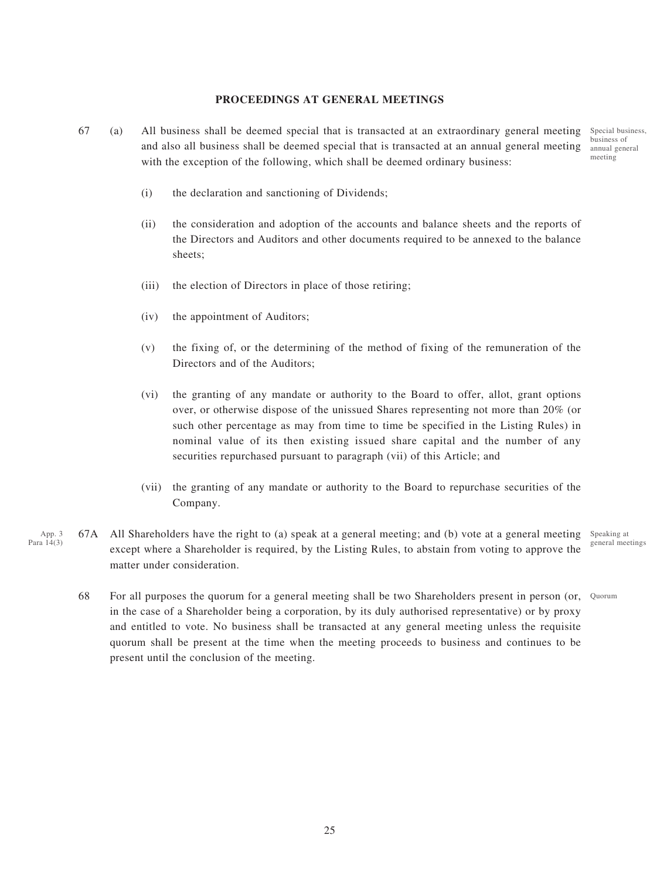## PROCEEDINGS AT GENERAL MEETINGS

67 (a) All business shall be deemed special that is transacted at an extraordinary general meeting and also all business shall be deemed special that is transacted at an annual general meeting with the exception of the following, which shall be deemed ordinary business:

Special business, business of annual general meeting

(i) the declaration and sanctioning of Dividends;

(ii) the consideration and adoption of the accounts and balance sheets and the reports of the Directors and Auditors and other documents required to be annexed to the balance sheets;

(iii) the election of Directors in place of those retiring;

(iv) the appointment of Auditors;

(v) the fixing of, or the determining of the method of fixing of the remuneration of the Directors and of the Auditors;

(vi) the granting of any mandate or authority to the Board to offer, allot, grant options over, or otherwise dispose of the unissued Shares representing not more than 20% (or such other percentage as may from time to time be specified in the Listing Rules) in nominal value of its then existing issued share capital and the number of any securities repurchased pursuant to paragraph (vii) of this Article; and

(vii) the granting of any mandate or authority to the Board to repurchase securities of the Company.

App. 3 Para 14(3)

67A All Shareholders have the right to (a) speak at a general meeting; and (b) vote at a general meeting except where a Shareholder is required, by the Listing Rules, to abstain from voting to approve the matter under consideration.

Speaking at general meetings

68 For all purposes the quorum for a general meeting shall be two Shareholders present in person (or, in the case of a Shareholder being a corporation, by its duly authorised representative) or by proxy and entitled to vote. No business shall be transacted at any general meeting unless the requisite quorum shall be present at the time when the meeting proceeds to business and continues to be present until the conclusion of the meeting.

Quorum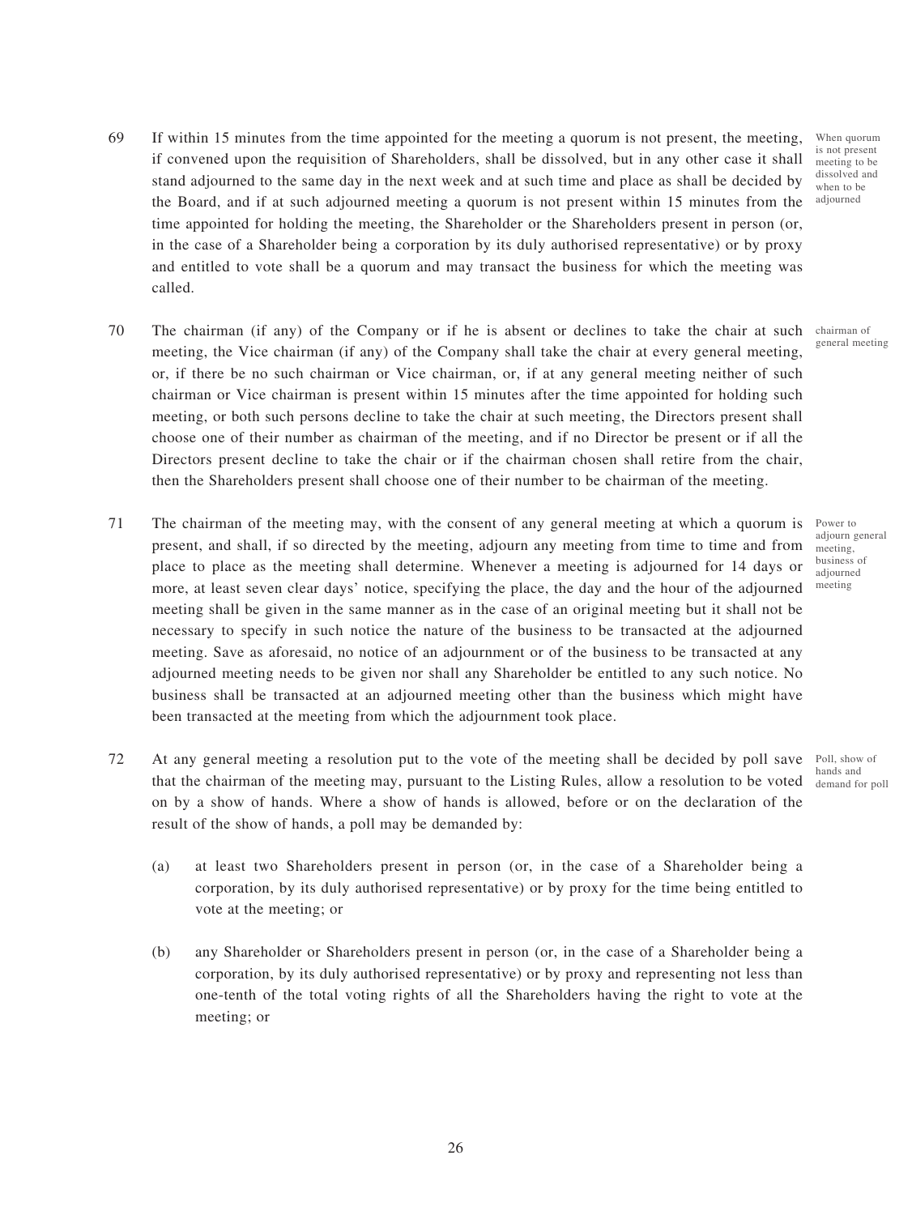69 If within 15 minutes from the time appointed for the meeting a quorum is not present, the meeting, if convened upon the requisition of Shareholders, shall be dissolved, but in any other case it shall stand adjourned to the same day in the next week and at such time and place as shall be decided by the Board, and if at such adjourned meeting a quorum is not present within 15 minutes from the time appointed for holding the meeting, the Shareholder or the Shareholders present in person (or, in the case of a Shareholder being a corporation by its duly authorised representative) or by proxy and entitled to vote shall be a quorum and may transact the business for which the meeting was called.

*When quorum is not present meeting to be dissolved and when to be adjourned*

70 The chairman (if any) of the Company or if he is absent or declines to take the chair at such meeting, the Vice chairman (if any) of the Company shall take the chair at every general meeting, or, if there be no such chairman or Vice chairman, or, if at any general meeting neither of such chairman or Vice chairman is present within 15 minutes after the time appointed for holding such meeting, or both such persons decline to take the chair at such meeting, the Directors present shall choose one of their number as chairman of the meeting, and if no Director be present or if all the Directors present decline to take the chair or if the chairman chosen shall retire from the chair, then the Shareholders present shall choose one of their number to be chairman of the meeting.

*chairman of general meeting*

71 The chairman of the meeting may, with the consent of any general meeting at which a quorum is present, and shall, if so directed by the meeting, adjourn any meeting from time to time and from place to place as the meeting shall determine. Whenever a meeting is adjourned for 14 days or more, at least seven clear days' notice, specifying the place, the day and the hour of the adjourned meeting shall be given in the same manner as in the case of an original meeting but it shall not be necessary to specify in such notice the nature of the business to be transacted at the adjourned meeting. Save as aforesaid, no notice of an adjournment or of the business to be transacted at any adjourned meeting needs to be given nor shall any Shareholder be entitled to any such notice. No business shall be transacted at an adjourned meeting other than the business which might have been transacted at the meeting from which the adjournment took place.

*Power to adjourn general meeting, business of adjourned meeting*

72 At any general meeting a resolution put to the vote of the meeting shall be decided by poll save that the chairman of the meeting may, pursuant to the Listing Rules, allow a resolution to be voted on by a show of hands. Where a show of hands is allowed, before or on the declaration of the result of the show of hands, a poll may be demanded by:

*Poll, show of hands and demand for poll*

(a) at least two Shareholders present in person (or, in the case of a Shareholder being a corporation, by its duly authorised representative) or by proxy for the time being entitled to vote at the meeting; or

(b) any Shareholder or Shareholders present in person (or, in the case of a Shareholder being a corporation, by its duly authorised representative) or by proxy and representing not less than one-tenth of the total voting rights of all the Shareholders having the right to vote at the meeting; or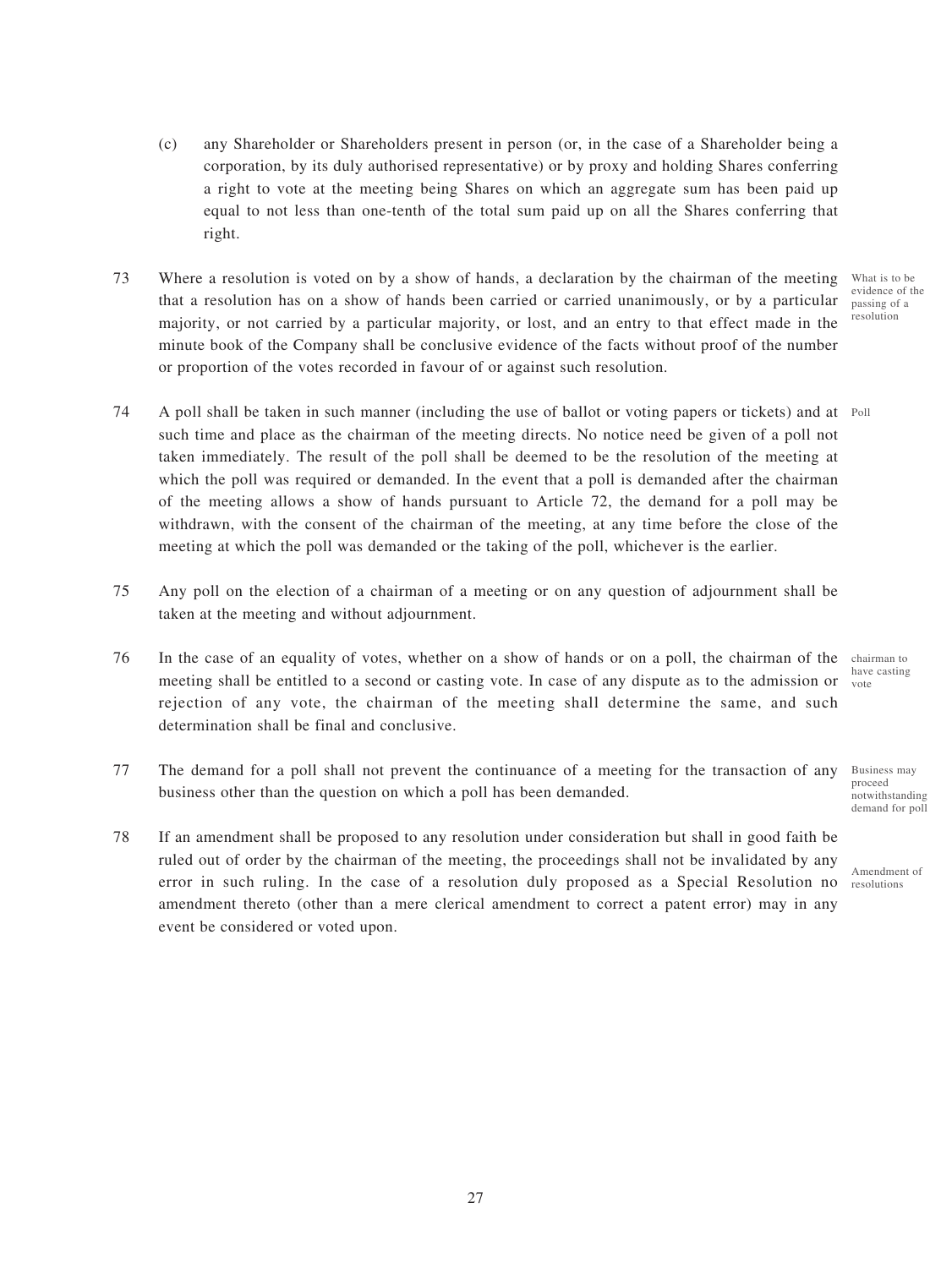(c) any Shareholder or Shareholders present in person (or, in the case of a Shareholder being a corporation, by its duly authorised representative) or by proxy and holding Shares conferring a right to vote at the meeting being Shares on which an aggregate sum has been paid up equal to not less than one-tenth of the total sum paid up on all the Shares conferring that right.

73 Where a resolution is voted on by a show of hands, a declaration by the chairman of the meeting that a resolution has on a show of hands been carried or carried unanimously, or by a particular majority, or not carried by a particular majority, or lost, and an entry to that effect made in the minute book of the Company shall be conclusive evidence of the facts without proof of the number or proportion of the votes recorded in favour of or against such resolution.

*What is to be evidence of the passing of a resolution*

74 A poll shall be taken in such manner (including the use of ballot or voting papers or tickets) and at such time and place as the chairman of the meeting directs. No notice need be given of a poll not taken immediately. The result of the poll shall be deemed to be the resolution of the meeting at which the poll was required or demanded. In the event that a poll is demanded after the chairman of the meeting allows a show of hands pursuant to Article 72, the demand for a poll may be withdrawn, with the consent of the chairman of the meeting, at any time before the close of the meeting at which the poll was demanded or the taking of the poll, whichever is the earlier.

*Poll*

75 Any poll on the election of a chairman of a meeting or on any question of adjournment shall be taken at the meeting and without adjournment.

76 In the case of an equality of votes, whether on a show of hands or on a poll, the chairman of the meeting shall be entitled to a second or casting vote. In case of any dispute as to the admission or rejection of any vote, the chairman of the meeting shall determine the same, and such determination shall be final and conclusive.

*chairman to have casting vote*

77 The demand for a poll shall not prevent the continuance of a meeting for the transaction of any business other than the question on which a poll has been demanded.

*Business may proceed notwithstanding demand for poll*

78 If an amendment shall be proposed to any resolution under consideration but shall in good faith be ruled out of order by the chairman of the meeting, the proceedings shall not be invalidated by any error in such ruling. In the case of a resolution duly proposed as a Special Resolution no amendment thereto (other than a mere clerical amendment to correct a patent error) may in any event be considered or voted upon.

*Amendment of resolutions*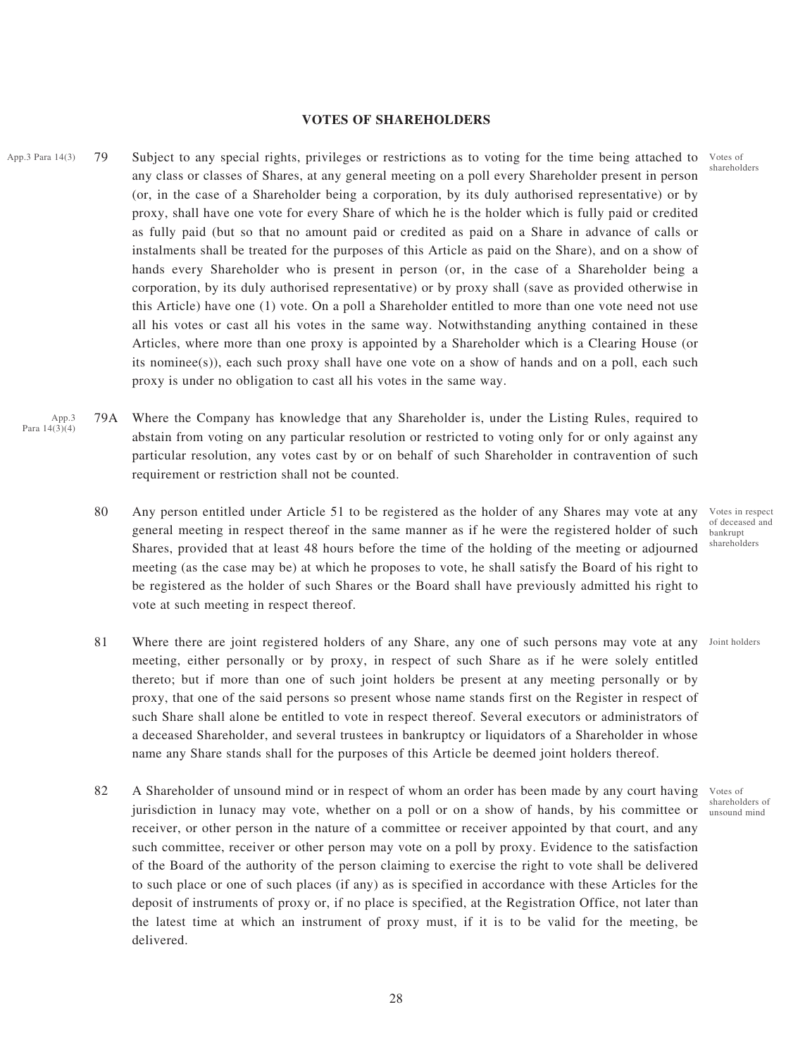## VOTES OF SHAREHOLDERS

App.3 Para 14(3)

79 Subject to any special rights, privileges or restrictions as to voting for the time being attached to any class or classes of Shares, at any general meeting on a poll every Shareholder present in person (or, in the case of a Shareholder being a corporation, by its duly authorised representative) or by proxy, shall have one vote for every Share of which he is the holder which is fully paid or credited as fully paid (but so that no amount paid or credited as paid on a Share in advance of calls or instalments shall be treated for the purposes of this Article as paid on the Share), and on a show of hands every Shareholder who is present in person (or, in the case of a Shareholder being a corporation, by its duly authorised representative) or by proxy shall (save as provided otherwise in this Article) have one (1) vote. On a poll a Shareholder entitled to more than one vote need not use all his votes or cast all his votes in the same way. Notwithstanding anything contained in these Articles, where more than one proxy is appointed by a Shareholder which is a Clearing House (or its nominee(s)), each such proxy shall have one vote on a show of hands and on a poll, each such proxy is under no obligation to cast all his votes in the same way.

*Votes of shareholders*

App.3 Para 14(3)(4)

79A Where the Company has knowledge that any Shareholder is, under the Listing Rules, required to abstain from voting on any particular resolution or restricted to voting only for or only against any particular resolution, any votes cast by or on behalf of such Shareholder in contravention of such requirement or restriction shall not be counted.

80 Any person entitled under Article 51 to be registered as the holder of any Shares may vote at any general meeting in respect thereof in the same manner as if he were the registered holder of such Shares, provided that at least 48 hours before the time of the holding of the meeting or adjourned meeting (as the case may be) at which he proposes to vote, he shall satisfy the Board of his right to be registered as the holder of such Shares or the Board shall have previously admitted his right to vote at such meeting in respect thereof.

*Votes in respect of deceased and bankrupt shareholders*

81 Where there are joint registered holders of any Share, any one of such persons may vote at any meeting, either personally or by proxy, in respect of such Share as if he were solely entitled thereto; but if more than one of such joint holders be present at any meeting personally or by proxy, that one of the said persons so present whose name stands first on the Register in respect of such Share shall alone be entitled to vote in respect thereof. Several executors or administrators of a deceased Shareholder, and several trustees in bankruptcy or liquidators of a Shareholder in whose name any Share stands shall for the purposes of this Article be deemed joint holders thereof.

*Joint holders*

82 A Shareholder of unsound mind or in respect of whom an order has been made by any court having jurisdiction in lunacy may vote, whether on a poll or on a show of hands, by his committee or receiver, or other person in the nature of a committee or receiver appointed by that court, and any such committee, receiver or other person may vote on a poll by proxy. Evidence to the satisfaction of the Board of the authority of the person claiming to exercise the right to vote shall be delivered to such place or one of such places (if any) as is specified in accordance with these Articles for the deposit of instruments of proxy or, if no place is specified, at the Registration Office, not later than the latest time at which an instrument of proxy must, if it is to be valid for the meeting, be delivered.

*Votes of shareholders of unsound mind*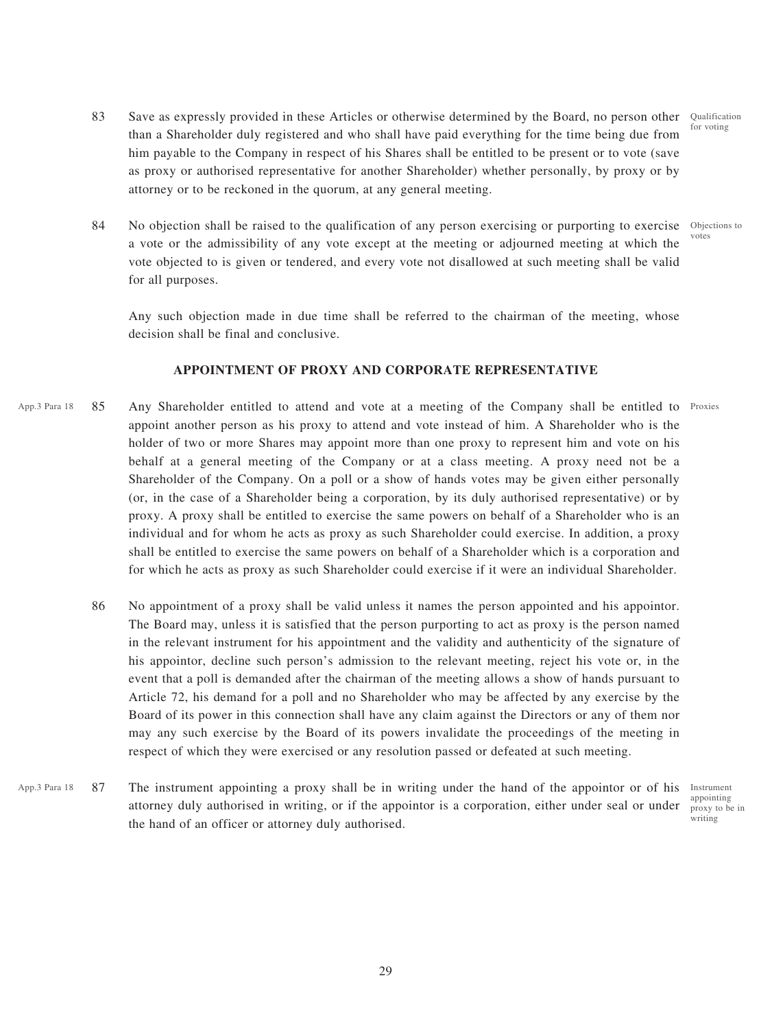83 Save as expressly provided in these Articles or otherwise determined by the Board, no person other than a Shareholder duly registered and who shall have paid everything for the time being due from him payable to the Company in respect of his Shares shall be entitled to be present or to vote (save as proxy or authorised representative for another Shareholder) whether personally, by proxy or by attorney or to be reckoned in the quorum, at any general meeting.

Qualification for voting

84 No objection shall be raised to the qualification of any person exercising or purporting to exercise a vote or the admissibility of any vote except at the meeting or adjourned meeting at which the vote objected to is given or tendered, and every vote not disallowed at such meeting shall be valid for all purposes.

Objections to votes

Any such objection made in due time shall be referred to the chairman of the meeting, whose decision shall be final and conclusive.

## APPOINTMENT OF PROXY AND CORPORATE REPRESENTATIVE

App.3 Para 18

85 Any Shareholder entitled to attend and vote at a meeting of the Company shall be entitled to appoint another person as his proxy to attend and vote instead of him. A Shareholder who is the holder of two or more Shares may appoint more than one proxy to represent him and vote on his behalf at a general meeting of the Company or at a class meeting. A proxy need not be a Shareholder of the Company. On a poll or a show of hands votes may be given either personally (or, in the case of a Shareholder being a corporation, by its duly authorised representative) or by proxy. A proxy shall be entitled to exercise the same powers on behalf of a Shareholder who is an individual and for whom he acts as proxy as such Shareholder could exercise. In addition, a proxy shall be entitled to exercise the same powers on behalf of a Shareholder which is a corporation and for which he acts as proxy as such Shareholder could exercise if it were an individual Shareholder.

Proxies

86 No appointment of a proxy shall be valid unless it names the person appointed and his appointor. The Board may, unless it is satisfied that the person purporting to act as proxy is the person named in the relevant instrument for his appointment and the validity and authenticity of the signature of his appointor, decline such person's admission to the relevant meeting, reject his vote or, in the event that a poll is demanded after the chairman of the meeting allows a show of hands pursuant to Article 72, his demand for a poll and no Shareholder who may be affected by any exercise by the Board of its power in this connection shall have any claim against the Directors or any of them nor may any such exercise by the Board of its powers invalidate the proceedings of the meeting in respect of which they were exercised or any resolution passed or defeated at such meeting.

App.3 Para 18

87 The instrument appointing a proxy shall be in writing under the hand of the appointor or of his attorney duly authorised in writing, or if the appointor is a corporation, either under seal or under the hand of an officer or attorney duly authorised.

Instrument appointing proxy to be in writing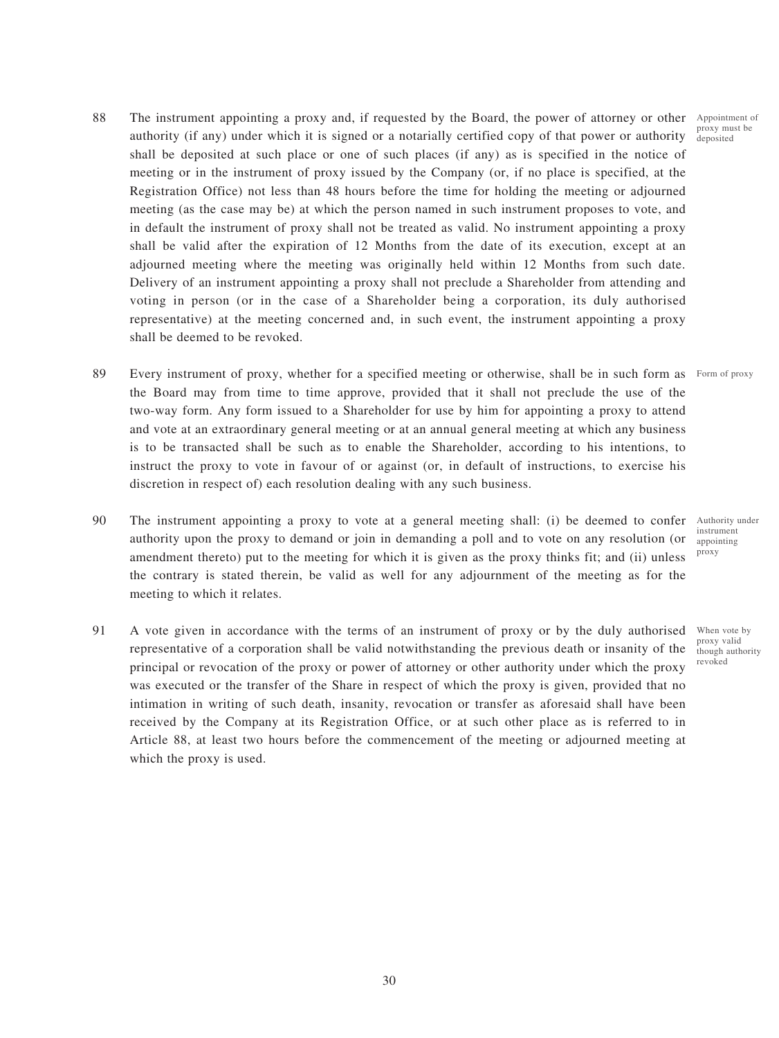88 The instrument appointing a proxy and, if requested by the Board, the power of attorney or other authority (if any) under which it is signed or a notarially certified copy of that power or authority shall be deposited at such place or one of such places (if any) as is specified in the notice of meeting or in the instrument of proxy issued by the Company (or, if no place is specified, at the Registration Office) not less than 48 hours before the time for holding the meeting or adjourned meeting (as the case may be) at which the person named in such instrument proposes to vote, and in default the instrument of proxy shall not be treated as valid. No instrument appointing a proxy shall be valid after the expiration of 12 Months from the date of its execution, except at an adjourned meeting where the meeting was originally held within 12 Months from such date. Delivery of an instrument appointing a proxy shall not preclude a Shareholder from attending and voting in person (or in the case of a Shareholder being a corporation, its duly authorised representative) at the meeting concerned and, in such event, the instrument appointing a proxy shall be deemed to be revoked.

*Appointment of proxy must be deposited*

89 Every instrument of proxy, whether for a specified meeting or otherwise, shall be in such form as the Board may from time to time approve, provided that it shall not preclude the use of the two-way form. Any form issued to a Shareholder for use by him for appointing a proxy to attend and vote at an extraordinary general meeting or at an annual general meeting at which any business is to be transacted shall be such as to enable the Shareholder, according to his intentions, to instruct the proxy to vote in favour of or against (or, in default of instructions, to exercise his discretion in respect of) each resolution dealing with any such business.

*Form of proxy*

90 The instrument appointing a proxy to vote at a general meeting shall: (i) be deemed to confer authority upon the proxy to demand or join in demanding a poll and to vote on any resolution (or amendment thereto) put to the meeting for which it is given as the proxy thinks fit; and (ii) unless the contrary is stated therein, be valid as well for any adjournment of the meeting as for the meeting to which it relates.

*Authority under instrument appointing proxy*

91 A vote given in accordance with the terms of an instrument of proxy or by the duly authorised representative of a corporation shall be valid notwithstanding the previous death or insanity of the principal or revocation of the proxy or power of attorney or other authority under which the proxy was executed or the transfer of the Share in respect of which the proxy is given, provided that no intimation in writing of such death, insanity, revocation or transfer as aforesaid shall have been received by the Company at its Registration Office, or at such other place as is referred to in Article 88, at least two hours before the commencement of the meeting or adjourned meeting at which the proxy is used.

*When vote by proxy valid though authority revoked*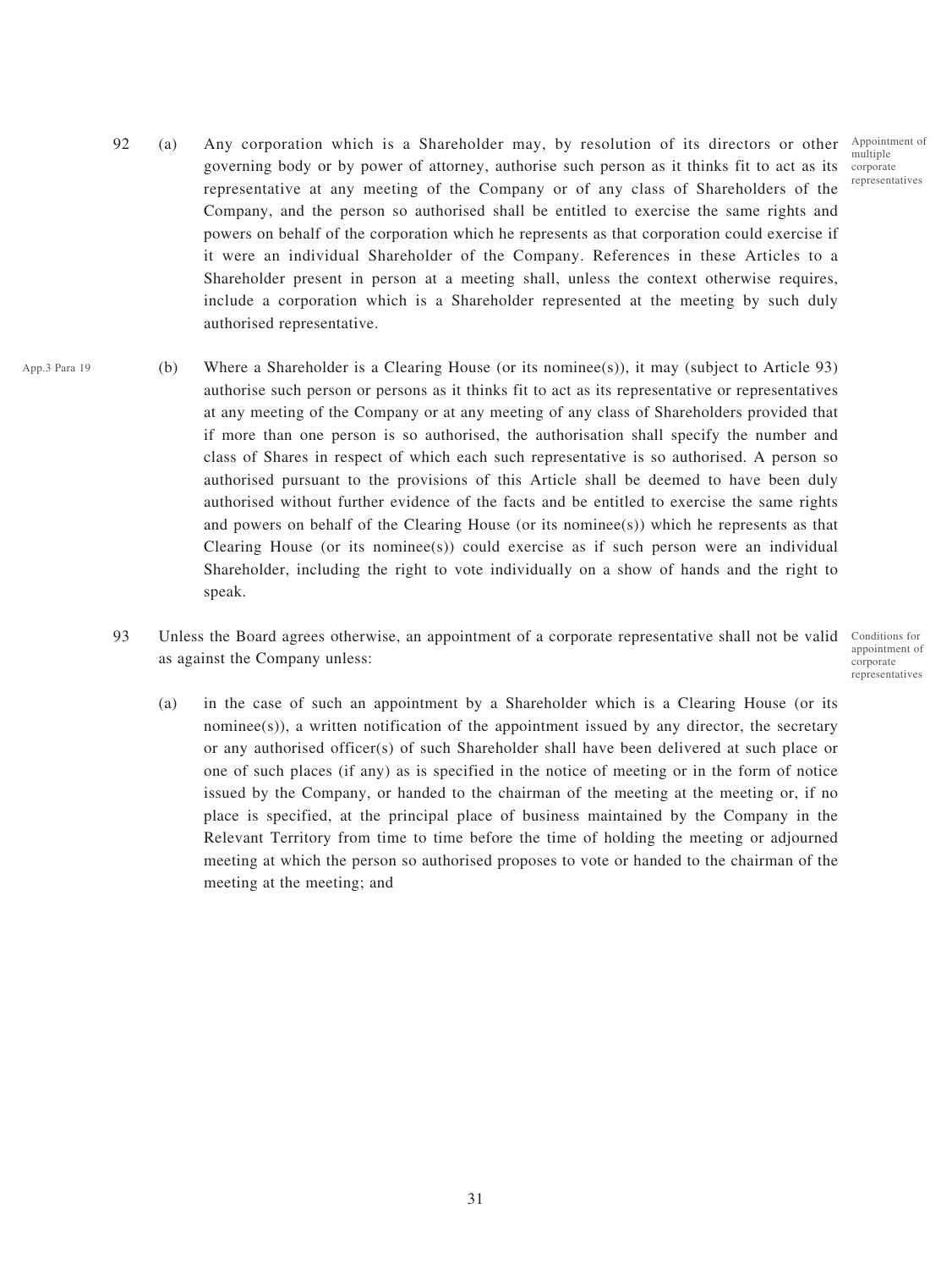92 (a) Any corporation which is a Shareholder may, by resolution of its directors or other governing body or by power of attorney, authorise such person as it thinks fit to act as its representative at any meeting of the Company or of any class of Shareholders of the Company, and the person so authorised shall be entitled to exercise the same rights and powers on behalf of the corporation which he represents as that corporation could exercise if it were an individual Shareholder of the Company. References in these Articles to a Shareholder present in person at a meeting shall, unless the context otherwise requires, include a corporation which is a Shareholder represented at the meeting by such duly authorised representative.

*Appointment of multiple corporate representatives*

*App.3 Para 19*

(b) Where a Shareholder is a Clearing House (or its nominee(s)), it may (subject to Article 93) authorise such person or persons as it thinks fit to act as its representative or representatives at any meeting of the Company or at any meeting of any class of Shareholders provided that if more than one person is so authorised, the authorisation shall specify the number and class of Shares in respect of which each such representative is so authorised. A person so authorised pursuant to the provisions of this Article shall be deemed to have been duly authorised without further evidence of the facts and be entitled to exercise the same rights and powers on behalf of the Clearing House (or its nominee(s)) which he represents as that Clearing House (or its nominee(s)) could exercise as if such person were an individual Shareholder, including the right to vote individually on a show of hands and the right to speak.

93 Unless the Board agrees otherwise, an appointment of a corporate representative shall not be valid as against the Company unless:

*Conditions for appointment of corporate representatives*

(a) in the case of such an appointment by a Shareholder which is a Clearing House (or its nominee(s)), a written notification of the appointment issued by any director, the secretary or any authorised officer(s) of such Shareholder shall have been delivered at such place or one of such places (if any) as is specified in the notice of meeting or in the form of notice issued by the Company, or handed to the chairman of the meeting at the meeting or, if no place is specified, at the principal place of business maintained by the Company in the Relevant Territory from time to time before the time of holding the meeting or adjourned meeting at which the person so authorised proposes to vote or handed to the chairman of the meeting at the meeting; and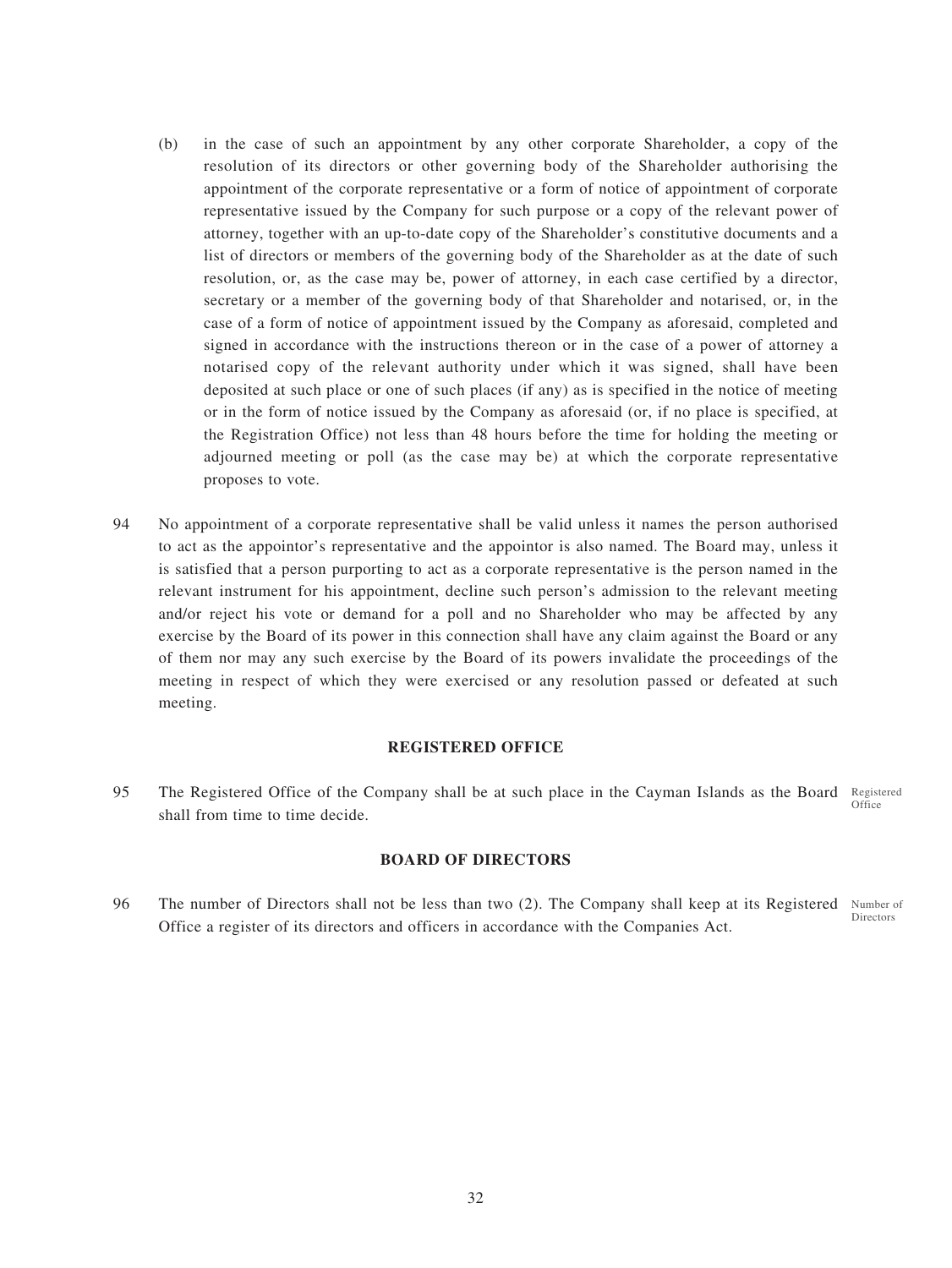(b) in the case of such an appointment by any other corporate Shareholder, a copy of the resolution of its directors or other governing body of the Shareholder authorising the appointment of the corporate representative or a form of notice of appointment of corporate representative issued by the Company for such purpose or a copy of the relevant power of attorney, together with an up-to-date copy of the Shareholder's constitutive documents and a list of directors or members of the governing body of the Shareholder as at the date of such resolution, or, as the case may be, power of attorney, in each case certified by a director, secretary or a member of the governing body of that Shareholder and notarised, or, in the case of a form of notice of appointment issued by the Company as aforesaid, completed and signed in accordance with the instructions thereon or in the case of a power of attorney a notarised copy of the relevant authority under which it was signed, shall have been deposited at such place or one of such places (if any) as is specified in the notice of meeting or in the form of notice issued by the Company as aforesaid (or, if no place is specified, at the Registration Office) not less than 48 hours before the time for holding the meeting or adjourned meeting or poll (as the case may be) at which the corporate representative proposes to vote.

94 No appointment of a corporate representative shall be valid unless it names the person authorised to act as the appointor's representative and the appointor is also named. The Board may, unless it is satisfied that a person purporting to act as a corporate representative is the person named in the relevant instrument for his appointment, decline such person's admission to the relevant meeting and/or reject his vote or demand for a poll and no Shareholder who may be affected by any exercise by the Board of its power in this connection shall have any claim against the Board or any of them nor may any such exercise by the Board of its powers invalidate the proceedings of the meeting in respect of which they were exercised or any resolution passed or defeated at such meeting.

## REGISTERED OFFICE

95 The Registered Office of the Company shall be at such place in the Cayman Islands as the Board shall from time to time decide. *Registered Office*

## BOARD OF DIRECTORS

96 The number of Directors shall not be less than two (2). The Company shall keep at its Registered Office a register of its directors and officers in accordance with the Companies Act. *Number of Directors*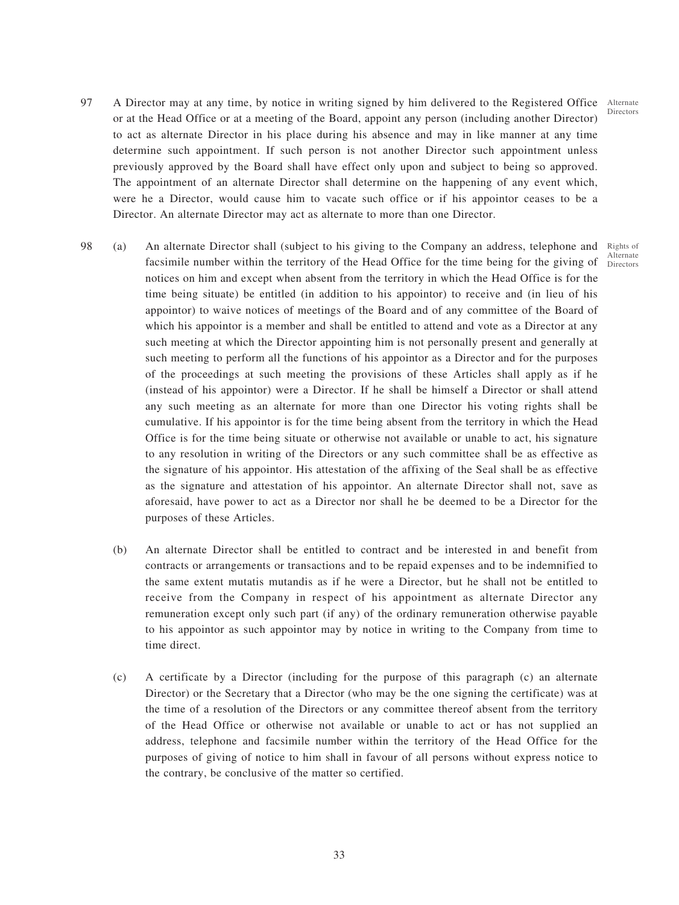97 A Director may at any time, by notice in writing signed by him delivered to the Registered Office or at the Head Office or at a meeting of the Board, appoint any person (including another Director) to act as alternate Director in his place during his absence and may in like manner at any time determine such appointment. If such person is not another Director such appointment unless previously approved by the Board shall have effect only upon and subject to being so approved. The appointment of an alternate Director shall determine on the happening of any event which, were he a Director, would cause him to vacate such office or if his appointor ceases to be a Director. An alternate Director may act as alternate to more than one Director.

*Alternate Directors*

98 (a) An alternate Director shall (subject to his giving to the Company an address, telephone and facsimile number within the territory of the Head Office for the time being for the giving of notices on him and except when absent from the territory in which the Head Office is for the time being situate) be entitled (in addition to his appointor) to receive and (in lieu of his appointor) to waive notices of meetings of the Board and of any committee of the Board of which his appointor is a member and shall be entitled to attend and vote as a Director at any such meeting at which the Director appointing him is not personally present and generally at such meeting to perform all the functions of his appointor as a Director and for the purposes of the proceedings at such meeting the provisions of these Articles shall apply as if he (instead of his appointor) were a Director. If he shall be himself a Director or shall attend any such meeting as an alternate for more than one Director his voting rights shall be cumulative. If his appointor is for the time being absent from the territory in which the Head Office is for the time being situate or otherwise not available or unable to act, his signature to any resolution in writing of the Directors or any such committee shall be as effective as the signature of his appointor. His attestation of the affixing of the Seal shall be as effective as the signature and attestation of his appointor. An alternate Director shall not, save as aforesaid, have power to act as a Director nor shall he be deemed to be a Director for the purposes of these Articles.

*Rights of Alternate Directors*

(b) An alternate Director shall be entitled to contract and be interested in and benefit from contracts or arrangements or transactions and to be repaid expenses and to be indemnified to the same extent mutatis mutandis as if he were a Director, but he shall not be entitled to receive from the Company in respect of his appointment as alternate Director any remuneration except only such part (if any) of the ordinary remuneration otherwise payable to his appointor as such appointor may by notice in writing to the Company from time to time direct.

(c) A certificate by a Director (including for the purpose of this paragraph (c) an alternate Director) or the Secretary that a Director (who may be the one signing the certificate) was at the time of a resolution of the Directors or any committee thereof absent from the territory of the Head Office or otherwise not available or unable to act or has not supplied an address, telephone and facsimile number within the territory of the Head Office for the purposes of giving of notice to him shall in favour of all persons without express notice to the contrary, be conclusive of the matter so certified.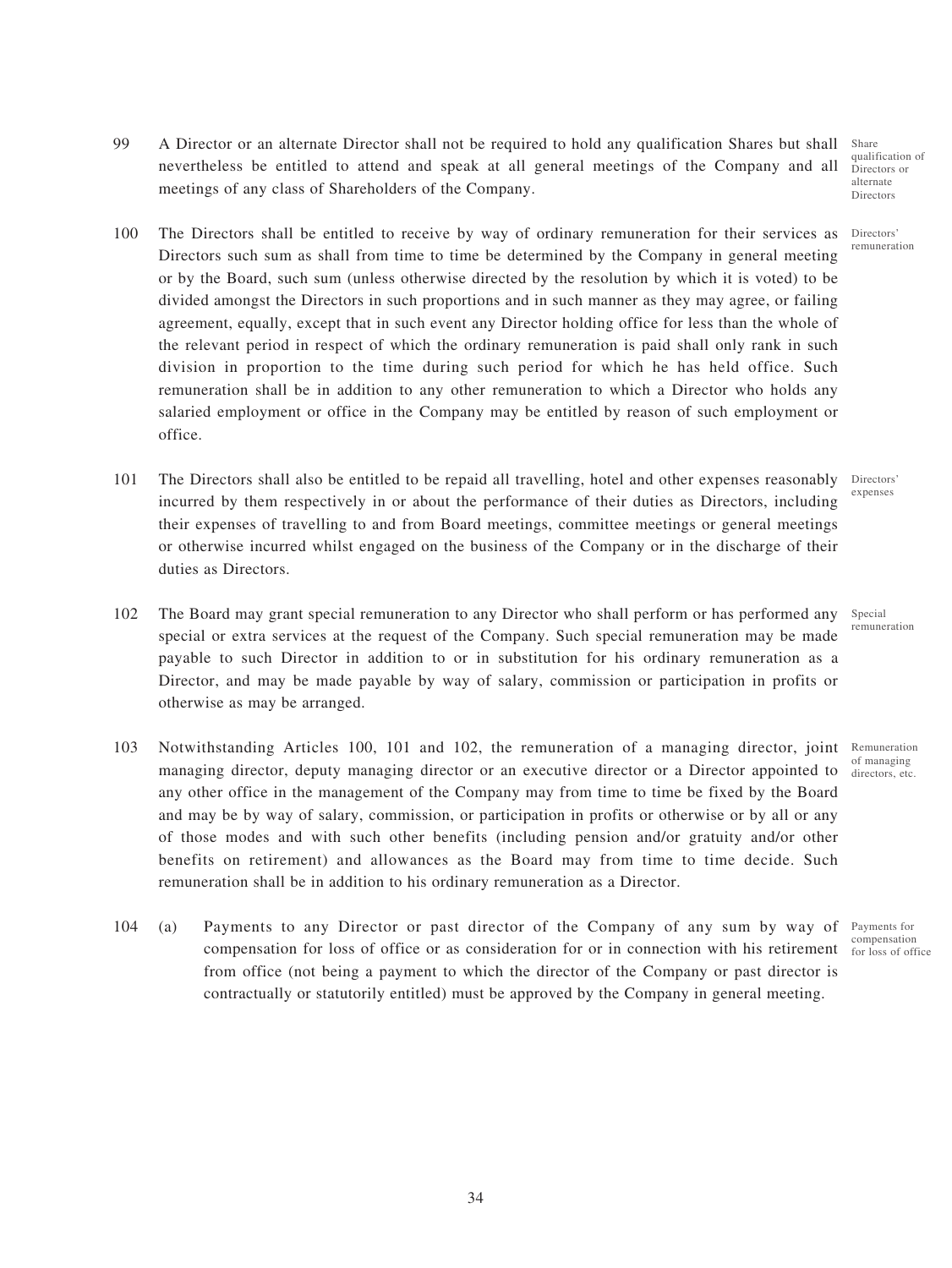99 A Director or an alternate Director shall not be required to hold any qualification Shares but shall nevertheless be entitled to attend and speak at all general meetings of the Company and all meetings of any class of Shareholders of the Company.

*Share qualification of Directors or alternate Directors*

100 The Directors shall be entitled to receive by way of ordinary remuneration for their services as Directors such sum as shall from time to time be determined by the Company in general meeting or by the Board, such sum (unless otherwise directed by the resolution by which it is voted) to be divided amongst the Directors in such proportions and in such manner as they may agree, or failing agreement, equally, except that in such event any Director holding office for less than the whole of the relevant period in respect of which the ordinary remuneration is paid shall only rank in such division in proportion to the time during such period for which he has held office. Such remuneration shall be in addition to any other remuneration to which a Director who holds any salaried employment or office in the Company may be entitled by reason of such employment or office.

*Directors' remuneration*

101 The Directors shall also be entitled to be repaid all travelling, hotel and other expenses reasonably incurred by them respectively in or about the performance of their duties as Directors, including their expenses of travelling to and from Board meetings, committee meetings or general meetings or otherwise incurred whilst engaged on the business of the Company or in the discharge of their duties as Directors.

*Directors' expenses*

102 The Board may grant special remuneration to any Director who shall perform or has performed any special or extra services at the request of the Company. Such special remuneration may be made payable to such Director in addition to or in substitution for his ordinary remuneration as a Director, and may be made payable by way of salary, commission or participation in profits or otherwise as may be arranged.

*Special remuneration*

103 Notwithstanding Articles 100, 101 and 102, the remuneration of a managing director, joint managing director, deputy managing director or an executive director or a Director appointed to any other office in the management of the Company may from time to time be fixed by the Board and may be by way of salary, commission, or participation in profits or otherwise or by all or any of those modes and with such other benefits (including pension and/or gratuity and/or other benefits on retirement) and allowances as the Board may from time to time decide. Such remuneration shall be in addition to his ordinary remuneration as a Director.

*Remuneration of managing directors, etc.*

104 (a) Payments to any Director or past director of the Company of any sum by way of compensation for loss of office or as consideration for or in connection with his retirement from office (not being a payment to which the director of the Company or past director is contractually or statutorily entitled) must be approved by the Company in general meeting.

*Payments for compensation for loss of office*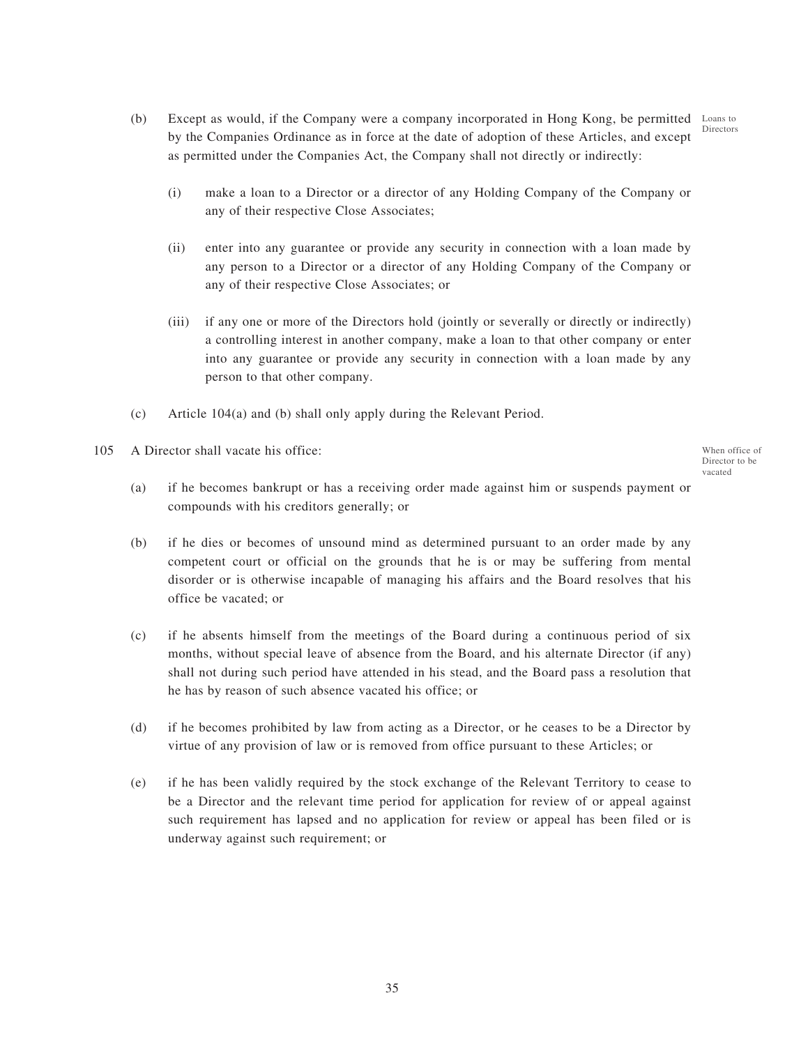(b) Except as would, if the Company were a company incorporated in Hong Kong, be permitted by the Companies Ordinance as in force at the date of adoption of these Articles, and except as permitted under the Companies Act, the Company shall not directly or indirectly:

Loans to Directors

(i) make a loan to a Director or a director of any Holding Company of the Company or any of their respective Close Associates;

(ii) enter into any guarantee or provide any security in connection with a loan made by any person to a Director or a director of any Holding Company of the Company or any of their respective Close Associates; or

(iii) if any one or more of the Directors hold (jointly or severally or directly or indirectly) a controlling interest in another company, make a loan to that other company or enter into any guarantee or provide any security in connection with a loan made by any person to that other company.

(c) Article 104(a) and (b) shall only apply during the Relevant Period.

105 A Director shall vacate his office:

When office of Director to be vacated

(a) if he becomes bankrupt or has a receiving order made against him or suspends payment or compounds with his creditors generally; or

(b) if he dies or becomes of unsound mind as determined pursuant to an order made by any competent court or official on the grounds that he is or may be suffering from mental disorder or is otherwise incapable of managing his affairs and the Board resolves that his office be vacated; or

(c) if he absents himself from the meetings of the Board during a continuous period of six months, without special leave of absence from the Board, and his alternate Director (if any) shall not during such period have attended in his stead, and the Board pass a resolution that he has by reason of such absence vacated his office; or

(d) if he becomes prohibited by law from acting as a Director, or he ceases to be a Director by virtue of any provision of law or is removed from office pursuant to these Articles; or

(e) if he has been validly required by the stock exchange of the Relevant Territory to cease to be a Director and the relevant time period for application for review of or appeal against such requirement has lapsed and no application for review or appeal has been filed or is underway against such requirement; or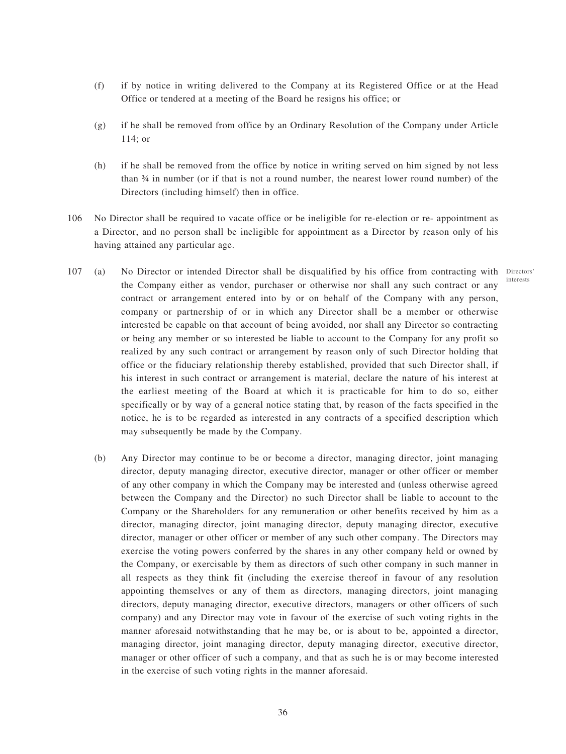(f) if by notice in writing delivered to the Company at its Registered Office or at the Head Office or tendered at a meeting of the Board he resigns his office; or

(g) if he shall be removed from office by an Ordinary Resolution of the Company under Article 114; or

(h) if he shall be removed from the office by notice in writing served on him signed by not less than ¾ in number (or if that is not a round number, the nearest lower round number) of the Directors (including himself) then in office.

106 No Director shall be required to vacate office or be ineligible for re-election or re- appointment as a Director, and no person shall be ineligible for appointment as a Director by reason only of his having attained any particular age.

Directors' interests

107 (a) No Director or intended Director shall be disqualified by his office from contracting with the Company either as vendor, purchaser or otherwise nor shall any such contract or any contract or arrangement entered into by or on behalf of the Company with any person, company or partnership of or in which any Director shall be a member or otherwise interested be capable on that account of being avoided, nor shall any Director so contracting or being any member or so interested be liable to account to the Company for any profit so realized by any such contract or arrangement by reason only of such Director holding that office or the fiduciary relationship thereby established, provided that such Director shall, if his interest in such contract or arrangement is material, declare the nature of his interest at the earliest meeting of the Board at which it is practicable for him to do so, either specifically or by way of a general notice stating that, by reason of the facts specified in the notice, he is to be regarded as interested in any contracts of a specified description which may subsequently be made by the Company.

(b) Any Director may continue to be or become a director, managing director, joint managing director, deputy managing director, executive director, manager or other officer or member of any other company in which the Company may be interested and (unless otherwise agreed between the Company and the Director) no such Director shall be liable to account to the Company or the Shareholders for any remuneration or other benefits received by him as a director, managing director, joint managing director, deputy managing director, executive director, manager or other officer or member of any such other company. The Directors may exercise the voting powers conferred by the shares in any other company held or owned by the Company, or exercisable by them as directors of such other company in such manner in all respects as they think fit (including the exercise thereof in favour of any resolution appointing themselves or any of them as directors, managing directors, joint managing directors, deputy managing director, executive directors, managers or other officers of such company) and any Director may vote in favour of the exercise of such voting rights in the manner aforesaid notwithstanding that he may be, or is about to be, appointed a director, managing director, joint managing director, deputy managing director, executive director, manager or other officer of such a company, and that as such he is or may become interested in the exercise of such voting rights in the manner aforesaid.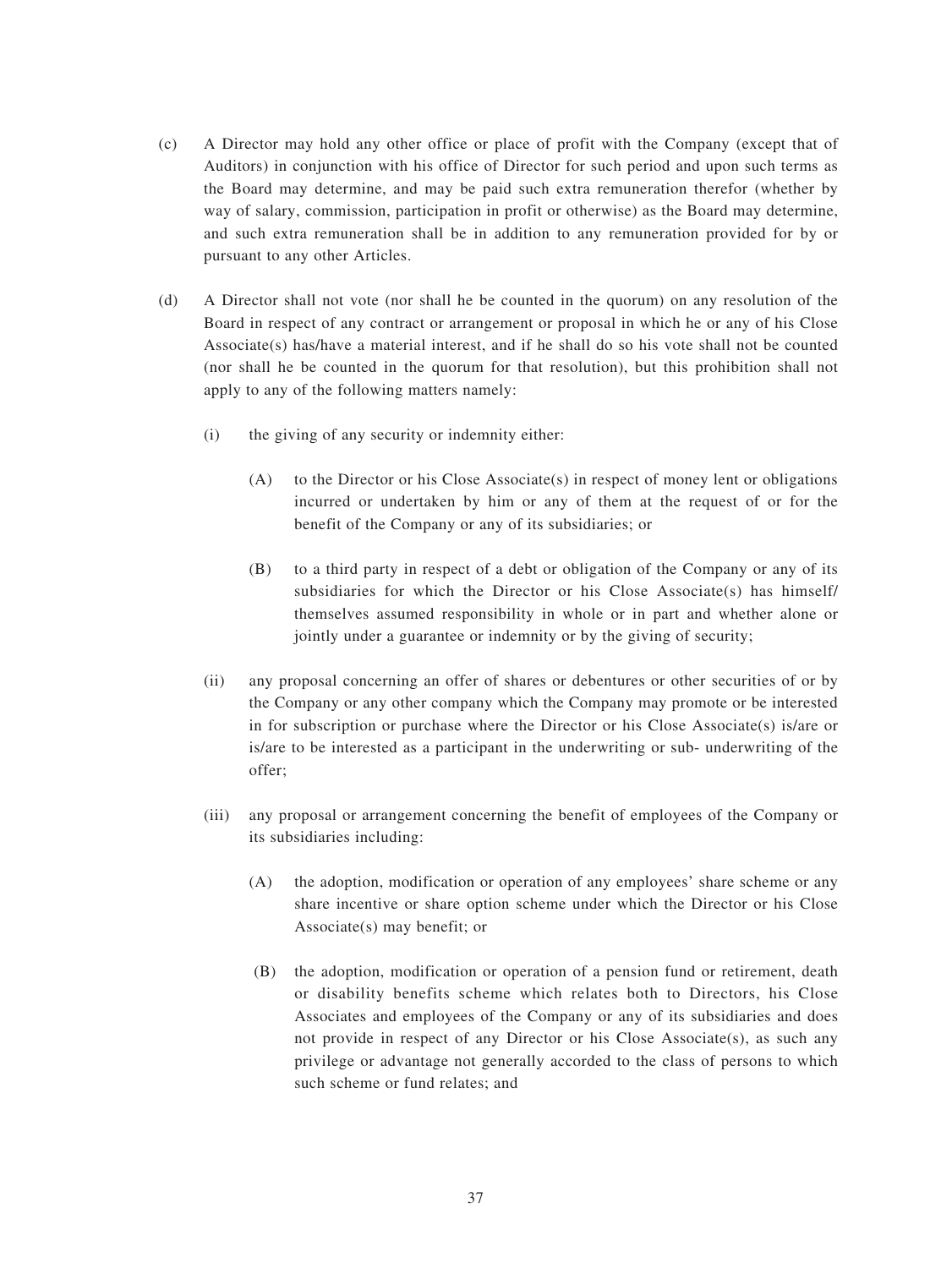(c) A Director may hold any other office or place of profit with the Company (except that of Auditors) in conjunction with his office of Director for such period and upon such terms as the Board may determine, and may be paid such extra remuneration therefor (whether by way of salary, commission, participation in profit or otherwise) as the Board may determine, and such extra remuneration shall be in addition to any remuneration provided for by or pursuant to any other Articles.

(d) A Director shall not vote (nor shall he be counted in the quorum) on any resolution of the Board in respect of any contract or arrangement or proposal in which he or any of his Close Associate(s) has/have a material interest, and if he shall do so his vote shall not be counted (nor shall he be counted in the quorum for that resolution), but this prohibition shall not apply to any of the following matters namely:

(i) the giving of any security or indemnity either:

(A) to the Director or his Close Associate(s) in respect of money lent or obligations incurred or undertaken by him or any of them at the request of or for the benefit of the Company or any of its subsidiaries; or

(B) to a third party in respect of a debt or obligation of the Company or any of its subsidiaries for which the Director or his Close Associate(s) has himself/ themselves assumed responsibility in whole or in part and whether alone or jointly under a guarantee or indemnity or by the giving of security;

(ii) any proposal concerning an offer of shares or debentures or other securities of or by the Company or any other company which the Company may promote or be interested in for subscription or purchase where the Director or his Close Associate(s) is/are or is/are to be interested as a participant in the underwriting or sub- underwriting of the offer;

(iii) any proposal or arrangement concerning the benefit of employees of the Company or its subsidiaries including:

(A) the adoption, modification or operation of any employees' share scheme or any share incentive or share option scheme under which the Director or his Close Associate(s) may benefit; or

(B) the adoption, modification or operation of a pension fund or retirement, death or disability benefits scheme which relates both to Directors, his Close Associates and employees of the Company or any of its subsidiaries and does not provide in respect of any Director or his Close Associate(s), as such any privilege or advantage not generally accorded to the class of persons to which such scheme or fund relates; and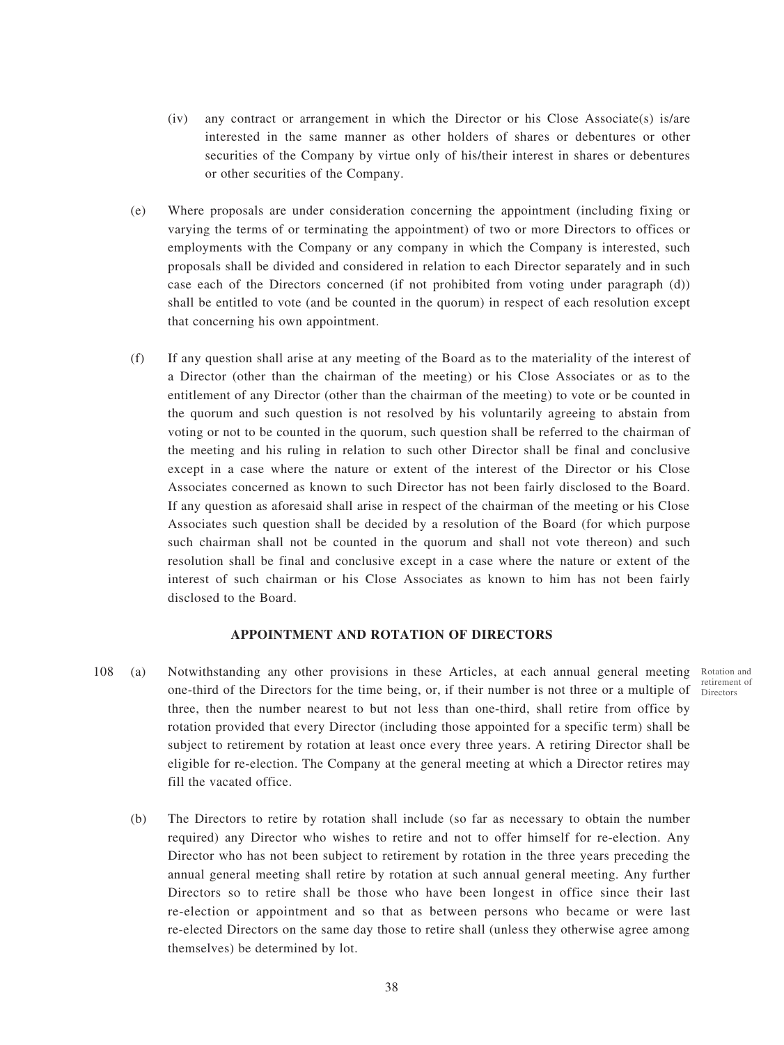(iv) any contract or arrangement in which the Director or his Close Associate(s) is/are interested in the same manner as other holders of shares or debentures or other securities of the Company by virtue only of his/their interest in shares or debentures or other securities of the Company.

(e) Where proposals are under consideration concerning the appointment (including fixing or varying the terms of or terminating the appointment) of two or more Directors to offices or employments with the Company or any company in which the Company is interested, such proposals shall be divided and considered in relation to each Director separately and in such case each of the Directors concerned (if not prohibited from voting under paragraph (d)) shall be entitled to vote (and be counted in the quorum) in respect of each resolution except that concerning his own appointment.

(f) If any question shall arise at any meeting of the Board as to the materiality of the interest of a Director (other than the chairman of the meeting) or his Close Associates or as to the entitlement of any Director (other than the chairman of the meeting) to vote or be counted in the quorum and such question is not resolved by his voluntarily agreeing to abstain from voting or not to be counted in the quorum, such question shall be referred to the chairman of the meeting and his ruling in relation to such other Director shall be final and conclusive except in a case where the nature or extent of the interest of the Director or his Close Associates concerned as known to such Director has not been fairly disclosed to the Board. If any question as aforesaid shall arise in respect of the chairman of the meeting or his Close Associates such question shall be decided by a resolution of the Board (for which purpose such chairman shall not be counted in the quorum and shall not vote thereon) and such resolution shall be final and conclusive except in a case where the nature or extent of the interest of such chairman or his Close Associates as known to him has not been fairly disclosed to the Board.

## APPOINTMENT AND ROTATION OF DIRECTORS

*Rotation and retirement of Directors*

108 (a) Notwithstanding any other provisions in these Articles, at each annual general meeting one-third of the Directors for the time being, or, if their number is not three or a multiple of three, then the number nearest to but not less than one-third, shall retire from office by rotation provided that every Director (including those appointed for a specific term) shall be subject to retirement by rotation at least once every three years. A retiring Director shall be eligible for re-election. The Company at the general meeting at which a Director retires may fill the vacated office.

(b) The Directors to retire by rotation shall include (so far as necessary to obtain the number required) any Director who wishes to retire and not to offer himself for re-election. Any Director who has not been subject to retirement by rotation in the three years preceding the annual general meeting shall retire by rotation at such annual general meeting. Any further Directors so to retire shall be those who have been longest in office since their last re-election or appointment and so that as between persons who became or were last re-elected Directors on the same day those to retire shall (unless they otherwise agree among themselves) be determined by lot.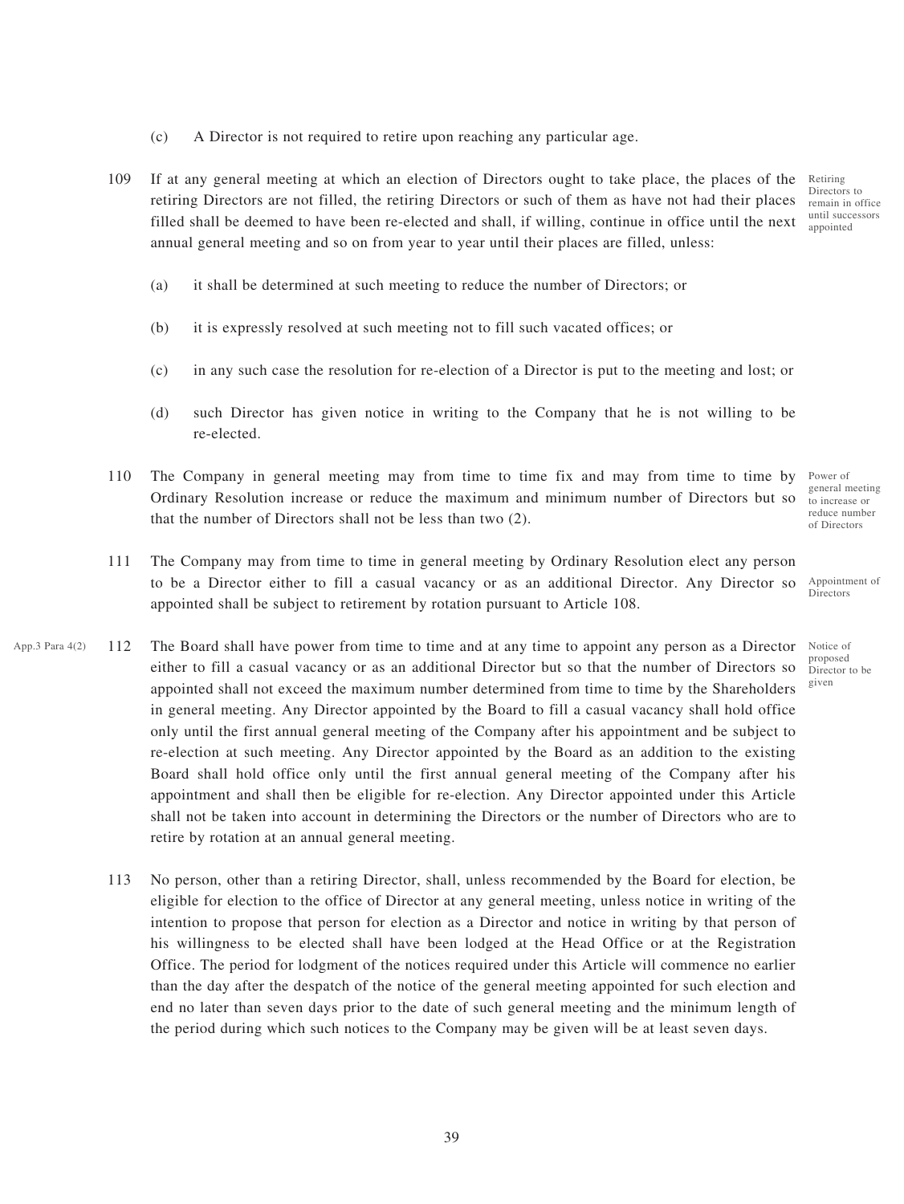(c) A Director is not required to retire upon reaching any particular age.

109 If at any general meeting at which an election of Directors ought to take place, the places of the retiring Directors are not filled, the retiring Directors or such of them as have not had their places filled shall be deemed to have been re-elected and shall, if willing, continue in office until the next annual general meeting and so on from year to year until their places are filled, unless:

*Retiring Directors to remain in office until successors appointed*

(a) it shall be determined at such meeting to reduce the number of Directors; or

(b) it is expressly resolved at such meeting not to fill such vacated offices; or

(c) in any such case the resolution for re-election of a Director is put to the meeting and lost; or

(d) such Director has given notice in writing to the Company that he is not willing to be re-elected.

110 The Company in general meeting may from time to time fix and may from time to time by Ordinary Resolution increase or reduce the maximum and minimum number of Directors but so that the number of Directors shall not be less than two (2).

*Power of general meeting to increase or reduce number of Directors*

111 The Company may from time to time in general meeting by Ordinary Resolution elect any person to be a Director either to fill a casual vacancy or as an additional Director. Any Director so appointed shall be subject to retirement by rotation pursuant to Article 108.

*Appointment of Directors*

112 The Board shall have power from time to time and at any time to appoint any person as a Director either to fill a casual vacancy or as an additional Director but so that the number of Directors so appointed shall not exceed the maximum number determined from time to time by the Shareholders in general meeting. Any Director appointed by the Board to fill a casual vacancy shall hold office only until the first annual general meeting of the Company after his appointment and be subject to re-election at such meeting. Any Director appointed by the Board as an addition to the existing Board shall hold office only until the first annual general meeting of the Company after his appointment and shall then be eligible for re-election. Any Director appointed under this Article shall not be taken into account in determining the Directors or the number of Directors who are to retire by rotation at an annual general meeting.

*App.3 Para 4(2)*

*Notice of proposed Director to be given*

113 No person, other than a retiring Director, shall, unless recommended by the Board for election, be eligible for election to the office of Director at any general meeting, unless notice in writing of the intention to propose that person for election as a Director and notice in writing by that person of his willingness to be elected shall have been lodged at the Head Office or at the Registration Office. The period for lodgment of the notices required under this Article will commence no earlier than the day after the despatch of the notice of the general meeting appointed for such election and end no later than seven days prior to the date of such general meeting and the minimum length of the period during which such notices to the Company may be given will be at least seven days.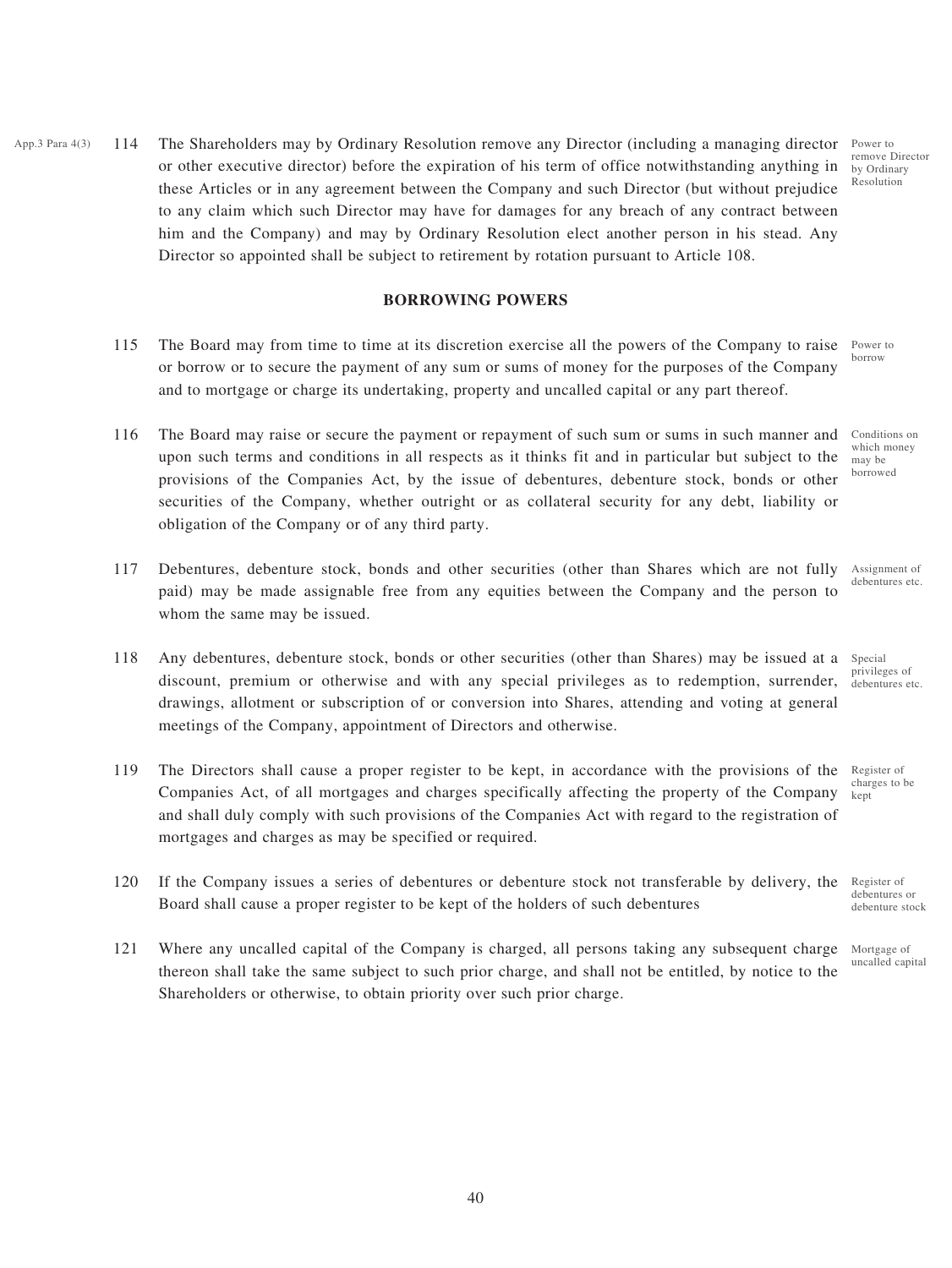App.3 Para 4(3)

114 The Shareholders may by Ordinary Resolution remove any Director (including a managing director or other executive director) before the expiration of his term of office notwithstanding anything in these Articles or in any agreement between the Company and such Director (but without prejudice to any claim which such Director may have for damages for any breach of any contract between him and the Company) and may by Ordinary Resolution elect another person in his stead. Any Director so appointed shall be subject to retirement by rotation pursuant to Article 108.

*Power to remove Director by Ordinary Resolution*

## BORROWING POWERS

115 The Board may from time to time at its discretion exercise all the powers of the Company to raise or borrow or to secure the payment of any sum or sums of money for the purposes of the Company and to mortgage or charge its undertaking, property and uncalled capital or any part thereof.

*Power to borrow*

116 The Board may raise or secure the payment or repayment of such sum or sums in such manner and upon such terms and conditions in all respects as it thinks fit and in particular but subject to the provisions of the Companies Act, by the issue of debentures, debenture stock, bonds or other securities of the Company, whether outright or as collateral security for any debt, liability or obligation of the Company or of any third party.

*Conditions on which money may be borrowed*

117 Debentures, debenture stock, bonds and other securities (other than Shares which are not fully paid) may be made assignable free from any equities between the Company and the person to whom the same may be issued.

*Assignment of debentures etc.*

118 Any debentures, debenture stock, bonds or other securities (other than Shares) may be issued at a discount, premium or otherwise and with any special privileges as to redemption, surrender, drawings, allotment or subscription of or conversion into Shares, attending and voting at general meetings of the Company, appointment of Directors and otherwise.

*Special privileges of debentures etc.*

119 The Directors shall cause a proper register to be kept, in accordance with the provisions of the Companies Act, of all mortgages and charges specifically affecting the property of the Company and shall duly comply with such provisions of the Companies Act with regard to the registration of mortgages and charges as may be specified or required.

*Register of charges to be kept*

120 If the Company issues a series of debentures or debenture stock not transferable by delivery, the Board shall cause a proper register to be kept of the holders of such debentures

*Register of debentures or debenture stock*

121 Where any uncalled capital of the Company is charged, all persons taking any subsequent charge thereon shall take the same subject to such prior charge, and shall not be entitled, by notice to the Shareholders or otherwise, to obtain priority over such prior charge.

*Mortgage of uncalled capital*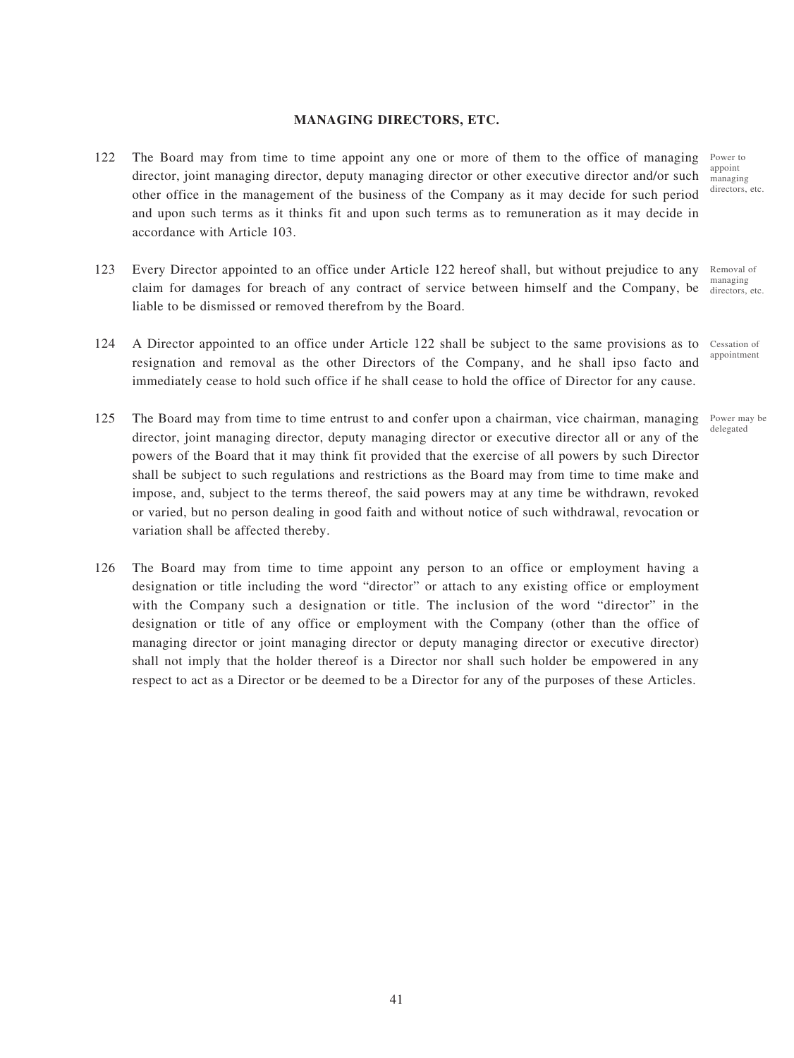**MANAGING DIRECTORS, ETC.**

122 The Board may from time to time appoint any one or more of them to the office of managing director, joint managing director, deputy managing director or other executive director and/or such other office in the management of the business of the Company as it may decide for such period and upon such terms as it thinks fit and upon such terms as to remuneration as it may decide in accordance with Article 103.

Power to appoint managing directors, etc.

123 Every Director appointed to an office under Article 122 hereof shall, but without prejudice to any claim for damages for breach of any contract of service between himself and the Company, be liable to be dismissed or removed therefrom by the Board.

Removal of managing directors, etc.

124 A Director appointed to an office under Article 122 shall be subject to the same provisions as to resignation and removal as the other Directors of the Company, and he shall ipso facto and immediately cease to hold such office if he shall cease to hold the office of Director for any cause.

Cessation of appointment

125 The Board may from time to time entrust to and confer upon a chairman, vice chairman, managing director, joint managing director, deputy managing director or executive director all or any of the powers of the Board that it may think fit provided that the exercise of all powers by such Director shall be subject to such regulations and restrictions as the Board may from time to time make and impose, and, subject to the terms thereof, the said powers may at any time be withdrawn, revoked or varied, but no person dealing in good faith and without notice of such withdrawal, revocation or variation shall be affected thereby.

Power may be delegated

126 The Board may from time to time appoint any person to an office or employment having a designation or title including the word "director" or attach to any existing office or employment with the Company such a designation or title. The inclusion of the word "director" in the designation or title of any office or employment with the Company (other than the office of managing director or joint managing director or deputy managing director or executive director) shall not imply that the holder thereof is a Director nor shall such holder be empowered in any respect to act as a Director or be deemed to be a Director for any of the purposes of these Articles.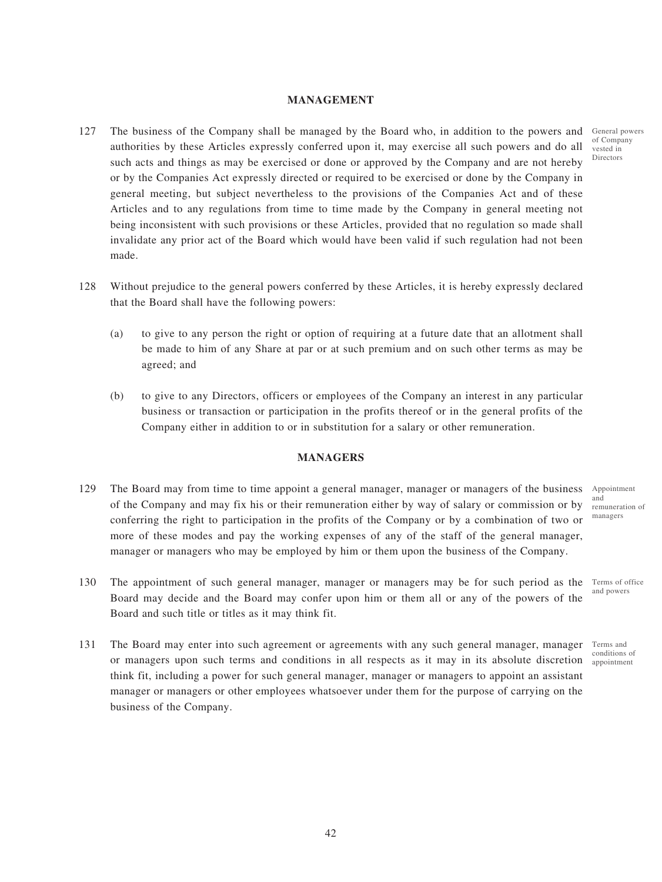## MANAGEMENT

127 The business of the Company shall be managed by the Board who, in addition to the powers and authorities by these Articles expressly conferred upon it, may exercise all such powers and do all such acts and things as may be exercised or done or approved by the Company and are not hereby or by the Companies Act expressly directed or required to be exercised or done by the Company in general meeting, but subject nevertheless to the provisions of the Companies Act and of these Articles and to any regulations from time to time made by the Company in general meeting not being inconsistent with such provisions or these Articles, provided that no regulation so made shall invalidate any prior act of the Board which would have been valid if such regulation had not been made.

*General powers of Company vested in Directors*

128 Without prejudice to the general powers conferred by these Articles, it is hereby expressly declared that the Board shall have the following powers:

(a) to give to any person the right or option of requiring at a future date that an allotment shall be made to him of any Share at par or at such premium and on such other terms as may be agreed; and

(b) to give to any Directors, officers or employees of the Company an interest in any particular business or transaction or participation in the profits thereof or in the general profits of the Company either in addition to or in substitution for a salary or other remuneration.

## MANAGERS

129 The Board may from time to time appoint a general manager, manager or managers of the business of the Company and may fix his or their remuneration either by way of salary or commission or by conferring the right to participation in the profits of the Company or by a combination of two or more of these modes and pay the working expenses of any of the staff of the general manager, manager or managers who may be employed by him or them upon the business of the Company.

*Appointment and remuneration of managers*

130 The appointment of such general manager, manager or managers may be for such period as the Board may decide and the Board may confer upon him or them all or any of the powers of the Board and such title or titles as it may think fit.

*Terms of office and powers*

131 The Board may enter into such agreement or agreements with any such general manager, manager or managers upon such terms and conditions in all respects as it may in its absolute discretion think fit, including a power for such general manager, manager or managers to appoint an assistant manager or managers or other employees whatsoever under them for the purpose of carrying on the business of the Company.

*Terms and conditions of appointment*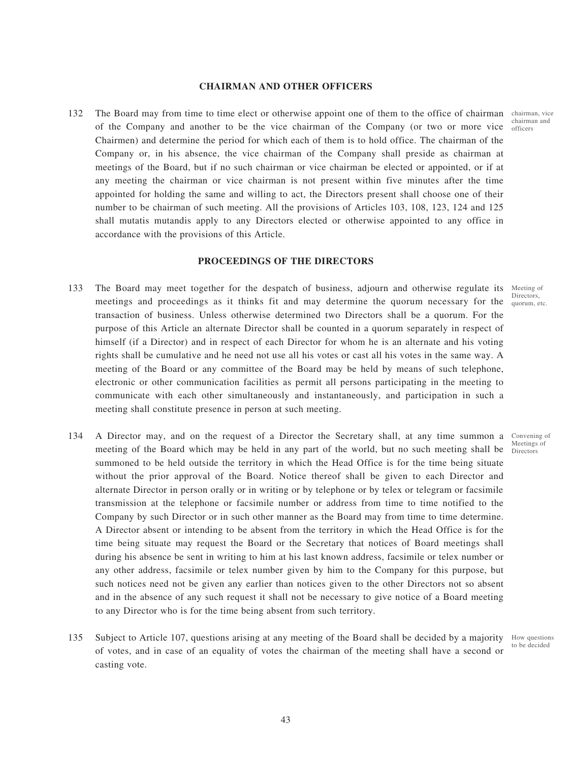## CHAIRMAN AND OTHER OFFICERS

132 The Board may from time to time elect or otherwise appoint one of them to the office of chairman of the Company and another to be the vice chairman of the Company (or two or more vice Chairmen) and determine the period for which each of them is to hold office. The chairman of the Company or, in his absence, the vice chairman of the Company shall preside as chairman at meetings of the Board, but if no such chairman or vice chairman be elected or appointed, or if at any meeting the chairman or vice chairman is not present within five minutes after the time appointed for holding the same and willing to act, the Directors present shall choose one of their number to be chairman of such meeting. All the provisions of Articles 103, 108, 123, 124 and 125 shall mutatis mutandis apply to any Directors elected or otherwise appointed to any office in accordance with the provisions of this Article.

*chairman, vice chairman and officers*

## PROCEEDINGS OF THE DIRECTORS

133 The Board may meet together for the despatch of business, adjourn and otherwise regulate its meetings and proceedings as it thinks fit and may determine the quorum necessary for the transaction of business. Unless otherwise determined two Directors shall be a quorum. For the purpose of this Article an alternate Director shall be counted in a quorum separately in respect of himself (if a Director) and in respect of each Director for whom he is an alternate and his voting rights shall be cumulative and he need not use all his votes or cast all his votes in the same way. A meeting of the Board or any committee of the Board may be held by means of such telephone, electronic or other communication facilities as permit all persons participating in the meeting to communicate with each other simultaneously and instantaneously, and participation in such a meeting shall constitute presence in person at such meeting.

*Meeting of Directors, quorum, etc.*

134 A Director may, and on the request of a Director the Secretary shall, at any time summon a meeting of the Board which may be held in any part of the world, but no such meeting shall be summoned to be held outside the territory in which the Head Office is for the time being situate without the prior approval of the Board. Notice thereof shall be given to each Director and alternate Director in person orally or in writing or by telephone or by telex or telegram or facsimile transmission at the telephone or facsimile number or address from time to time notified to the Company by such Director or in such other manner as the Board may from time to time determine. A Director absent or intending to be absent from the territory in which the Head Office is for the time being situate may request the Board or the Secretary that notices of Board meetings shall during his absence be sent in writing to him at his last known address, facsimile or telex number or any other address, facsimile or telex number given by him to the Company for this purpose, but such notices need not be given any earlier than notices given to the other Directors not so absent and in the absence of any such request it shall not be necessary to give notice of a Board meeting to any Director who is for the time being absent from such territory.

*Convening of Meetings of Directors*

135 Subject to Article 107, questions arising at any meeting of the Board shall be decided by a majority of votes, and in case of an equality of votes the chairman of the meeting shall have a second or casting vote.

*How questions to be decided*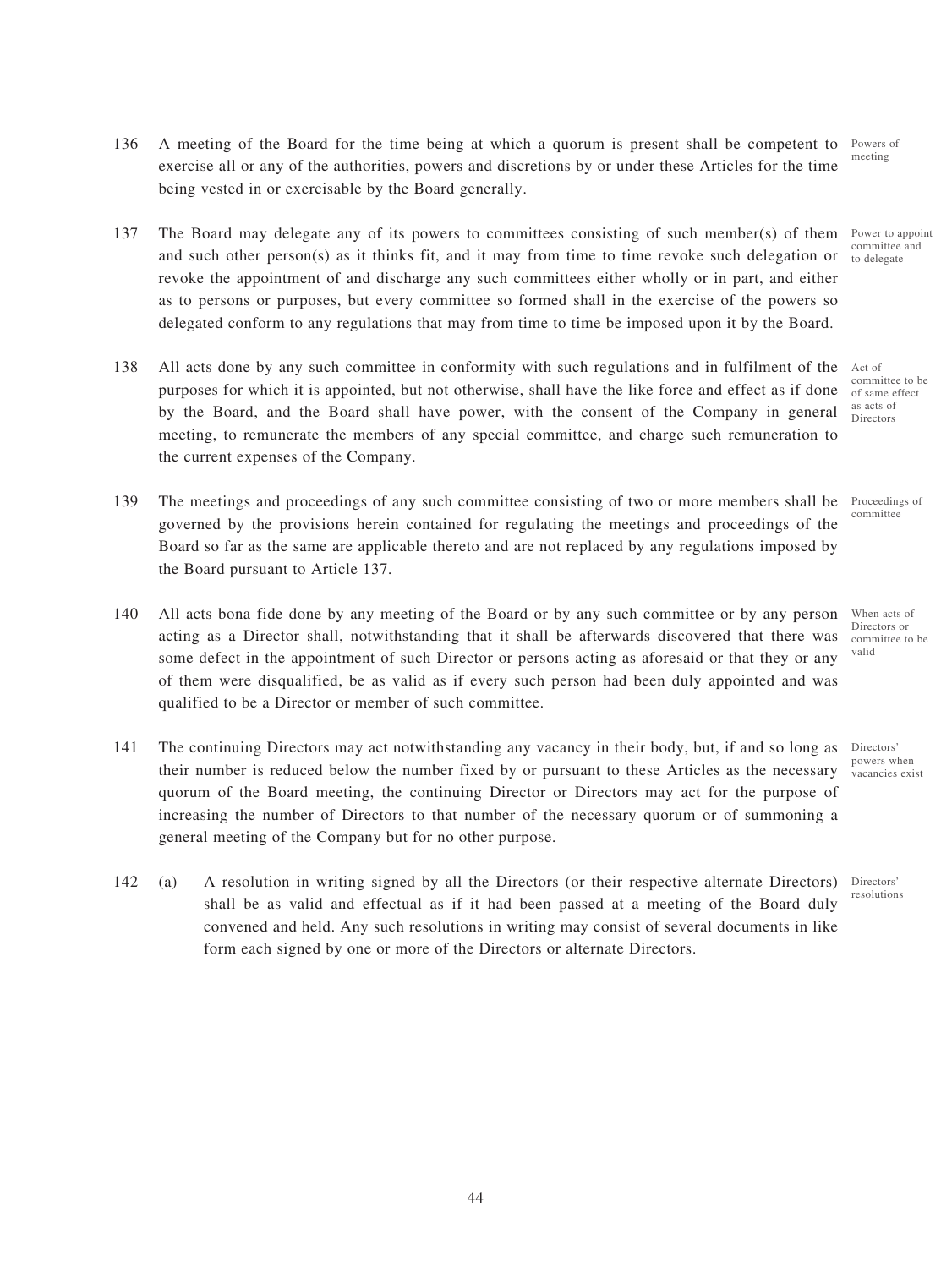136 A meeting of the Board for the time being at which a quorum is present shall be competent to exercise all or any of the authorities, powers and discretions by or under these Articles for the time being vested in or exercisable by the Board generally. *Powers of meeting*

137 The Board may delegate any of its powers to committees consisting of such member(s) of them and such other person(s) as it thinks fit, and it may from time to time revoke such delegation or revoke the appointment of and discharge any such committees either wholly or in part, and either as to persons or purposes, but every committee so formed shall in the exercise of the powers so delegated conform to any regulations that may from time to time be imposed upon it by the Board. *Power to appoint committee and to delegate*

138 All acts done by any such committee in conformity with such regulations and in fulfilment of the purposes for which it is appointed, but not otherwise, shall have the like force and effect as if done by the Board, and the Board shall have power, with the consent of the Company in general meeting, to remunerate the members of any special committee, and charge such remuneration to the current expenses of the Company. *Act of committee to be of same effect as acts of Directors*

139 The meetings and proceedings of any such committee consisting of two or more members shall be governed by the provisions herein contained for regulating the meetings and proceedings of the Board so far as the same are applicable thereto and are not replaced by any regulations imposed by the Board pursuant to Article 137. *Proceedings of committee*

140 All acts bona fide done by any meeting of the Board or by any such committee or by any person acting as a Director shall, notwithstanding that it shall be afterwards discovered that there was some defect in the appointment of such Director or persons acting as aforesaid or that they or any of them were disqualified, be as valid as if every such person had been duly appointed and was qualified to be a Director or member of such committee. *When acts of Directors or committee to be valid*

141 The continuing Directors may act notwithstanding any vacancy in their body, but, if and so long as their number is reduced below the number fixed by or pursuant to these Articles as the necessary quorum of the Board meeting, the continuing Director or Directors may act for the purpose of increasing the number of Directors to that number of the necessary quorum or of summoning a general meeting of the Company but for no other purpose. *Directors' powers when vacancies exist*

142 (a) A resolution in writing signed by all the Directors (or their respective alternate Directors) shall be as valid and effectual as if it had been passed at a meeting of the Board duly convened and held. Any such resolutions in writing may consist of several documents in like form each signed by one or more of the Directors or alternate Directors. *Directors' resolutions*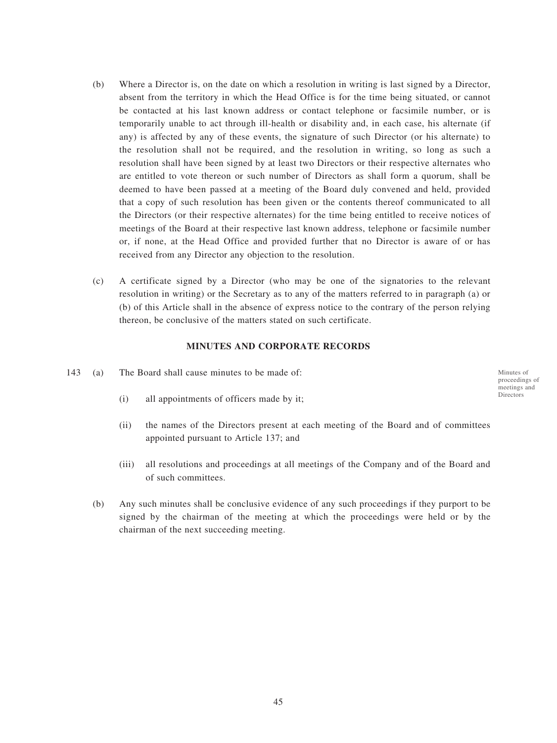(b) Where a Director is, on the date on which a resolution in writing is last signed by a Director, absent from the territory in which the Head Office is for the time being situated, or cannot be contacted at his last known address or contact telephone or facsimile number, or is temporarily unable to act through ill-health or disability and, in each case, his alternate (if any) is affected by any of these events, the signature of such Director (or his alternate) to the resolution shall not be required, and the resolution in writing, so long as such a resolution shall have been signed by at least two Directors or their respective alternates who are entitled to vote thereon or such number of Directors as shall form a quorum, shall be deemed to have been passed at a meeting of the Board duly convened and held, provided that a copy of such resolution has been given or the contents thereof communicated to all the Directors (or their respective alternates) for the time being entitled to receive notices of meetings of the Board at their respective last known address, telephone or facsimile number or, if none, at the Head Office and provided further that no Director is aware of or has received from any Director any objection to the resolution.

(c) A certificate signed by a Director (who may be one of the signatories to the relevant resolution in writing) or the Secretary as to any of the matters referred to in paragraph (a) or (b) of this Article shall in the absence of express notice to the contrary of the person relying thereon, be conclusive of the matters stated on such certificate.

## MINUTES AND CORPORATE RECORDS

*Minutes of proceedings of meetings and Directors*

143 (a) The Board shall cause minutes to be made of:

(i) all appointments of officers made by it;

(ii) the names of the Directors present at each meeting of the Board and of committees appointed pursuant to Article 137; and

(iii) all resolutions and proceedings at all meetings of the Company and of the Board and of such committees.

(b) Any such minutes shall be conclusive evidence of any such proceedings if they purport to be signed by the chairman of the meeting at which the proceedings were held or by the chairman of the next succeeding meeting.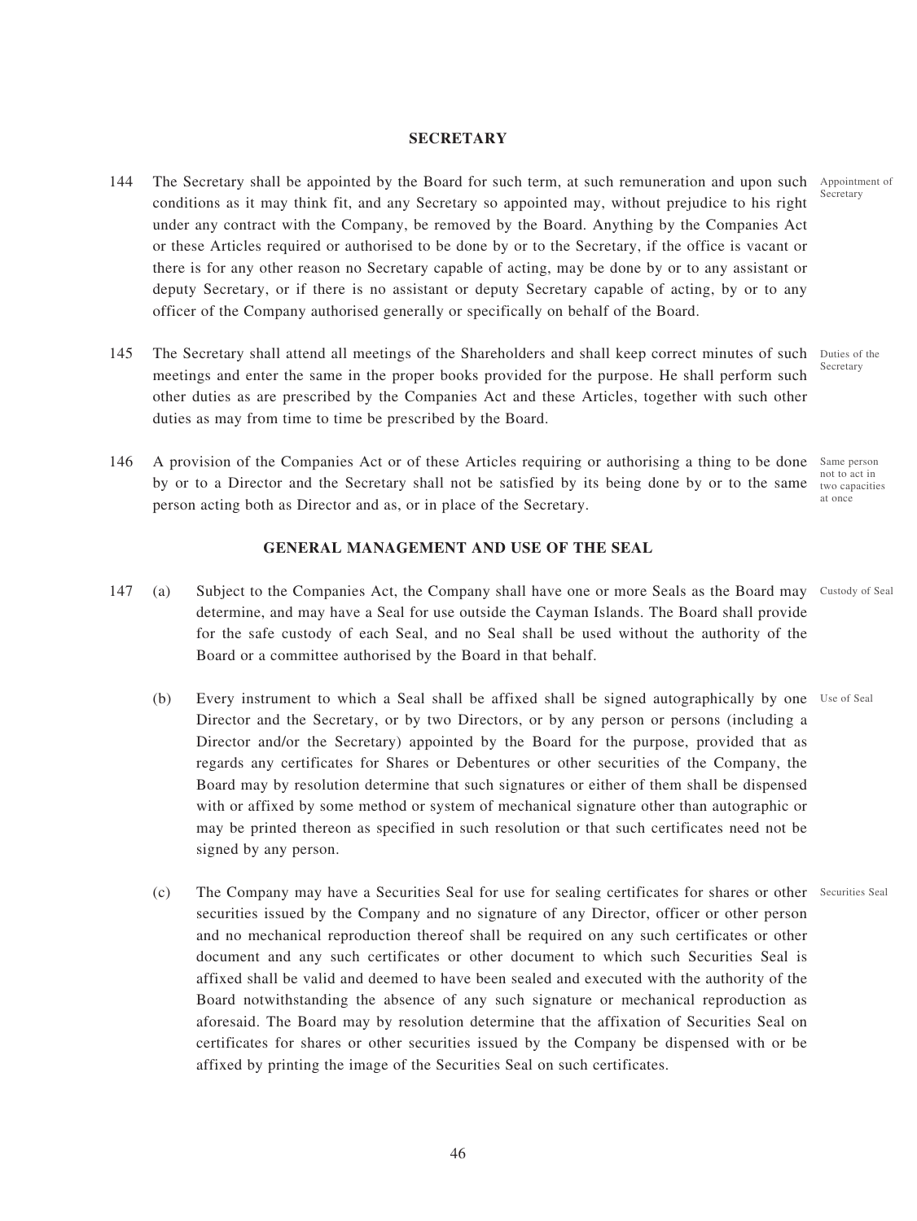## SECRETARY

144 The Secretary shall be appointed by the Board for such term, at such remuneration and upon such conditions as it may think fit, and any Secretary so appointed may, without prejudice to his right under any contract with the Company, be removed by the Board. Anything by the Companies Act or these Articles required or authorised to be done by or to the Secretary, if the office is vacant or there is for any other reason no Secretary capable of acting, may be done by or to any assistant or deputy Secretary, or if there is no assistant or deputy Secretary capable of acting, by or to any officer of the Company authorised generally or specifically on behalf of the Board. *Appointment of Secretary*

145 The Secretary shall attend all meetings of the Shareholders and shall keep correct minutes of such meetings and enter the same in the proper books provided for the purpose. He shall perform such other duties as are prescribed by the Companies Act and these Articles, together with such other duties as may from time to time be prescribed by the Board. *Duties of the Secretary*

146 A provision of the Companies Act or of these Articles requiring or authorising a thing to be done by or to a Director and the Secretary shall not be satisfied by its being done by or to the same person acting both as Director and as, or in place of the Secretary. *Same person not to act in two capacities at once*

## GENERAL MANAGEMENT AND USE OF THE SEAL

147 (a) Subject to the Companies Act, the Company shall have one or more Seals as the Board may determine, and may have a Seal for use outside the Cayman Islands. The Board shall provide for the safe custody of each Seal, and no Seal shall be used without the authority of the Board or a committee authorised by the Board in that behalf. *Custody of Seal*

(b) Every instrument to which a Seal shall be affixed shall be signed autographically by one Director and the Secretary, or by two Directors, or by any person or persons (including a Director and/or the Secretary) appointed by the Board for the purpose, provided that as regards any certificates for Shares or Debentures or other securities of the Company, the Board may by resolution determine that such signatures or either of them shall be dispensed with or affixed by some method or system of mechanical signature other than autographic or may be printed thereon as specified in such resolution or that such certificates need not be signed by any person. *Use of Seal*

(c) The Company may have a Securities Seal for use for sealing certificates for shares or other securities issued by the Company and no signature of any Director, officer or other person and no mechanical reproduction thereof shall be required on any such certificates or other document and any such certificates or other document to which such Securities Seal is affixed shall be valid and deemed to have been sealed and executed with the authority of the Board notwithstanding the absence of any such signature or mechanical reproduction as aforesaid. The Board may by resolution determine that the affixation of Securities Seal on certificates for shares or other securities issued by the Company be dispensed with or be affixed by printing the image of the Securities Seal on such certificates. *Securities Seal*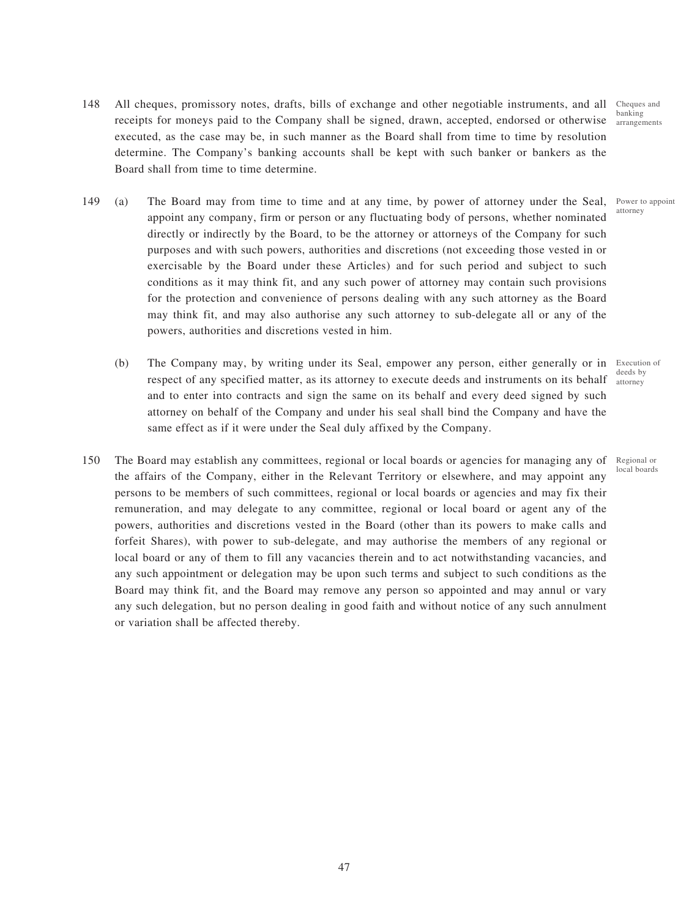148 All cheques, promissory notes, drafts, bills of exchange and other negotiable instruments, and all receipts for moneys paid to the Company shall be signed, drawn, accepted, endorsed or otherwise executed, as the case may be, in such manner as the Board shall from time to time by resolution determine. The Company's banking accounts shall be kept with such banker or bankers as the Board shall from time to time determine. *Cheques and banking arrangements*

149 (a) The Board may from time to time and at any time, by power of attorney under the Seal, appoint any company, firm or person or any fluctuating body of persons, whether nominated directly or indirectly by the Board, to be the attorney or attorneys of the Company for such purposes and with such powers, authorities and discretions (not exceeding those vested in or exercisable by the Board under these Articles) and for such period and subject to such conditions as it may think fit, and any such power of attorney may contain such provisions for the protection and convenience of persons dealing with any such attorney as the Board may think fit, and may also authorise any such attorney to sub-delegate all or any of the powers, authorities and discretions vested in him. *Power to appoint attorney*

(b) The Company may, by writing under its Seal, empower any person, either generally or in respect of any specified matter, as its attorney to execute deeds and instruments on its behalf and to enter into contracts and sign the same on its behalf and every deed signed by such attorney on behalf of the Company and under his seal shall bind the Company and have the same effect as if it were under the Seal duly affixed by the Company. *Execution of deeds by attorney*

150 The Board may establish any committees, regional or local boards or agencies for managing any of the affairs of the Company, either in the Relevant Territory or elsewhere, and may appoint any persons to be members of such committees, regional or local boards or agencies and may fix their remuneration, and may delegate to any committee, regional or local board or agent any of the powers, authorities and discretions vested in the Board (other than its powers to make calls and forfeit Shares), with power to sub-delegate, and may authorise the members of any regional or local board or any of them to fill any vacancies therein and to act notwithstanding vacancies, and any such appointment or delegation may be upon such terms and subject to such conditions as the Board may think fit, and the Board may remove any person so appointed and may annul or vary any such delegation, but no person dealing in good faith and without notice of any such annulment or variation shall be affected thereby. *Regional or local boards*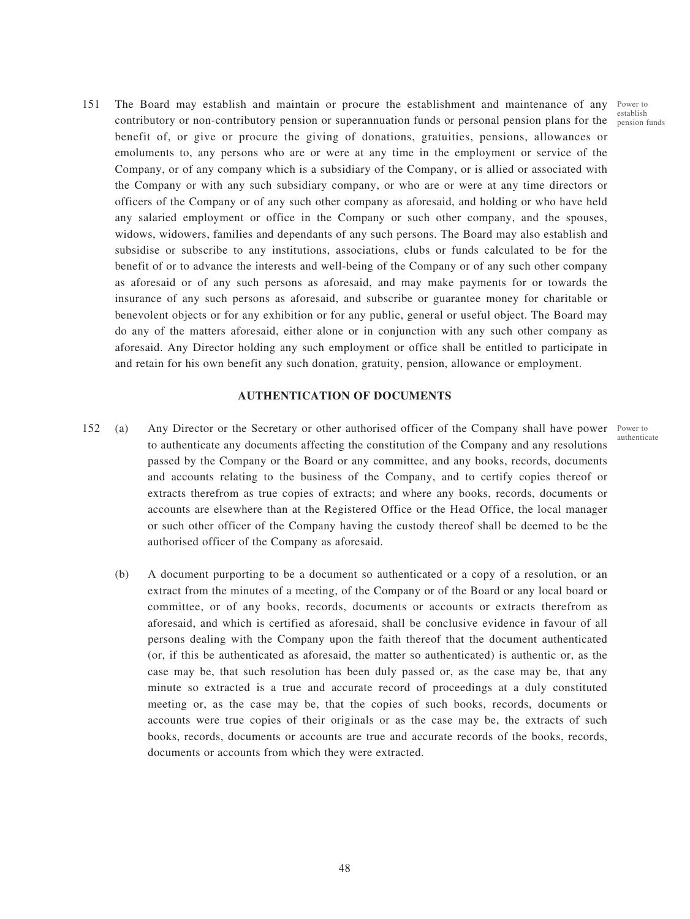151 The Board may establish and maintain or procure the establishment and maintenance of any contributory or non-contributory pension or superannuation funds or personal pension plans for the benefit of, or give or procure the giving of donations, gratuities, pensions, allowances or emoluments to, any persons who are or were at any time in the employment or service of the Company, or of any company which is a subsidiary of the Company, or is allied or associated with the Company or with any such subsidiary company, or who are or were at any time directors or officers of the Company or of any such other company as aforesaid, and holding or who have held any salaried employment or office in the Company or such other company, and the spouses, widows, widowers, families and dependants of any such persons. The Board may also establish and subsidise or subscribe to any institutions, associations, clubs or funds calculated to be for the benefit of or to advance the interests and well-being of the Company or of any such other company as aforesaid or of any such persons as aforesaid, and may make payments for or towards the insurance of any such persons as aforesaid, and subscribe or guarantee money for charitable or benevolent objects or for any exhibition or for any public, general or useful object. The Board may do any of the matters aforesaid, either alone or in conjunction with any such other company as aforesaid. Any Director holding any such employment or office shall be entitled to participate in and retain for his own benefit any such donation, gratuity, pension, allowance or employment.

*Power to establish pension funds*

## AUTHENTICATION OF DOCUMENTS

152 (a) Any Director or the Secretary or other authorised officer of the Company shall have power to authenticate any documents affecting the constitution of the Company and any resolutions passed by the Company or the Board or any committee, and any books, records, documents and accounts relating to the business of the Company, and to certify copies thereof or extracts therefrom as true copies of extracts; and where any books, records, documents or accounts are elsewhere than at the Registered Office or the Head Office, the local manager or such other officer of the Company having the custody thereof shall be deemed to be the authorised officer of the Company as aforesaid.

*Power to authenticate*

(b) A document purporting to be a document so authenticated or a copy of a resolution, or an extract from the minutes of a meeting, of the Company or of the Board or any local board or committee, or of any books, records, documents or accounts or extracts therefrom as aforesaid, and which is certified as aforesaid, shall be conclusive evidence in favour of all persons dealing with the Company upon the faith thereof that the document authenticated (or, if this be authenticated as aforesaid, the matter so authenticated) is authentic or, as the case may be, that such resolution has been duly passed or, as the case may be, that any minute so extracted is a true and accurate record of proceedings at a duly constituted meeting or, as the case may be, that the copies of such books, records, documents or accounts were true copies of their originals or as the case may be, the extracts of such books, records, documents or accounts are true and accurate records of the books, records, documents or accounts from which they were extracted.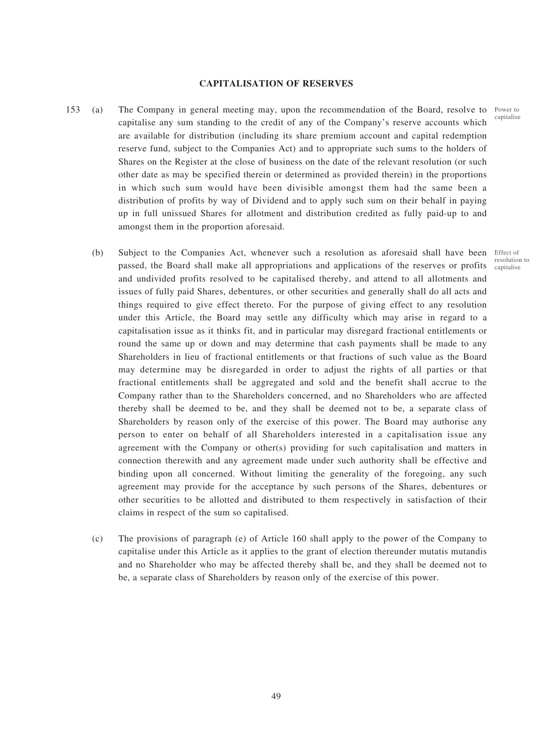## CAPITALISATION OF RESERVES

153 (a) The Company in general meeting may, upon the recommendation of the Board, resolve to capitalise any sum standing to the credit of any of the Company's reserve accounts which are available for distribution (including its share premium account and capital redemption reserve fund, subject to the Companies Act) and to appropriate such sums to the holders of Shares on the Register at the close of business on the date of the relevant resolution (or such other date as may be specified therein or determined as provided therein) in the proportions in which such sum would have been divisible amongst them had the same been a distribution of profits by way of Dividend and to apply such sum on their behalf in paying up in full unissued Shares for allotment and distribution credited as fully paid-up to and amongst them in the proportion aforesaid.

Power to capitalise

(b) Subject to the Companies Act, whenever such a resolution as aforesaid shall have been passed, the Board shall make all appropriations and applications of the reserves or profits and undivided profits resolved to be capitalised thereby, and attend to all allotments and issues of fully paid Shares, debentures, or other securities and generally shall do all acts and things required to give effect thereto. For the purpose of giving effect to any resolution under this Article, the Board may settle any difficulty which may arise in regard to a capitalisation issue as it thinks fit, and in particular may disregard fractional entitlements or round the same up or down and may determine that cash payments shall be made to any Shareholders in lieu of fractional entitlements or that fractions of such value as the Board may determine may be disregarded in order to adjust the rights of all parties or that fractional entitlements shall be aggregated and sold and the benefit shall accrue to the Company rather than to the Shareholders concerned, and no Shareholders who are affected thereby shall be deemed to be, and they shall be deemed not to be, a separate class of Shareholders by reason only of the exercise of this power. The Board may authorise any person to enter on behalf of all Shareholders interested in a capitalisation issue any agreement with the Company or other(s) providing for such capitalisation and matters in connection therewith and any agreement made under such authority shall be effective and binding upon all concerned. Without limiting the generality of the foregoing, any such agreement may provide for the acceptance by such persons of the Shares, debentures or other securities to be allotted and distributed to them respectively in satisfaction of their claims in respect of the sum so capitalised.

Effect of resolution to capitalise

(c) The provisions of paragraph (e) of Article 160 shall apply to the power of the Company to capitalise under this Article as it applies to the grant of election thereunder mutatis mutandis and no Shareholder who may be affected thereby shall be, and they shall be deemed not to be, a separate class of Shareholders by reason only of the exercise of this power.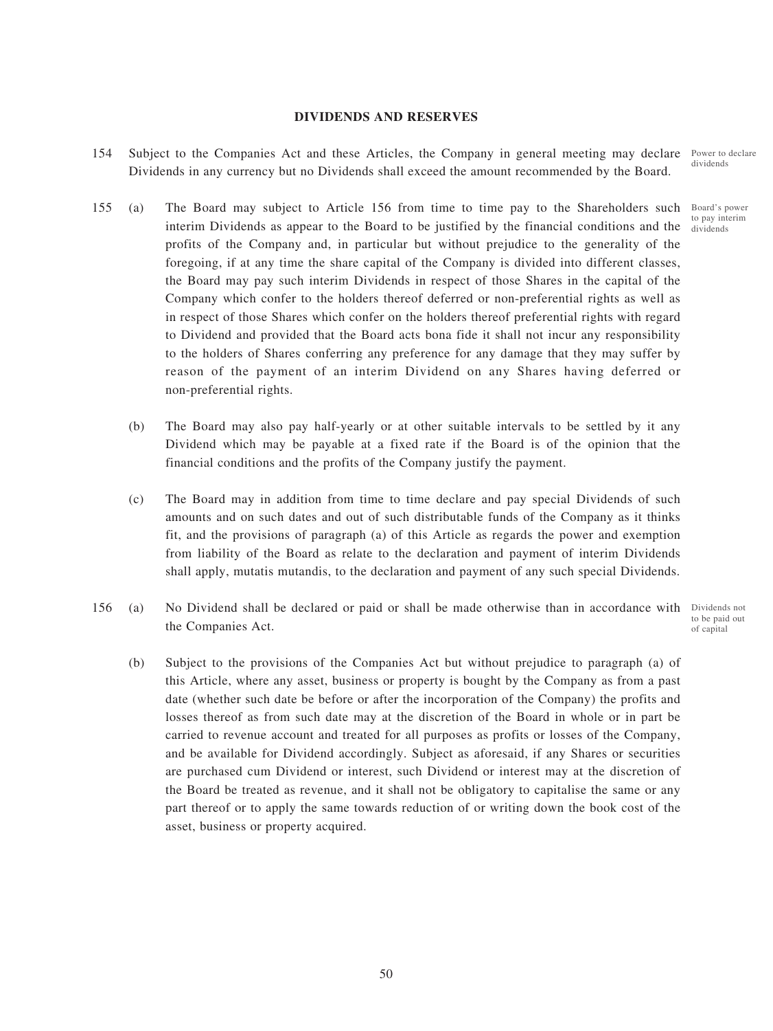## DIVIDENDS AND RESERVES

154 Subject to the Companies Act and these Articles, the Company in general meeting may declare Dividends in any currency but no Dividends shall exceed the amount recommended by the Board.

*Power to declare dividends*

155 (a) The Board may subject to Article 156 from time to time pay to the Shareholders such interim Dividends as appear to the Board to be justified by the financial conditions and the profits of the Company and, in particular but without prejudice to the generality of the foregoing, if at any time the share capital of the Company is divided into different classes, the Board may pay such interim Dividends in respect of those Shares in the capital of the Company which confer to the holders thereof deferred or non-preferential rights as well as in respect of those Shares which confer on the holders thereof preferential rights with regard to Dividend and provided that the Board acts bona fide it shall not incur any responsibility to the holders of Shares conferring any preference for any damage that they may suffer by reason of the payment of an interim Dividend on any Shares having deferred or non-preferential rights.

*Board's power to pay interim dividends*

(b) The Board may also pay half-yearly or at other suitable intervals to be settled by it any Dividend which may be payable at a fixed rate if the Board is of the opinion that the financial conditions and the profits of the Company justify the payment.

(c) The Board may in addition from time to time declare and pay special Dividends of such amounts and on such dates and out of such distributable funds of the Company as it thinks fit, and the provisions of paragraph (a) of this Article as regards the power and exemption from liability of the Board as relate to the declaration and payment of interim Dividends shall apply, mutatis mutandis, to the declaration and payment of any such special Dividends.

156 (a) No Dividend shall be declared or paid or shall be made otherwise than in accordance with the Companies Act.

*Dividends not to be paid out of capital*

(b) Subject to the provisions of the Companies Act but without prejudice to paragraph (a) of this Article, where any asset, business or property is bought by the Company as from a past date (whether such date be before or after the incorporation of the Company) the profits and losses thereof as from such date may at the discretion of the Board in whole or in part be carried to revenue account and treated for all purposes as profits or losses of the Company, and be available for Dividend accordingly. Subject as aforesaid, if any Shares or securities are purchased cum Dividend or interest, such Dividend or interest may at the discretion of the Board be treated as revenue, and it shall not be obligatory to capitalise the same or any part thereof or to apply the same towards reduction of or writing down the book cost of the asset, business or property acquired.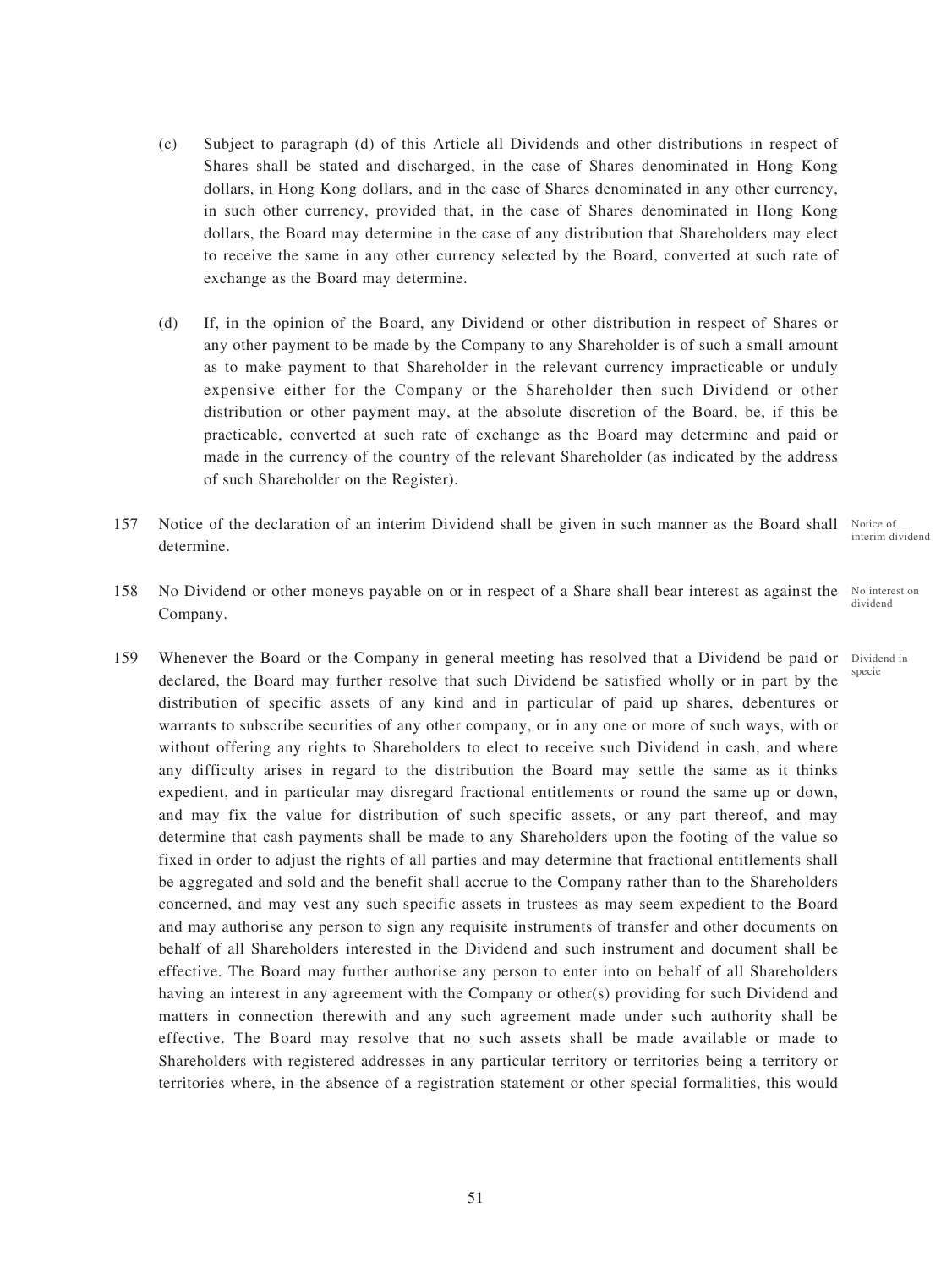(c) Subject to paragraph (d) of this Article all Dividends and other distributions in respect of Shares shall be stated and discharged, in the case of Shares denominated in Hong Kong dollars, in Hong Kong dollars, and in the case of Shares denominated in any other currency, in such other currency, provided that, in the case of Shares denominated in Hong Kong dollars, the Board may determine in the case of any distribution that Shareholders may elect to receive the same in any other currency selected by the Board, converted at such rate of exchange as the Board may determine.

(d) If, in the opinion of the Board, any Dividend or other distribution in respect of Shares or any other payment to be made by the Company to any Shareholder is of such a small amount as to make payment to that Shareholder in the relevant currency impracticable or unduly expensive either for the Company or the Shareholder then such Dividend or other distribution or other payment may, at the absolute discretion of the Board, be, if this be practicable, converted at such rate of exchange as the Board may determine and paid or made in the currency of the country of the relevant Shareholder (as indicated by the address of such Shareholder on the Register).

157 Notice of the declaration of an interim Dividend shall be given in such manner as the Board shall determine.

*Notice of interim dividend*

158 No Dividend or other moneys payable on or in respect of a Share shall bear interest as against the Company.

*No interest on dividend*

159 Whenever the Board or the Company in general meeting has resolved that a Dividend be paid or declared, the Board may further resolve that such Dividend be satisfied wholly or in part by the distribution of specific assets of any kind and in particular of paid up shares, debentures or warrants to subscribe securities of any other company, or in any one or more of such ways, with or without offering any rights to Shareholders to elect to receive such Dividend in cash, and where any difficulty arises in regard to the distribution the Board may settle the same as it thinks expedient, and in particular may disregard fractional entitlements or round the same up or down, and may fix the value for distribution of such specific assets, or any part thereof, and may determine that cash payments shall be made to any Shareholders upon the footing of the value so fixed in order to adjust the rights of all parties and may determine that fractional entitlements shall be aggregated and sold and the benefit shall accrue to the Company rather than to the Shareholders concerned, and may vest any such specific assets in trustees as may seem expedient to the Board and may authorise any person to sign any requisite instruments of transfer and other documents on behalf of all Shareholders interested in the Dividend and such instrument and document shall be effective. The Board may further authorise any person to enter into on behalf of all Shareholders having an interest in any agreement with the Company or other(s) providing for such Dividend and matters in connection therewith and any such agreement made under such authority shall be effective. The Board may resolve that no such assets shall be made available or made to Shareholders with registered addresses in any particular territory or territories being a territory or territories where, in the absence of a registration statement or other special formalities, this would

*Dividend in specie*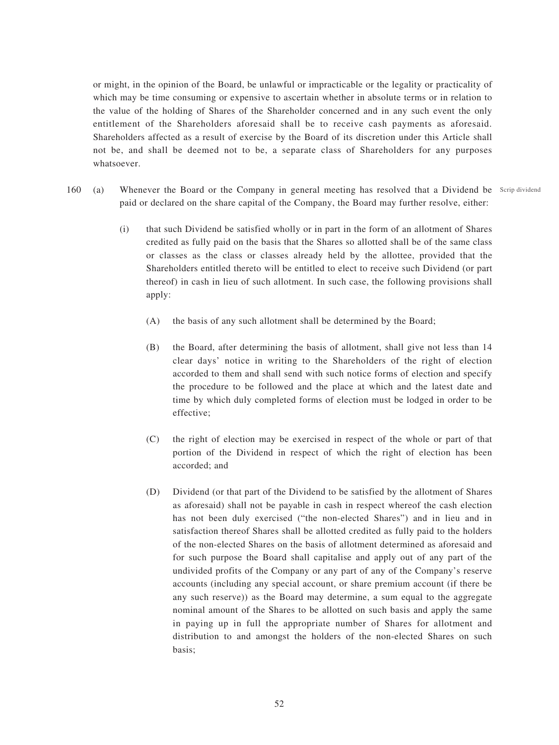or might, in the opinion of the Board, be unlawful or impracticable or the legality or practicality of which may be time consuming or expensive to ascertain whether in absolute terms or in relation to the value of the holding of Shares of the Shareholder concerned and in any such event the only entitlement of the Shareholders aforesaid shall be to receive cash payments as aforesaid. Shareholders affected as a result of exercise by the Board of its discretion under this Article shall not be, and shall be deemed not to be, a separate class of Shareholders for any purposes whatsoever.

160 (a) Whenever the Board or the Company in general meeting has resolved that a Dividend be paid or declared on the share capital of the Company, the Board may further resolve, either: *Scrip dividend*

(i) that such Dividend be satisfied wholly or in part in the form of an allotment of Shares credited as fully paid on the basis that the Shares so allotted shall be of the same class or classes as the class or classes already held by the allottee, provided that the Shareholders entitled thereto will be entitled to elect to receive such Dividend (or part thereof) in cash in lieu of such allotment. In such case, the following provisions shall apply:

(A) the basis of any such allotment shall be determined by the Board;

(B) the Board, after determining the basis of allotment, shall give not less than 14 clear days' notice in writing to the Shareholders of the right of election accorded to them and shall send with such notice forms of election and specify the procedure to be followed and the place at which and the latest date and time by which duly completed forms of election must be lodged in order to be effective;

(C) the right of election may be exercised in respect of the whole or part of that portion of the Dividend in respect of which the right of election has been accorded; and

(D) Dividend (or that part of the Dividend to be satisfied by the allotment of Shares as aforesaid) shall not be payable in cash in respect whereof the cash election has not been duly exercised ("the non-elected Shares") and in lieu and in satisfaction thereof Shares shall be allotted credited as fully paid to the holders of the non-elected Shares on the basis of allotment determined as aforesaid and for such purpose the Board shall capitalise and apply out of any part of the undivided profits of the Company or any part of any of the Company's reserve accounts (including any special account, or share premium account (if there be any such reserve)) as the Board may determine, a sum equal to the aggregate nominal amount of the Shares to be allotted on such basis and apply the same in paying up in full the appropriate number of Shares for allotment and distribution to and amongst the holders of the non-elected Shares on such basis;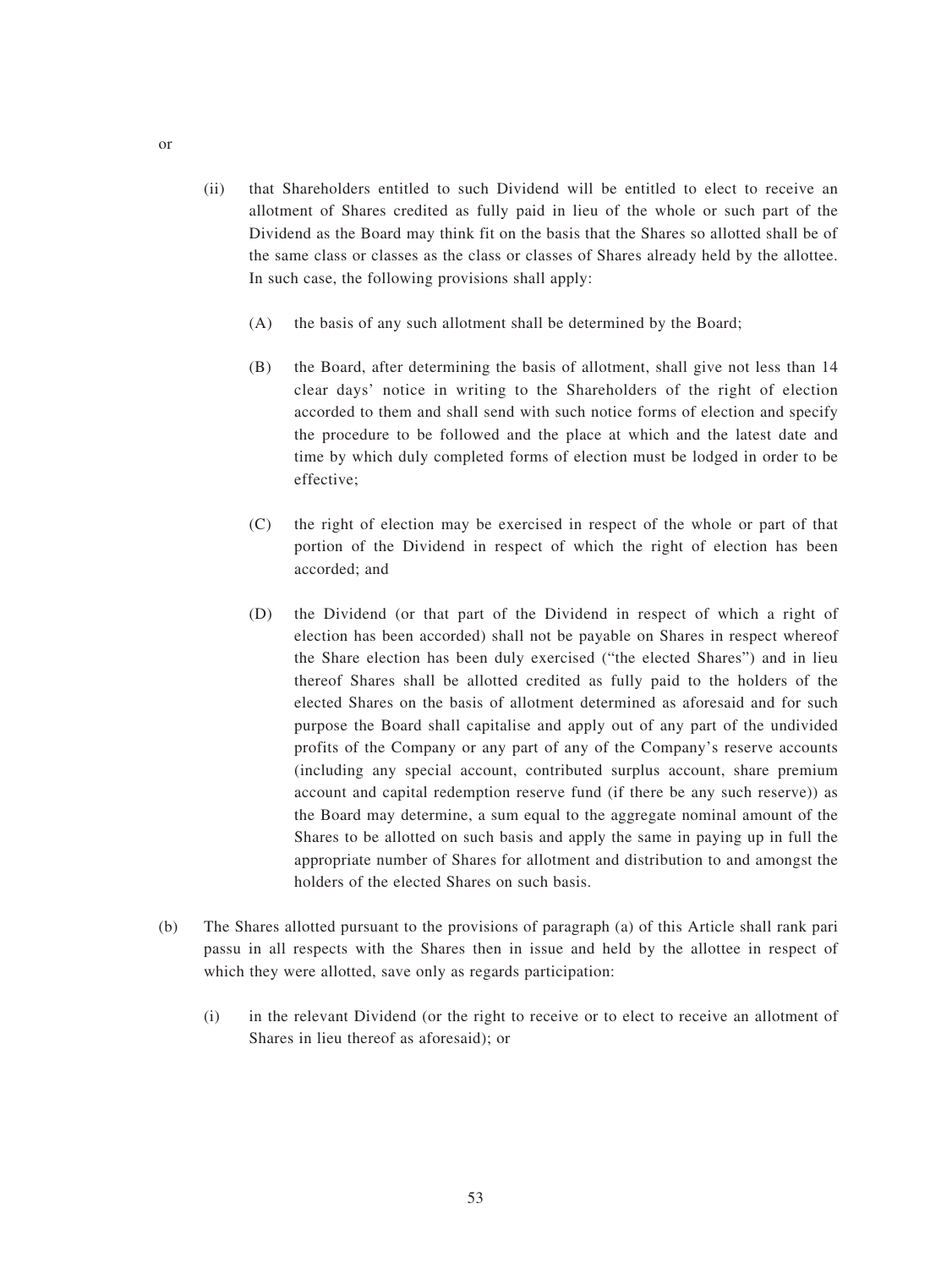or

(ii) that Shareholders entitled to such Dividend will be entitled to elect to receive an allotment of Shares credited as fully paid in lieu of the whole or such part of the Dividend as the Board may think fit on the basis that the Shares so allotted shall be of the same class or classes as the class or classes of Shares already held by the allottee. In such case, the following provisions shall apply:

   (A) the basis of any such allotment shall be determined by the Board;

   (B) the Board, after determining the basis of allotment, shall give not less than 14 clear days' notice in writing to the Shareholders of the right of election accorded to them and shall send with such notice forms of election and specify the procedure to be followed and the place at which and the latest date and time by which duly completed forms of election must be lodged in order to be effective;

   (C) the right of election may be exercised in respect of the whole or part of that portion of the Dividend in respect of which the right of election has been accorded; and

   (D) the Dividend (or that part of the Dividend in respect of which a right of election has been accorded) shall not be payable on Shares in respect whereof the Share election has been duly exercised ("the elected Shares") and in lieu thereof Shares shall be allotted credited as fully paid to the holders of the elected Shares on the basis of allotment determined as aforesaid and for such purpose the Board shall capitalise and apply out of any part of the undivided profits of the Company or any part of any of the Company's reserve accounts (including any special account, contributed surplus account, share premium account and capital redemption reserve fund (if there be any such reserve)) as the Board may determine, a sum equal to the aggregate nominal amount of the Shares to be allotted on such basis and apply the same in paying up in full the appropriate number of Shares for allotment and distribution to and amongst the holders of the elected Shares on such basis.

(b) The Shares allotted pursuant to the provisions of paragraph (a) of this Article shall rank pari passu in all respects with the Shares then in issue and held by the allottee in respect of which they were allotted, save only as regards participation:

   (i) in the relevant Dividend (or the right to receive or to elect to receive an allotment of Shares in lieu thereof as aforesaid); or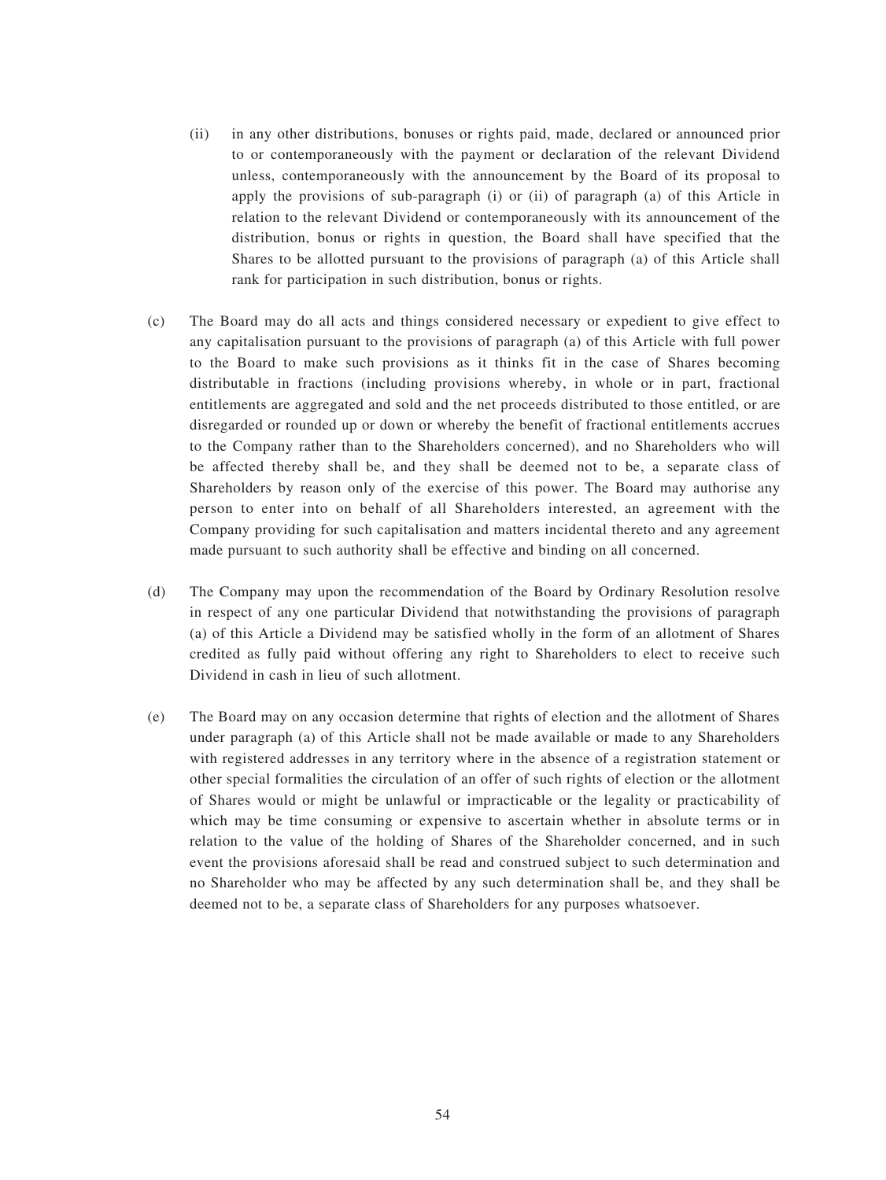(ii) in any other distributions, bonuses or rights paid, made, declared or announced prior to or contemporaneously with the payment or declaration of the relevant Dividend unless, contemporaneously with the announcement by the Board of its proposal to apply the provisions of sub-paragraph (i) or (ii) of paragraph (a) of this Article in relation to the relevant Dividend or contemporaneously with its announcement of the distribution, bonus or rights in question, the Board shall have specified that the Shares to be allotted pursuant to the provisions of paragraph (a) of this Article shall rank for participation in such distribution, bonus or rights.

(c) The Board may do all acts and things considered necessary or expedient to give effect to any capitalisation pursuant to the provisions of paragraph (a) of this Article with full power to the Board to make such provisions as it thinks fit in the case of Shares becoming distributable in fractions (including provisions whereby, in whole or in part, fractional entitlements are aggregated and sold and the net proceeds distributed to those entitled, or are disregarded or rounded up or down or whereby the benefit of fractional entitlements accrues to the Company rather than to the Shareholders concerned), and no Shareholders who will be affected thereby shall be, and they shall be deemed not to be, a separate class of Shareholders by reason only of the exercise of this power. The Board may authorise any person to enter into on behalf of all Shareholders interested, an agreement with the Company providing for such capitalisation and matters incidental thereto and any agreement made pursuant to such authority shall be effective and binding on all concerned.

(d) The Company may upon the recommendation of the Board by Ordinary Resolution resolve in respect of any one particular Dividend that notwithstanding the provisions of paragraph (a) of this Article a Dividend may be satisfied wholly in the form of an allotment of Shares credited as fully paid without offering any right to Shareholders to elect to receive such Dividend in cash in lieu of such allotment.

(e) The Board may on any occasion determine that rights of election and the allotment of Shares under paragraph (a) of this Article shall not be made available or made to any Shareholders with registered addresses in any territory where in the absence of a registration statement or other special formalities the circulation of an offer of such rights of election or the allotment of Shares would or might be unlawful or impracticable or the legality or practicability of which may be time consuming or expensive to ascertain whether in absolute terms or in relation to the value of the holding of Shares of the Shareholder concerned, and in such event the provisions aforesaid shall be read and construed subject to such determination and no Shareholder who may be affected by any such determination shall be, and they shall be deemed not to be, a separate class of Shareholders for any purposes whatsoever.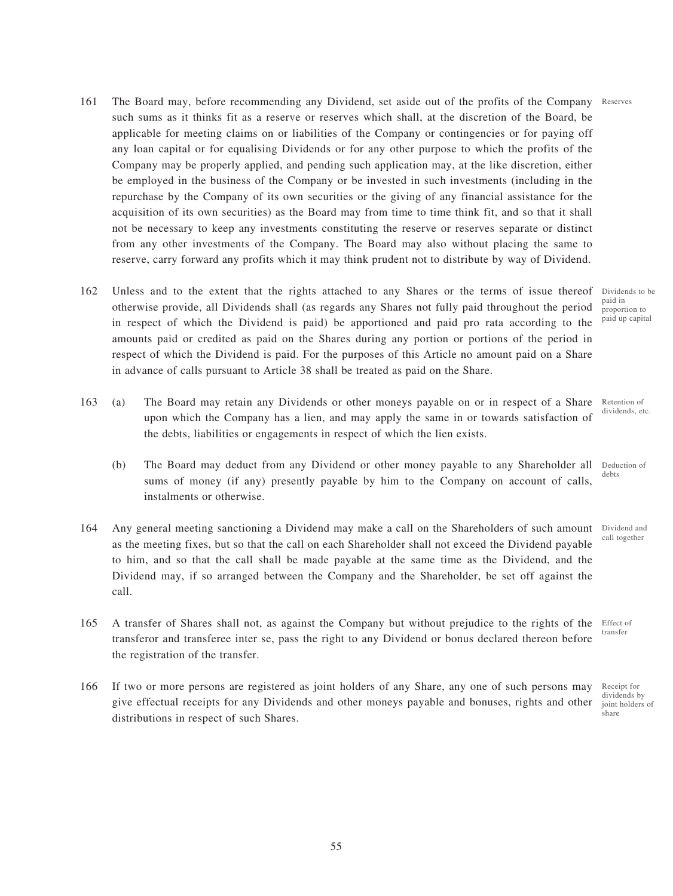161 The Board may, before recommending any Dividend, set aside out of the profits of the Company such sums as it thinks fit as a reserve or reserves which shall, at the discretion of the Board, be applicable for meeting claims on or liabilities of the Company or contingencies or for paying off any loan capital or for equalising Dividends or for any other purpose to which the profits of the Company may be properly applied, and pending such application may, at the like discretion, either be employed in the business of the Company or be invested in such investments (including in the repurchase by the Company of its own securities or the giving of any financial assistance for the acquisition of its own securities) as the Board may from time to time think fit, and so that it shall not be necessary to keep any investments constituting the reserve or reserves separate or distinct from any other investments of the Company. The Board may also without placing the same to reserve, carry forward any profits which it may think prudent not to distribute by way of Dividend. *Reserves*

162 Unless and to the extent that the rights attached to any Shares or the terms of issue thereof otherwise provide, all Dividends shall (as regards any Shares not fully paid throughout the period in respect of which the Dividend is paid) be apportioned and paid pro rata according to the amounts paid or credited as paid on the Shares during any portion or portions of the period in respect of which the Dividend is paid. For the purposes of this Article no amount paid on a Share in advance of calls pursuant to Article 38 shall be treated as paid on the Share. *Dividends to be paid in proportion to paid up capital*

163 (a) The Board may retain any Dividends or other moneys payable on or in respect of a Share upon which the Company has a lien, and may apply the same in or towards satisfaction of the debts, liabilities or engagements in respect of which the lien exists. *Retention of dividends, etc.*

(b) The Board may deduct from any Dividend or other money payable to any Shareholder all sums of money (if any) presently payable by him to the Company on account of calls, instalments or otherwise. *Deduction of debts*

164 Any general meeting sanctioning a Dividend may make a call on the Shareholders of such amount as the meeting fixes, but so that the call on each Shareholder shall not exceed the Dividend payable to him, and so that the call shall be made payable at the same time as the Dividend, and the Dividend may, if so arranged between the Company and the Shareholder, be set off against the call. *Dividend and call together*

165 A transfer of Shares shall not, as against the Company but without prejudice to the rights of the transferor and transferee inter se, pass the right to any Dividend or bonus declared thereon before the registration of the transfer. *Effect of transfer*

166 If two or more persons are registered as joint holders of any Share, any one of such persons may give effectual receipts for any Dividends and other moneys payable and bonuses, rights and other distributions in respect of such Shares. *Receipt for dividends by joint holders of share*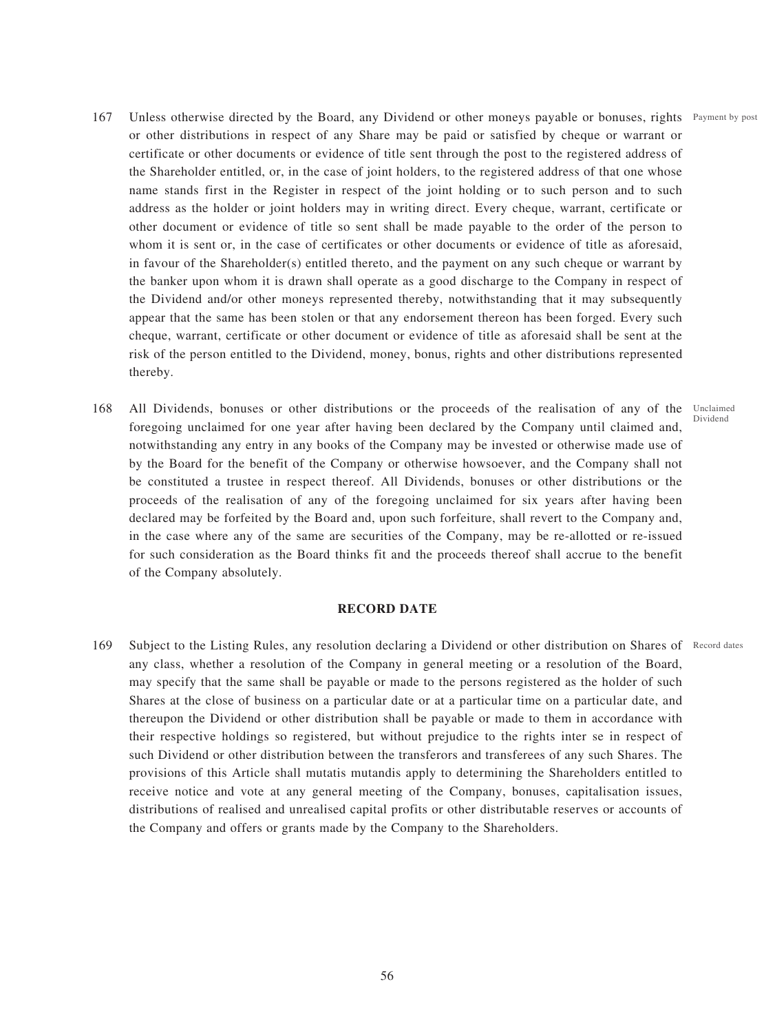167 Unless otherwise directed by the Board, any Dividend or other moneys payable or bonuses, rights or other distributions in respect of any Share may be paid or satisfied by cheque or warrant or certificate or other documents or evidence of title sent through the post to the registered address of the Shareholder entitled, or, in the case of joint holders, to the registered address of that one whose name stands first in the Register in respect of the joint holding or to such person and to such address as the holder or joint holders may in writing direct. Every cheque, warrant, certificate or other document or evidence of title so sent shall be made payable to the order of the person to whom it is sent or, in the case of certificates or other documents or evidence of title as aforesaid, in favour of the Shareholder(s) entitled thereto, and the payment on any such cheque or warrant by the banker upon whom it is drawn shall operate as a good discharge to the Company in respect of the Dividend and/or other moneys represented thereby, notwithstanding that it may subsequently appear that the same has been stolen or that any endorsement thereon has been forged. Every such cheque, warrant, certificate or other document or evidence of title as aforesaid shall be sent at the risk of the person entitled to the Dividend, money, bonus, rights and other distributions represented thereby. *Payment by post*

168 All Dividends, bonuses or other distributions or the proceeds of the realisation of any of the foregoing unclaimed for one year after having been declared by the Company until claimed and, notwithstanding any entry in any books of the Company may be invested or otherwise made use of by the Board for the benefit of the Company or otherwise howsoever, and the Company shall not be constituted a trustee in respect thereof. All Dividends, bonuses or other distributions or the proceeds of the realisation of any of the foregoing unclaimed for six years after having been declared may be forfeited by the Board and, upon such forfeiture, shall revert to the Company and, in the case where any of the same are securities of the Company, may be re-allotted or re-issued for such consideration as the Board thinks fit and the proceeds thereof shall accrue to the benefit of the Company absolutely. *Unclaimed Dividend*

## RECORD DATE

169 Subject to the Listing Rules, any resolution declaring a Dividend or other distribution on Shares of any class, whether a resolution of the Company in general meeting or a resolution of the Board, may specify that the same shall be payable or made to the persons registered as the holder of such Shares at the close of business on a particular date or at a particular time on a particular date, and thereupon the Dividend or other distribution shall be payable or made to them in accordance with their respective holdings so registered, but without prejudice to the rights inter se in respect of such Dividend or other distribution between the transferors and transferees of any such Shares. The provisions of this Article shall mutatis mutandis apply to determining the Shareholders entitled to receive notice and vote at any general meeting of the Company, bonuses, capitalisation issues, distributions of realised and unrealised capital profits or other distributable reserves or accounts of the Company and offers or grants made by the Company to the Shareholders. *Record dates*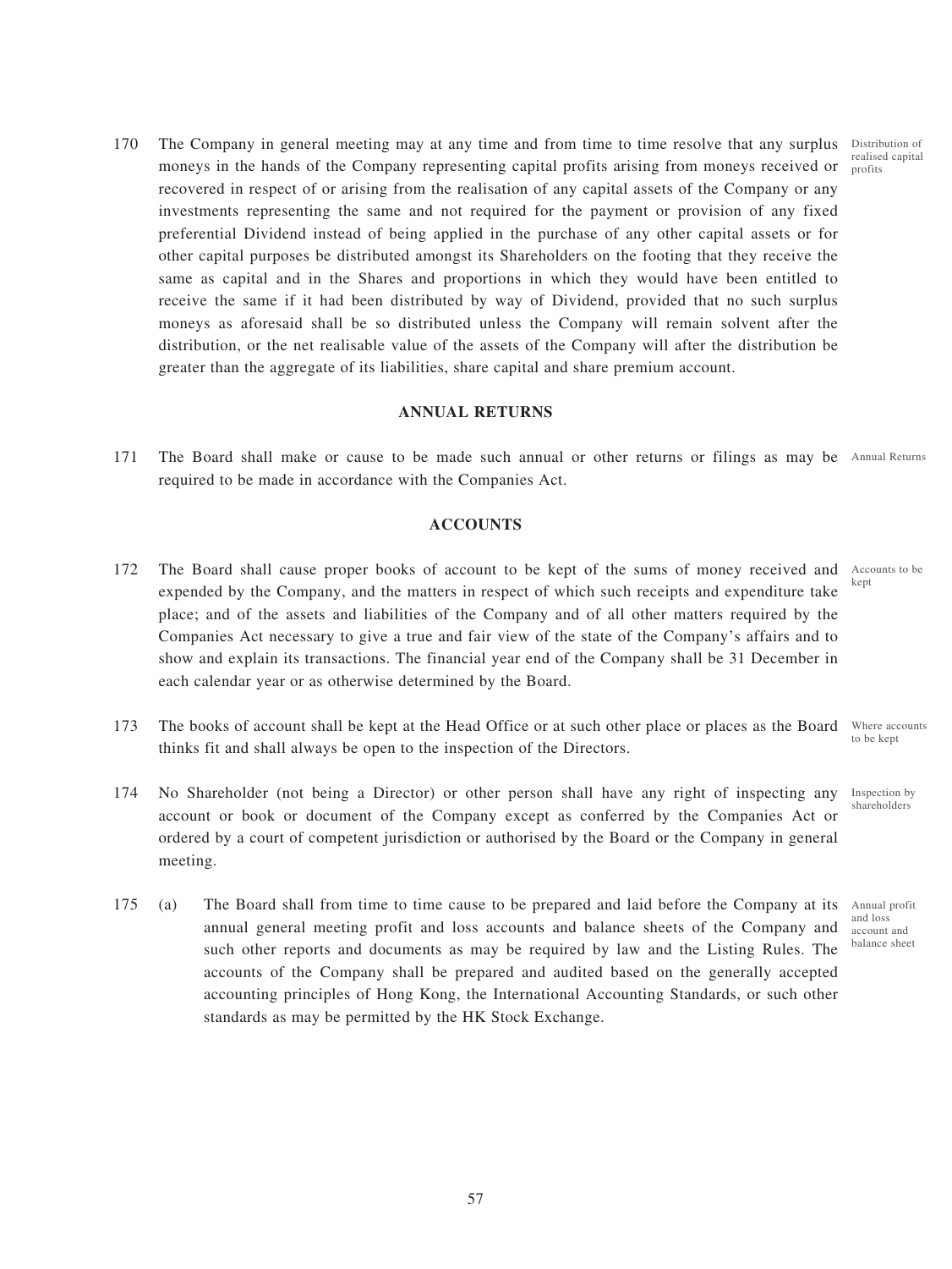170 The Company in general meeting may at any time and from time to time resolve that any surplus moneys in the hands of the Company representing capital profits arising from moneys received or recovered in respect of or arising from the realisation of any capital assets of the Company or any investments representing the same and not required for the payment or provision of any fixed preferential Dividend instead of being applied in the purchase of any other capital assets or for other capital purposes be distributed amongst its Shareholders on the footing that they receive the same as capital and in the Shares and proportions in which they would have been entitled to receive the same if it had been distributed by way of Dividend, provided that no such surplus moneys as aforesaid shall be so distributed unless the Company will remain solvent after the distribution, or the net realisable value of the assets of the Company will after the distribution be greater than the aggregate of its liabilities, share capital and share premium account. *Distribution of realised capital profits*

## ANNUAL RETURNS

171 The Board shall make or cause to be made such annual or other returns or filings as may be required to be made in accordance with the Companies Act. *Annual Returns*

## ACCOUNTS

172 The Board shall cause proper books of account to be kept of the sums of money received and expended by the Company, and the matters in respect of which such receipts and expenditure take place; and of the assets and liabilities of the Company and of all other matters required by the Companies Act necessary to give a true and fair view of the state of the Company's affairs and to show and explain its transactions. The financial year end of the Company shall be 31 December in each calendar year or as otherwise determined by the Board. *Accounts to be kept*

173 The books of account shall be kept at the Head Office or at such other place or places as the Board thinks fit and shall always be open to the inspection of the Directors. *Where accounts to be kept*

174 No Shareholder (not being a Director) or other person shall have any right of inspecting any account or book or document of the Company except as conferred by the Companies Act or ordered by a court of competent jurisdiction or authorised by the Board or the Company in general meeting. *Inspection by shareholders*

175 (a) The Board shall from time to time cause to be prepared and laid before the Company at its annual general meeting profit and loss accounts and balance sheets of the Company and such other reports and documents as may be required by law and the Listing Rules. The accounts of the Company shall be prepared and audited based on the generally accepted accounting principles of Hong Kong, the International Accounting Standards, or such other standards as may be permitted by the HK Stock Exchange. *Annual profit and loss account and balance sheet*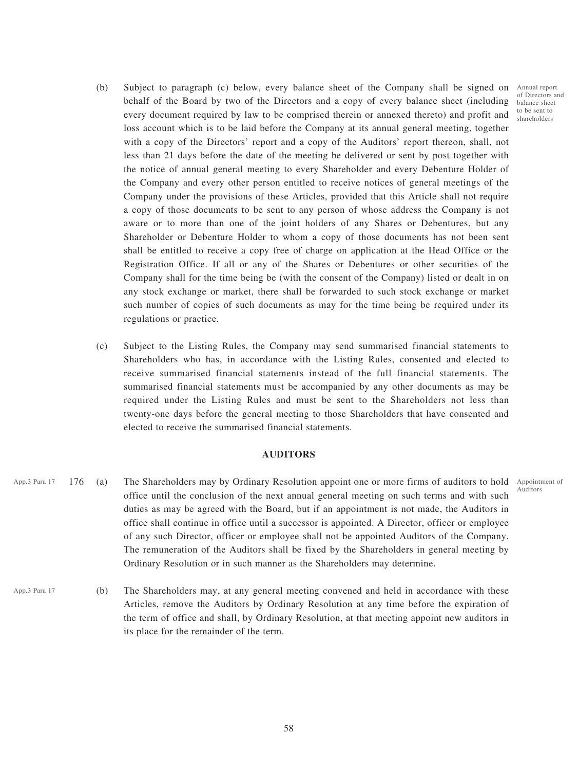(b) Subject to paragraph (c) below, every balance sheet of the Company shall be signed on behalf of the Board by two of the Directors and a copy of every balance sheet (including every document required by law to be comprised therein or annexed thereto) and profit and loss account which is to be laid before the Company at its annual general meeting, together with a copy of the Directors' report and a copy of the Auditors' report thereon, shall, not less than 21 days before the date of the meeting be delivered or sent by post together with the notice of annual general meeting to every Shareholder and every Debenture Holder of the Company and every other person entitled to receive notices of general meetings of the Company under the provisions of these Articles, provided that this Article shall not require a copy of those documents to be sent to any person of whose address the Company is not aware or to more than one of the joint holders of any Shares or Debentures, but any Shareholder or Debenture Holder to whom a copy of those documents has not been sent shall be entitled to receive a copy free of charge on application at the Head Office or the Registration Office. If all or any of the Shares or Debentures or other securities of the Company shall for the time being be (with the consent of the Company) listed or dealt in on any stock exchange or market, there shall be forwarded to such stock exchange or market such number of copies of such documents as may for the time being be required under its regulations or practice.

*Annual report of Directors and balance sheet to be sent to shareholders*

(c) Subject to the Listing Rules, the Company may send summarised financial statements to Shareholders who has, in accordance with the Listing Rules, consented and elected to receive summarised financial statements instead of the full financial statements. The summarised financial statements must be accompanied by any other documents as may be required under the Listing Rules and must be sent to the Shareholders not less than twenty-one days before the general meeting to those Shareholders that have consented and elected to receive the summarised financial statements.

## AUDITORS

*App.3 Para 17*

176 (a) The Shareholders may by Ordinary Resolution appoint one or more firms of auditors to hold office until the conclusion of the next annual general meeting on such terms and with such duties as may be agreed with the Board, but if an appointment is not made, the Auditors in office shall continue in office until a successor is appointed. A Director, officer or employee of any such Director, officer or employee shall not be appointed Auditors of the Company. The remuneration of the Auditors shall be fixed by the Shareholders in general meeting by Ordinary Resolution or in such manner as the Shareholders may determine.

*Appointment of Auditors*

*App.3 Para 17*

(b) The Shareholders may, at any general meeting convened and held in accordance with these Articles, remove the Auditors by Ordinary Resolution at any time before the expiration of the term of office and shall, by Ordinary Resolution, at that meeting appoint new auditors in its place for the remainder of the term.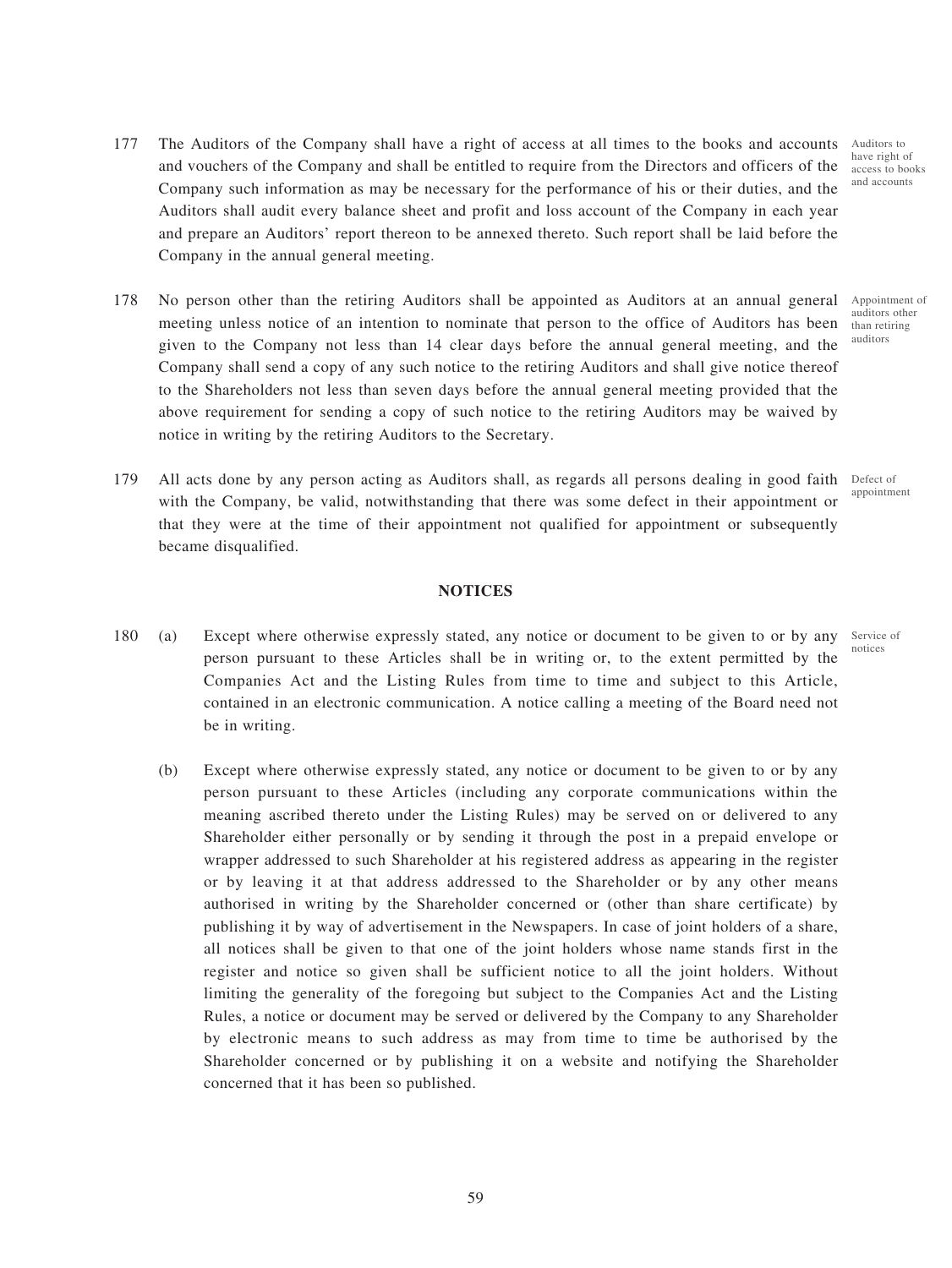177 The Auditors of the Company shall have a right of access at all times to the books and accounts and vouchers of the Company and shall be entitled to require from the Directors and officers of the Company such information as may be necessary for the performance of his or their duties, and the Auditors shall audit every balance sheet and profit and loss account of the Company in each year and prepare an Auditors' report thereon to be annexed thereto. Such report shall be laid before the Company in the annual general meeting.

*Auditors to have right of access to books and accounts*

178 No person other than the retiring Auditors shall be appointed as Auditors at an annual general meeting unless notice of an intention to nominate that person to the office of Auditors has been given to the Company not less than 14 clear days before the annual general meeting, and the Company shall send a copy of any such notice to the retiring Auditors and shall give notice thereof to the Shareholders not less than seven days before the annual general meeting provided that the above requirement for sending a copy of such notice to the retiring Auditors may be waived by notice in writing by the retiring Auditors to the Secretary.

*Appointment of auditors other than retiring auditors*

179 All acts done by any person acting as Auditors shall, as regards all persons dealing in good faith with the Company, be valid, notwithstanding that there was some defect in their appointment or that they were at the time of their appointment not qualified for appointment or subsequently became disqualified.

*Defect of appointment*

## NOTICES

180 (a) Except where otherwise expressly stated, any notice or document to be given to or by any person pursuant to these Articles shall be in writing or, to the extent permitted by the Companies Act and the Listing Rules from time to time and subject to this Article, contained in an electronic communication. A notice calling a meeting of the Board need not be in writing.

*Service of notices*

(b) Except where otherwise expressly stated, any notice or document to be given to or by any person pursuant to these Articles (including any corporate communications within the meaning ascribed thereto under the Listing Rules) may be served on or delivered to any Shareholder either personally or by sending it through the post in a prepaid envelope or wrapper addressed to such Shareholder at his registered address as appearing in the register or by leaving it at that address addressed to the Shareholder or by any other means authorised in writing by the Shareholder concerned or (other than share certificate) by publishing it by way of advertisement in the Newspapers. In case of joint holders of a share, all notices shall be given to that one of the joint holders whose name stands first in the register and notice so given shall be sufficient notice to all the joint holders. Without limiting the generality of the foregoing but subject to the Companies Act and the Listing Rules, a notice or document may be served or delivered by the Company to any Shareholder by electronic means to such address as may from time to time be authorised by the Shareholder concerned or by publishing it on a website and notifying the Shareholder concerned that it has been so published.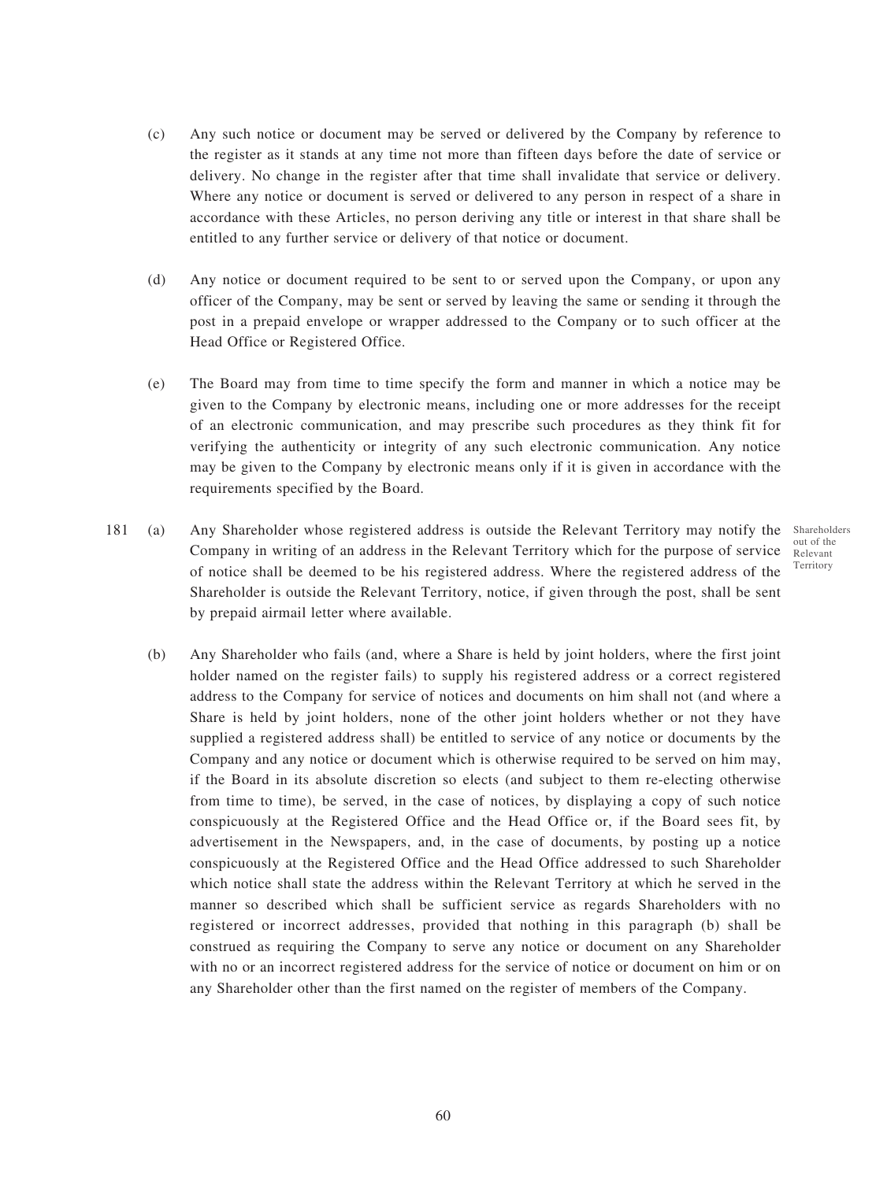(c) Any such notice or document may be served or delivered by the Company by reference to the register as it stands at any time not more than fifteen days before the date of service or delivery. No change in the register after that time shall invalidate that service or delivery. Where any notice or document is served or delivered to any person in respect of a share in accordance with these Articles, no person deriving any title or interest in that share shall be entitled to any further service or delivery of that notice or document.

(d) Any notice or document required to be sent to or served upon the Company, or upon any officer of the Company, may be sent or served by leaving the same or sending it through the post in a prepaid envelope or wrapper addressed to the Company or to such officer at the Head Office or Registered Office.

(e) The Board may from time to time specify the form and manner in which a notice may be given to the Company by electronic means, including one or more addresses for the receipt of an electronic communication, and may prescribe such procedures as they think fit for verifying the authenticity or integrity of any such electronic communication. Any notice may be given to the Company by electronic means only if it is given in accordance with the requirements specified by the Board.

Shareholders out of the Relevant Territory

181 (a) Any Shareholder whose registered address is outside the Relevant Territory may notify the Company in writing of an address in the Relevant Territory which for the purpose of service of notice shall be deemed to be his registered address. Where the registered address of the Shareholder is outside the Relevant Territory, notice, if given through the post, shall be sent by prepaid airmail letter where available.

(b) Any Shareholder who fails (and, where a Share is held by joint holders, where the first joint holder named on the register fails) to supply his registered address or a correct registered address to the Company for service of notices and documents on him shall not (and where a Share is held by joint holders, none of the other joint holders whether or not they have supplied a registered address shall) be entitled to service of any notice or documents by the Company and any notice or document which is otherwise required to be served on him may, if the Board in its absolute discretion so elects (and subject to them re-electing otherwise from time to time), be served, in the case of notices, by displaying a copy of such notice conspicuously at the Registered Office and the Head Office or, if the Board sees fit, by advertisement in the Newspapers, and, in the case of documents, by posting up a notice conspicuously at the Registered Office and the Head Office addressed to such Shareholder which notice shall state the address within the Relevant Territory at which he served in the manner so described which shall be sufficient service as regards Shareholders with no registered or incorrect addresses, provided that nothing in this paragraph (b) shall be construed as requiring the Company to serve any notice or document on any Shareholder with no or an incorrect registered address for the service of notice or document on him or on any Shareholder other than the first named on the register of members of the Company.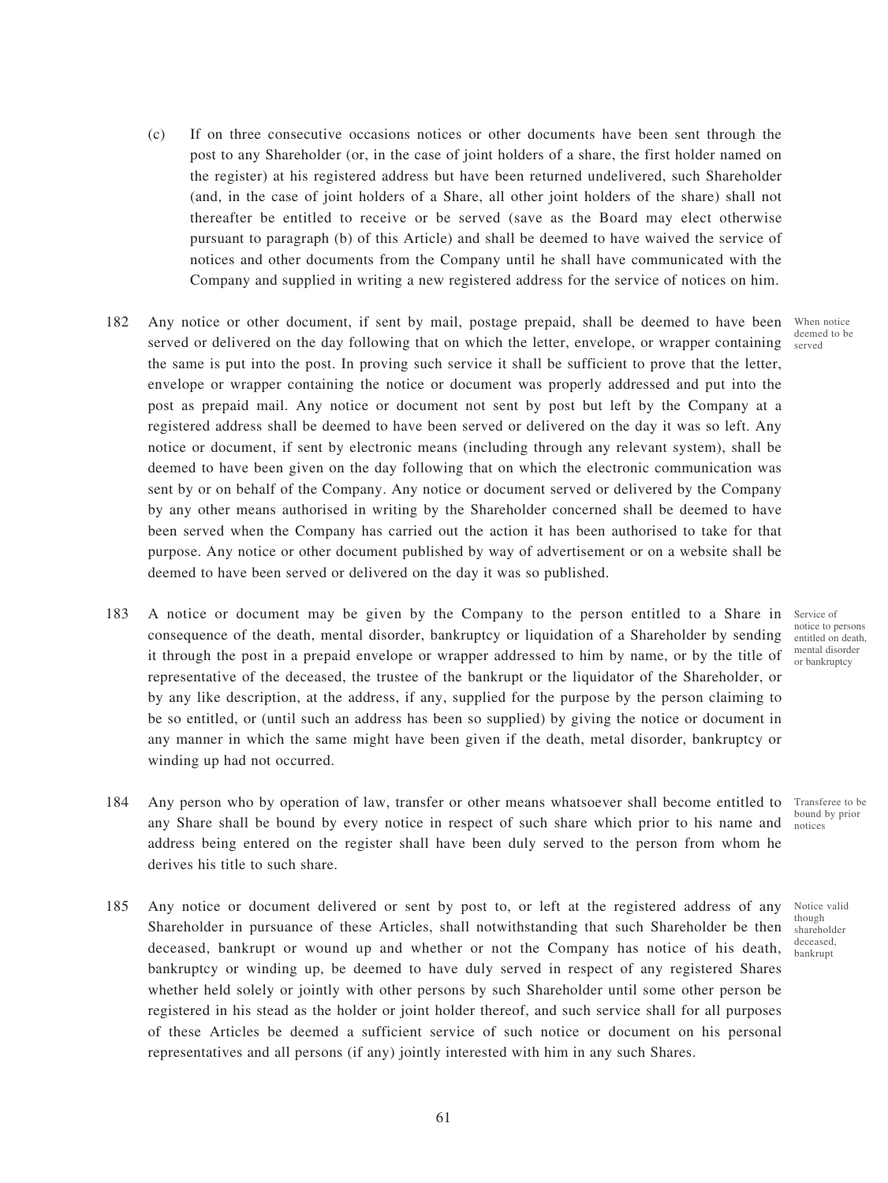(c) If on three consecutive occasions notices or other documents have been sent through the post to any Shareholder (or, in the case of joint holders of a share, the first holder named on the register) at his registered address but have been returned undelivered, such Shareholder (and, in the case of joint holders of a Share, all other joint holders of the share) shall not thereafter be entitled to receive or be served (save as the Board may elect otherwise pursuant to paragraph (b) of this Article) and shall be deemed to have waived the service of notices and other documents from the Company until he shall have communicated with the Company and supplied in writing a new registered address for the service of notices on him.

182 Any notice or other document, if sent by mail, postage prepaid, shall be deemed to have been served or delivered on the day following that on which the letter, envelope, or wrapper containing the same is put into the post. In proving such service it shall be sufficient to prove that the letter, envelope or wrapper containing the notice or document was properly addressed and put into the post as prepaid mail. Any notice or document not sent by post but left by the Company at a registered address shall be deemed to have been served or delivered on the day it was so left. Any notice or document, if sent by electronic means (including through any relevant system), shall be deemed to have been given on the day following that on which the electronic communication was sent by or on behalf of the Company. Any notice or document served or delivered by the Company by any other means authorised in writing by the Shareholder concerned shall be deemed to have been served when the Company has carried out the action it has been authorised to take for that purpose. Any notice or other document published by way of advertisement or on a website shall be deemed to have been served or delivered on the day it was so published.

*When notice deemed to be served*

183 A notice or document may be given by the Company to the person entitled to a Share in consequence of the death, mental disorder, bankruptcy or liquidation of a Shareholder by sending it through the post in a prepaid envelope or wrapper addressed to him by name, or by the title of representative of the deceased, the trustee of the bankrupt or the liquidator of the Shareholder, or by any like description, at the address, if any, supplied for the purpose by the person claiming to be so entitled, or (until such an address has been so supplied) by giving the notice or document in any manner in which the same might have been given if the death, metal disorder, bankruptcy or winding up had not occurred.

*Service of notice to persons entitled on death, mental disorder or bankruptcy*

184 Any person who by operation of law, transfer or other means whatsoever shall become entitled to any Share shall be bound by every notice in respect of such share which prior to his name and address being entered on the register shall have been duly served to the person from whom he derives his title to such share.

*Transferee to be bound by prior notices*

185 Any notice or document delivered or sent by post to, or left at the registered address of any Shareholder in pursuance of these Articles, shall notwithstanding that such Shareholder be then deceased, bankrupt or wound up and whether or not the Company has notice of his death, bankruptcy or winding up, be deemed to have duly served in respect of any registered Shares whether held solely or jointly with other persons by such Shareholder until some other person be registered in his stead as the holder or joint holder thereof, and such service shall for all purposes of these Articles be deemed a sufficient service of such notice or document on his personal representatives and all persons (if any) jointly interested with him in any such Shares.

*Notice valid though shareholder deceased, bankrupt*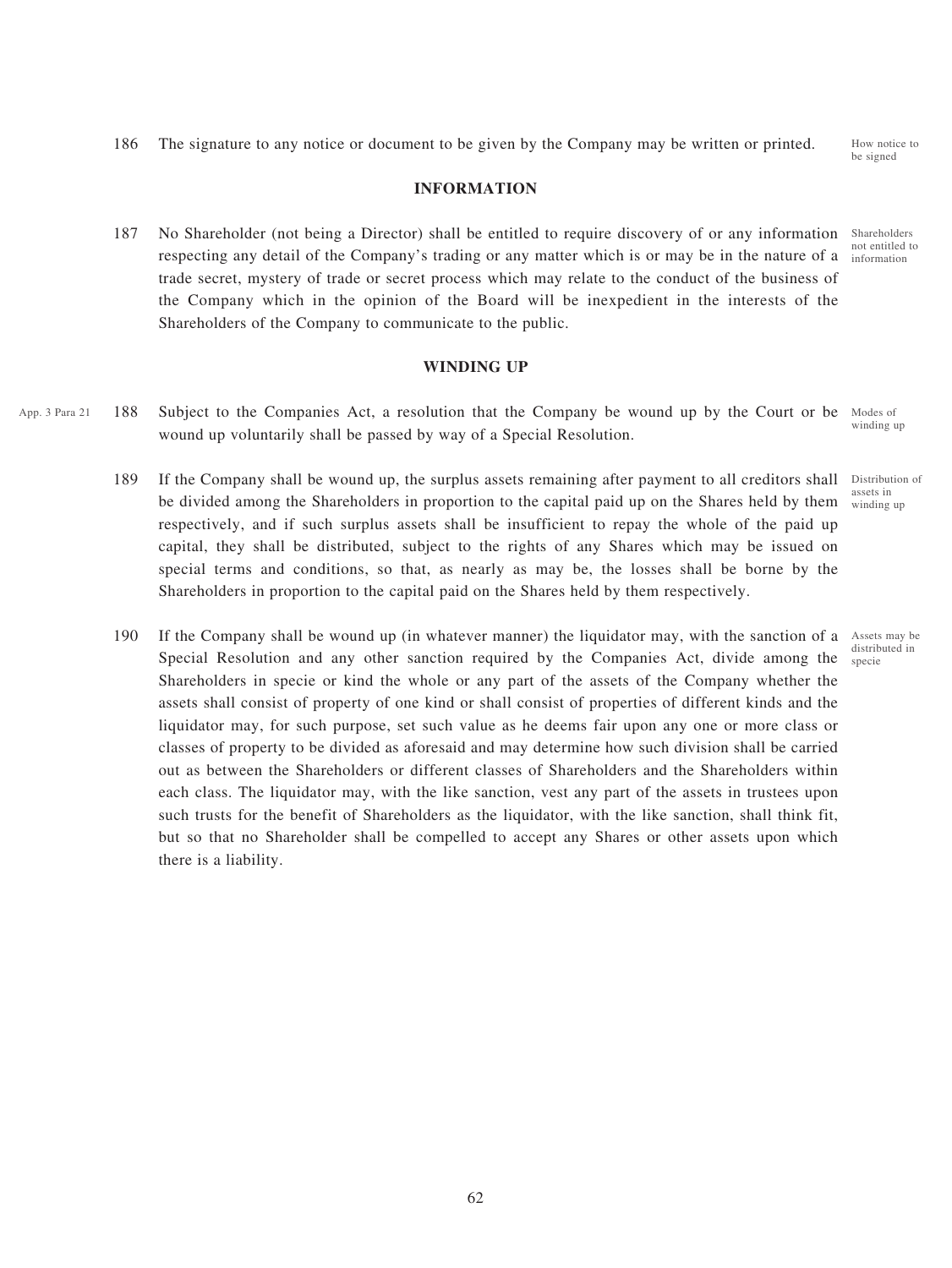186 The signature to any notice or document to be given by the Company may be written or printed. How notice to be signed

## INFORMATION

187 No Shareholder (not being a Director) shall be entitled to require discovery of or any information respecting any detail of the Company's trading or any matter which is or may be in the nature of a trade secret, mystery of trade or secret process which may relate to the conduct of the business of the Company which in the opinion of the Board will be inexpedient in the interests of the Shareholders of the Company to communicate to the public. Shareholders not entitled to information

## WINDING UP

App. 3 Para 21 188 Subject to the Companies Act, a resolution that the Company be wound up by the Court or be wound up voluntarily shall be passed by way of a Special Resolution. Modes of winding up

189 If the Company shall be wound up, the surplus assets remaining after payment to all creditors shall be divided among the Shareholders in proportion to the capital paid up on the Shares held by them respectively, and if such surplus assets shall be insufficient to repay the whole of the paid up capital, they shall be distributed, subject to the rights of any Shares which may be issued on special terms and conditions, so that, as nearly as may be, the losses shall be borne by the Shareholders in proportion to the capital paid on the Shares held by them respectively. Distribution of assets in winding up

190 If the Company shall be wound up (in whatever manner) the liquidator may, with the sanction of a Special Resolution and any other sanction required by the Companies Act, divide among the Shareholders in specie or kind the whole or any part of the assets of the Company whether the assets shall consist of property of one kind or shall consist of properties of different kinds and the liquidator may, for such purpose, set such value as he deems fair upon any one or more class or classes of property to be divided as aforesaid and may determine how such division shall be carried out as between the Shareholders or different classes of Shareholders and the Shareholders within each class. The liquidator may, with the like sanction, vest any part of the assets in trustees upon such trusts for the benefit of Shareholders as the liquidator, with the like sanction, shall think fit, but so that no Shareholder shall be compelled to accept any Shares or other assets upon which there is a liability. Assets may be distributed in specie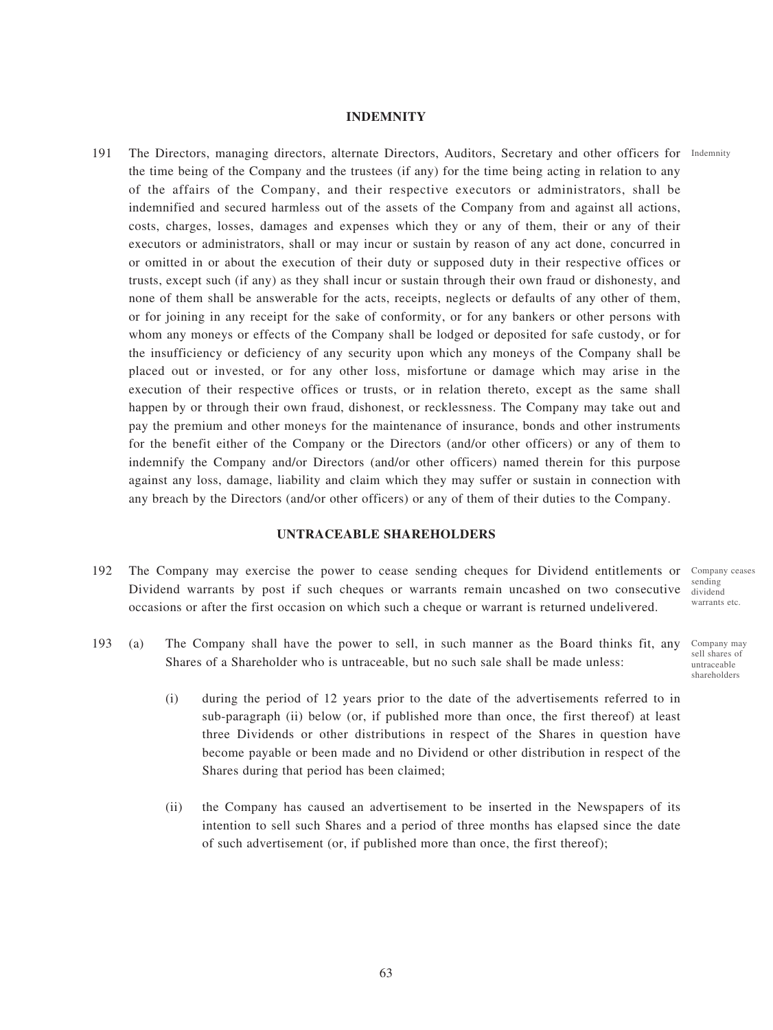## INDEMNITY

191 The Directors, managing directors, alternate Directors, Auditors, Secretary and other officers for the time being of the Company and the trustees (if any) for the time being acting in relation to any of the affairs of the Company, and their respective executors or administrators, shall be indemnified and secured harmless out of the assets of the Company from and against all actions, costs, charges, losses, damages and expenses which they or any of them, their or any of their executors or administrators, shall or may incur or sustain by reason of any act done, concurred in or omitted in or about the execution of their duty or supposed duty in their respective offices or trusts, except such (if any) as they shall incur or sustain through their own fraud or dishonesty, and none of them shall be answerable for the acts, receipts, neglects or defaults of any other of them, or for joining in any receipt for the sake of conformity, or for any bankers or other persons with whom any moneys or effects of the Company shall be lodged or deposited for safe custody, or for the insufficiency or deficiency of any security upon which any moneys of the Company shall be placed out or invested, or for any other loss, misfortune or damage which may arise in the execution of their respective offices or trusts, or in relation thereto, except as the same shall happen by or through their own fraud, dishonest, or recklessness. The Company may take out and pay the premium and other moneys for the maintenance of insurance, bonds and other instruments for the benefit either of the Company or the Directors (and/or other officers) or any of them to indemnify the Company and/or Directors (and/or other officers) named therein for this purpose against any loss, damage, liability and claim which they may suffer or sustain in connection with any breach by the Directors (and/or other officers) or any of them of their duties to the Company.

Indemnity

## UNTRACEABLE SHAREHOLDERS

192 The Company may exercise the power to cease sending cheques for Dividend entitlements or Dividend warrants by post if such cheques or warrants remain uncashed on two consecutive occasions or after the first occasion on which such a cheque or warrant is returned undelivered.

Company ceases sending dividend warrants etc.

193 (a) The Company shall have the power to sell, in such manner as the Board thinks fit, any Shares of a Shareholder who is untraceable, but no such sale shall be made unless:

Company may sell shares of untraceable shareholders

(i) during the period of 12 years prior to the date of the advertisements referred to in sub-paragraph (ii) below (or, if published more than once, the first thereof) at least three Dividends or other distributions in respect of the Shares in question have become payable or been made and no Dividend or other distribution in respect of the Shares during that period has been claimed;

(ii) the Company has caused an advertisement to be inserted in the Newspapers of its intention to sell such Shares and a period of three months has elapsed since the date of such advertisement (or, if published more than once, the first thereof);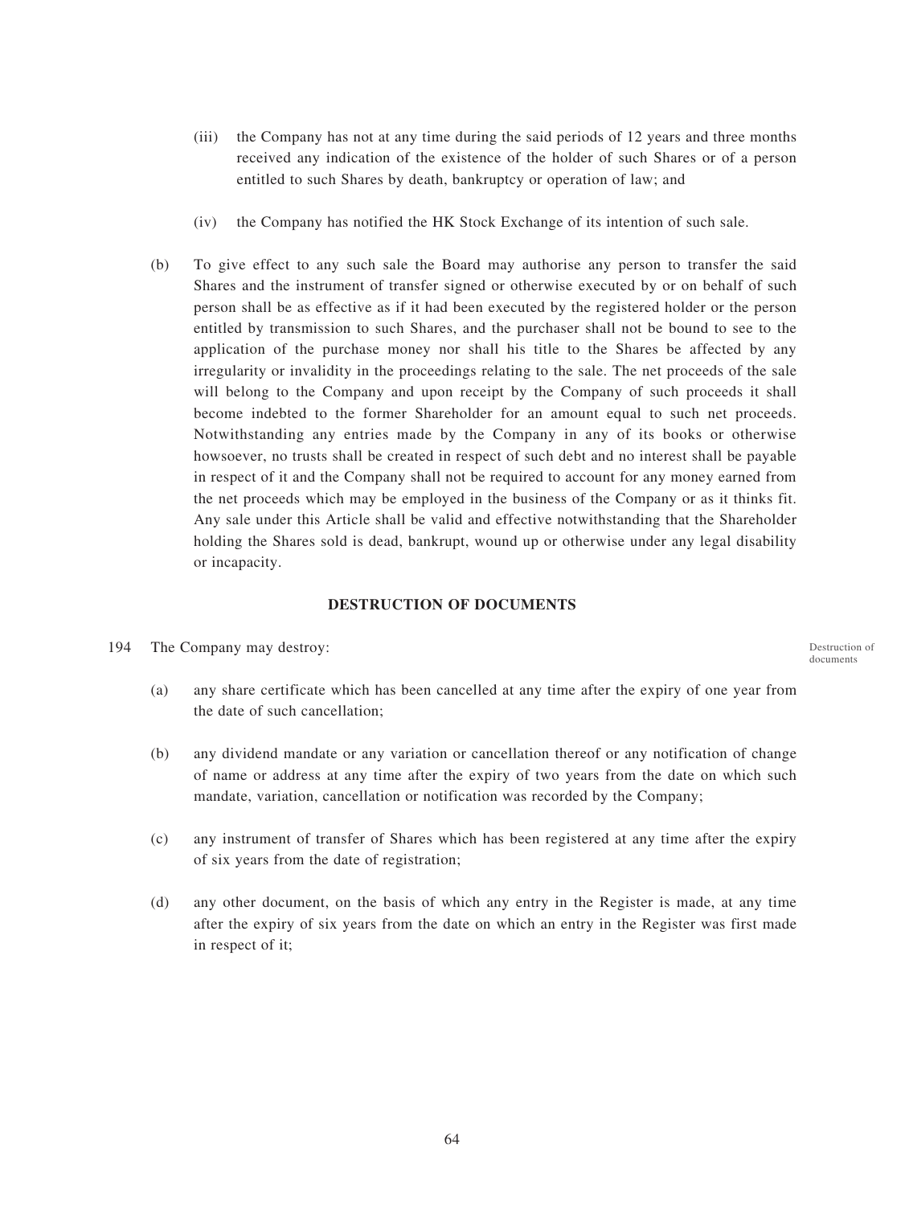(iii) the Company has not at any time during the said periods of 12 years and three months received any indication of the existence of the holder of such Shares or of a person entitled to such Shares by death, bankruptcy or operation of law; and

(iv) the Company has notified the HK Stock Exchange of its intention of such sale.

(b) To give effect to any such sale the Board may authorise any person to transfer the said Shares and the instrument of transfer signed or otherwise executed by or on behalf of such person shall be as effective as if it had been executed by the registered holder or the person entitled by transmission to such Shares, and the purchaser shall not be bound to see to the application of the purchase money nor shall his title to the Shares be affected by any irregularity or invalidity in the proceedings relating to the sale. The net proceeds of the sale will belong to the Company and upon receipt by the Company of such proceeds it shall become indebted to the former Shareholder for an amount equal to such net proceeds. Notwithstanding any entries made by the Company in any of its books or otherwise howsoever, no trusts shall be created in respect of such debt and no interest shall be payable in respect of it and the Company shall not be required to account for any money earned from the net proceeds which may be employed in the business of the Company or as it thinks fit. Any sale under this Article shall be valid and effective notwithstanding that the Shareholder holding the Shares sold is dead, bankrupt, wound up or otherwise under any legal disability or incapacity.

## DESTRUCTION OF DOCUMENTS

194 The Company may destroy: *Destruction of documents*

(a) any share certificate which has been cancelled at any time after the expiry of one year from the date of such cancellation;

(b) any dividend mandate or any variation or cancellation thereof or any notification of change of name or address at any time after the expiry of two years from the date on which such mandate, variation, cancellation or notification was recorded by the Company;

(c) any instrument of transfer of Shares which has been registered at any time after the expiry of six years from the date of registration;

(d) any other document, on the basis of which any entry in the Register is made, at any time after the expiry of six years from the date on which an entry in the Register was first made in respect of it;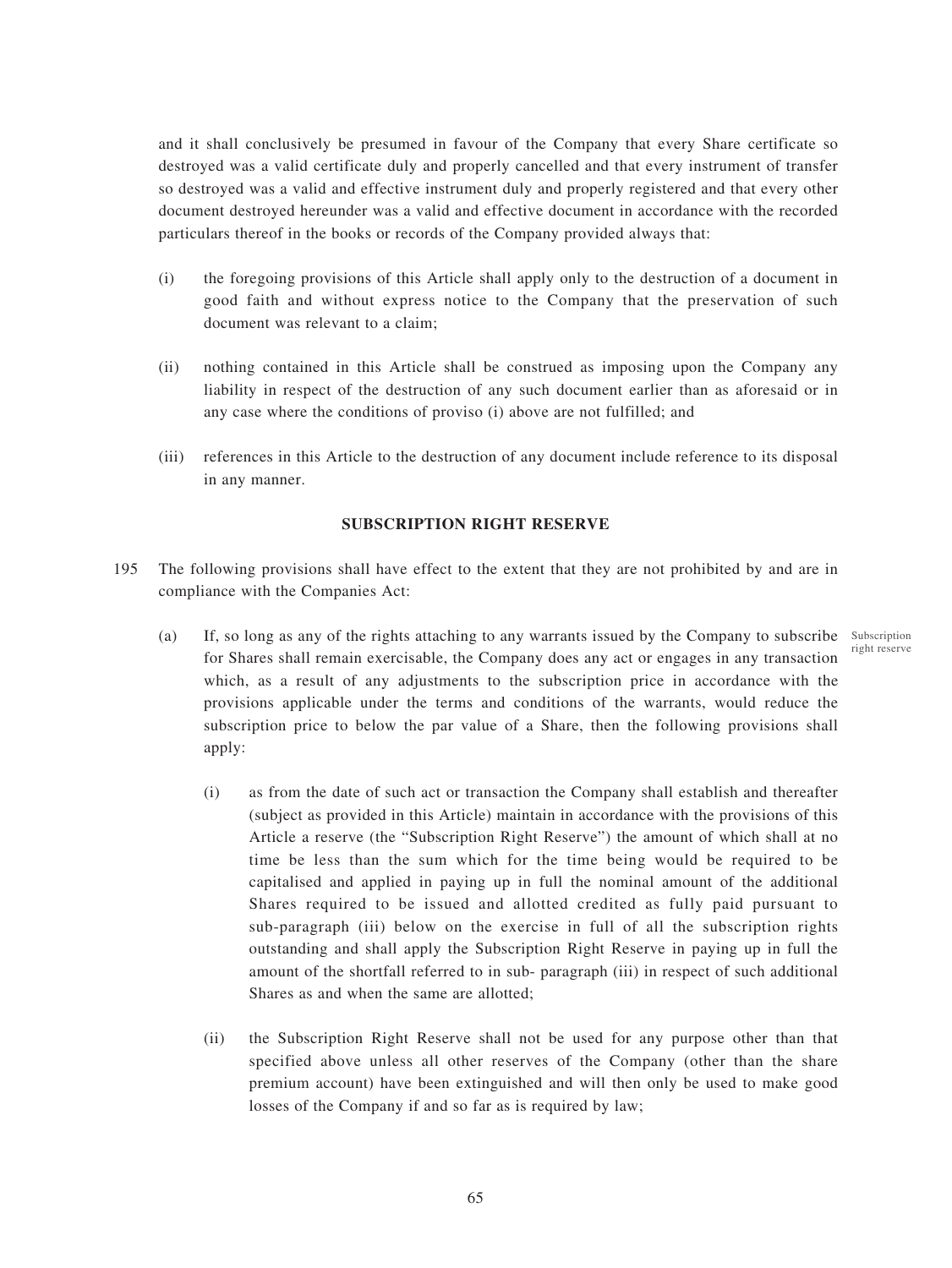and it shall conclusively be presumed in favour of the Company that every Share certificate so destroyed was a valid certificate duly and properly cancelled and that every instrument of transfer so destroyed was a valid and effective instrument duly and properly registered and that every other document destroyed hereunder was a valid and effective document in accordance with the recorded particulars thereof in the books or records of the Company provided always that:

(i) the foregoing provisions of this Article shall apply only to the destruction of a document in good faith and without express notice to the Company that the preservation of such document was relevant to a claim;

(ii) nothing contained in this Article shall be construed as imposing upon the Company any liability in respect of the destruction of any such document earlier than as aforesaid or in any case where the conditions of proviso (i) above are not fulfilled; and

(iii) references in this Article to the destruction of any document include reference to its disposal in any manner.

## SUBSCRIPTION RIGHT RESERVE

195 The following provisions shall have effect to the extent that they are not prohibited by and are in compliance with the Companies Act:

Subscription right reserve

(a) If, so long as any of the rights attaching to any warrants issued by the Company to subscribe for Shares shall remain exercisable, the Company does any act or engages in any transaction which, as a result of any adjustments to the subscription price in accordance with the provisions applicable under the terms and conditions of the warrants, would reduce the subscription price to below the par value of a Share, then the following provisions shall apply:

(i) as from the date of such act or transaction the Company shall establish and thereafter (subject as provided in this Article) maintain in accordance with the provisions of this Article a reserve (the "Subscription Right Reserve") the amount of which shall at no time be less than the sum which for the time being would be required to be capitalised and applied in paying up in full the nominal amount of the additional Shares required to be issued and allotted credited as fully paid pursuant to sub-paragraph (iii) below on the exercise in full of all the subscription rights outstanding and shall apply the Subscription Right Reserve in paying up in full the amount of the shortfall referred to in sub- paragraph (iii) in respect of such additional Shares as and when the same are allotted;

(ii) the Subscription Right Reserve shall not be used for any purpose other than that specified above unless all other reserves of the Company (other than the share premium account) have been extinguished and will then only be used to make good losses of the Company if and so far as is required by law;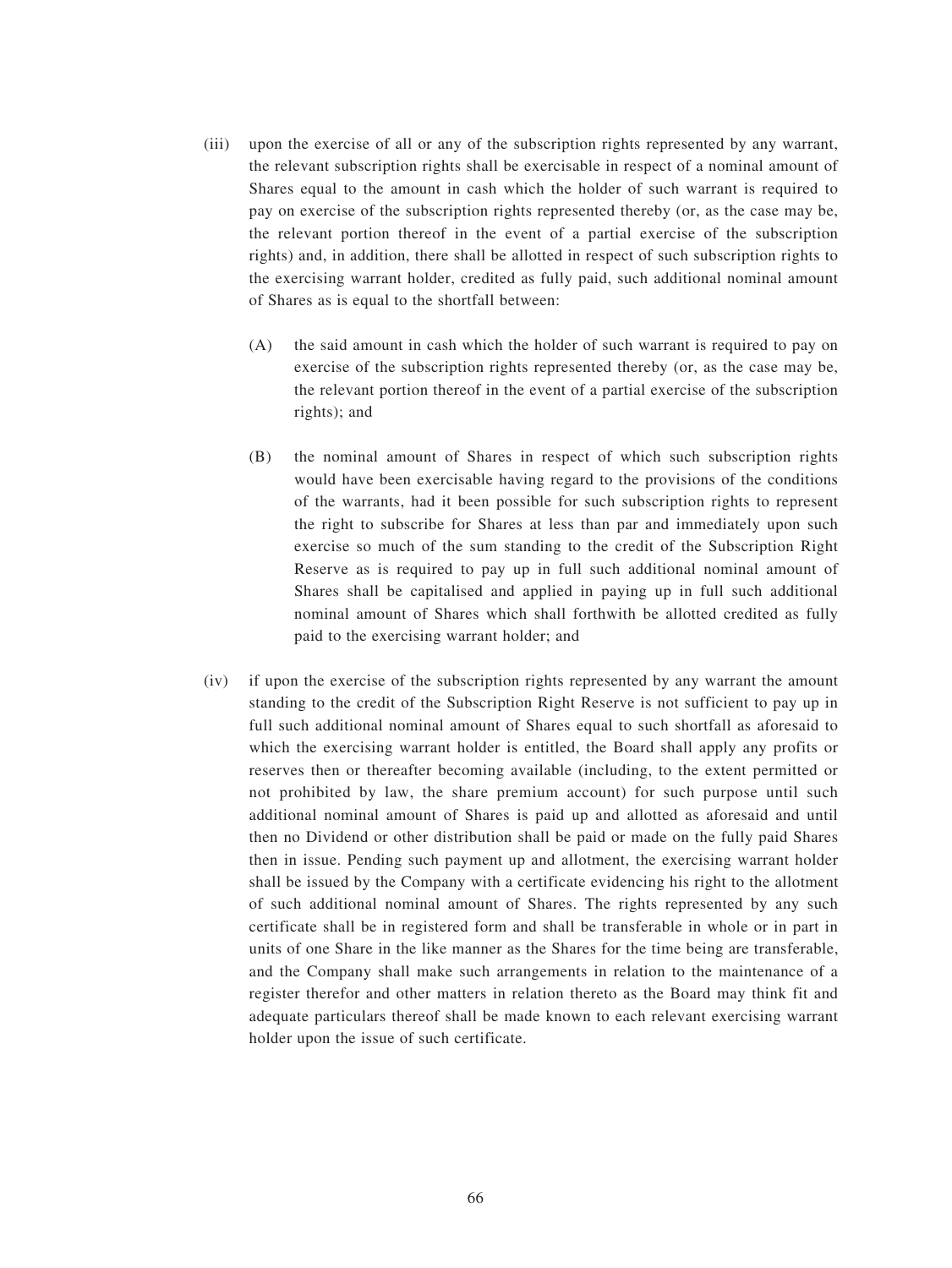(iii) upon the exercise of all or any of the subscription rights represented by any warrant, the relevant subscription rights shall be exercisable in respect of a nominal amount of Shares equal to the amount in cash which the holder of such warrant is required to pay on exercise of the subscription rights represented thereby (or, as the case may be, the relevant portion thereof in the event of a partial exercise of the subscription rights) and, in addition, there shall be allotted in respect of such subscription rights to the exercising warrant holder, credited as fully paid, such additional nominal amount of Shares as is equal to the shortfall between:

  (A) the said amount in cash which the holder of such warrant is required to pay on exercise of the subscription rights represented thereby (or, as the case may be, the relevant portion thereof in the event of a partial exercise of the subscription rights); and

  (B) the nominal amount of Shares in respect of which such subscription rights would have been exercisable having regard to the provisions of the conditions of the warrants, had it been possible for such subscription rights to represent the right to subscribe for Shares at less than par and immediately upon such exercise so much of the sum standing to the credit of the Subscription Right Reserve as is required to pay up in full such additional nominal amount of Shares shall be capitalised and applied in paying up in full such additional nominal amount of Shares which shall forthwith be allotted credited as fully paid to the exercising warrant holder; and

(iv) if upon the exercise of the subscription rights represented by any warrant the amount standing to the credit of the Subscription Right Reserve is not sufficient to pay up in full such additional nominal amount of Shares equal to such shortfall as aforesaid to which the exercising warrant holder is entitled, the Board shall apply any profits or reserves then or thereafter becoming available (including, to the extent permitted or not prohibited by law, the share premium account) for such purpose until such additional nominal amount of Shares is paid up and allotted as aforesaid and until then no Dividend or other distribution shall be paid or made on the fully paid Shares then in issue. Pending such payment up and allotment, the exercising warrant holder shall be issued by the Company with a certificate evidencing his right to the allotment of such additional nominal amount of Shares. The rights represented by any such certificate shall be in registered form and shall be transferable in whole or in part in units of one Share in the like manner as the Shares for the time being are transferable, and the Company shall make such arrangements in relation to the maintenance of a register therefor and other matters in relation thereto as the Board may think fit and adequate particulars thereof shall be made known to each relevant exercising warrant holder upon the issue of such certificate.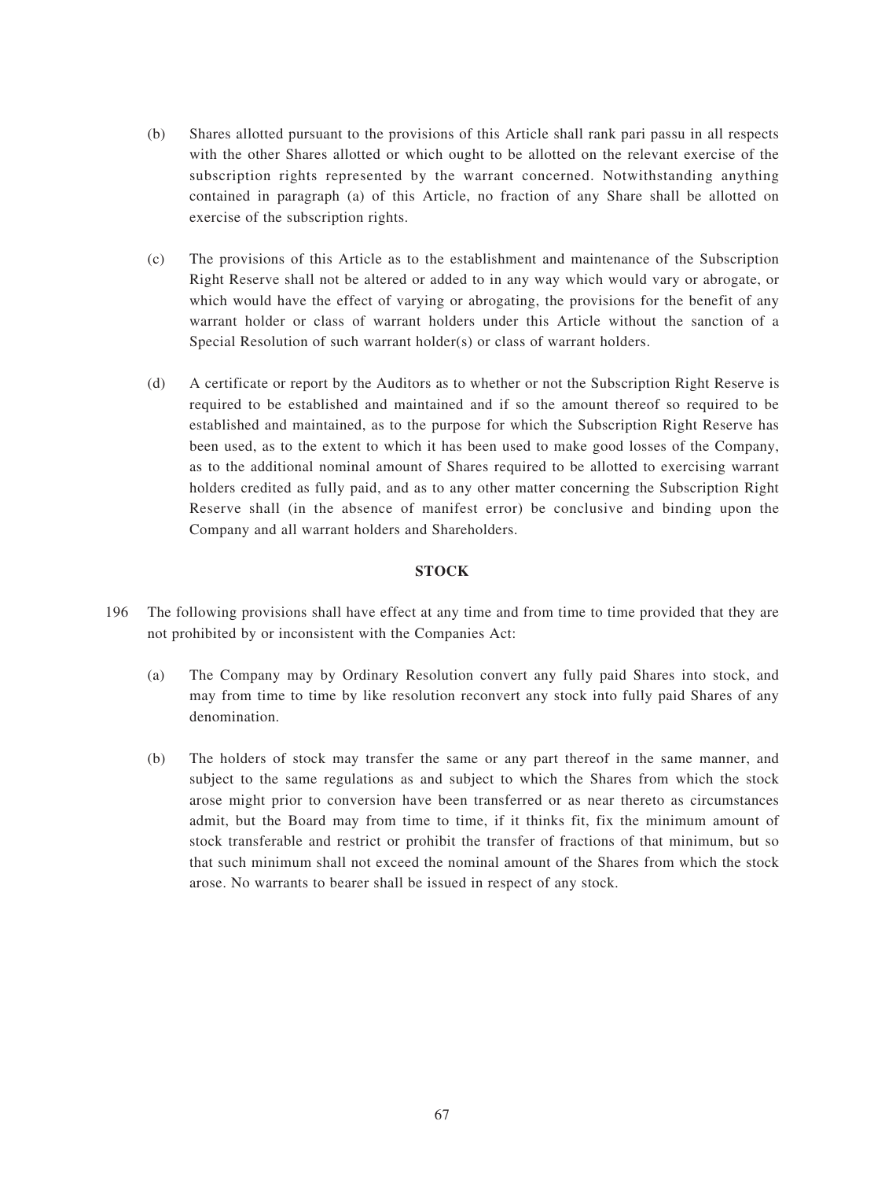(b) Shares allotted pursuant to the provisions of this Article shall rank pari passu in all respects with the other Shares allotted or which ought to be allotted on the relevant exercise of the subscription rights represented by the warrant concerned. Notwithstanding anything contained in paragraph (a) of this Article, no fraction of any Share shall be allotted on exercise of the subscription rights.

(c) The provisions of this Article as to the establishment and maintenance of the Subscription Right Reserve shall not be altered or added to in any way which would vary or abrogate, or which would have the effect of varying or abrogating, the provisions for the benefit of any warrant holder or class of warrant holders under this Article without the sanction of a Special Resolution of such warrant holder(s) or class of warrant holders.

(d) A certificate or report by the Auditors as to whether or not the Subscription Right Reserve is required to be established and maintained and if so the amount thereof so required to be established and maintained, as to the purpose for which the Subscription Right Reserve has been used, as to the extent to which it has been used to make good losses of the Company, as to the additional nominal amount of Shares required to be allotted to exercising warrant holders credited as fully paid, and as to any other matter concerning the Subscription Right Reserve shall (in the absence of manifest error) be conclusive and binding upon the Company and all warrant holders and Shareholders.

## STOCK

196 The following provisions shall have effect at any time and from time to time provided that they are not prohibited by or inconsistent with the Companies Act:

(a) The Company may by Ordinary Resolution convert any fully paid Shares into stock, and may from time to time by like resolution reconvert any stock into fully paid Shares of any denomination.

(b) The holders of stock may transfer the same or any part thereof in the same manner, and subject to the same regulations as and subject to which the Shares from which the stock arose might prior to conversion have been transferred or as near thereto as circumstances admit, but the Board may from time to time, if it thinks fit, fix the minimum amount of stock transferable and restrict or prohibit the transfer of fractions of that minimum, but so that such minimum shall not exceed the nominal amount of the Shares from which the stock arose. No warrants to bearer shall be issued in respect of any stock.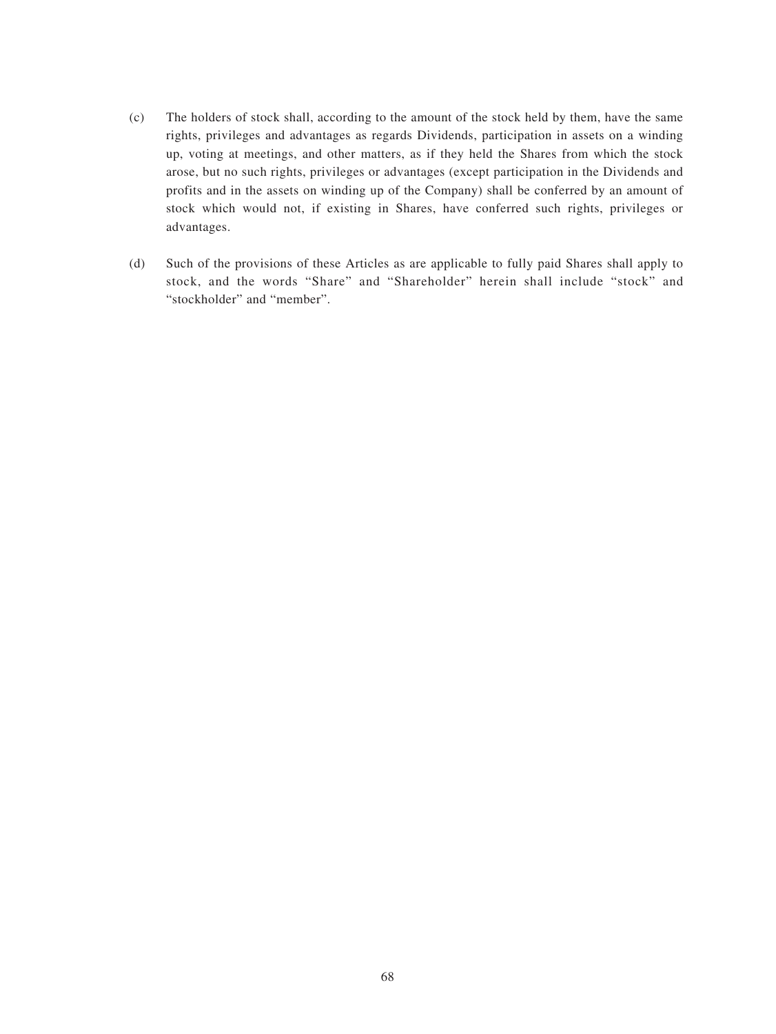(c) The holders of stock shall, according to the amount of the stock held by them, have the same rights, privileges and advantages as regards Dividends, participation in assets on a winding up, voting at meetings, and other matters, as if they held the Shares from which the stock arose, but no such rights, privileges or advantages (except participation in the Dividends and profits and in the assets on winding up of the Company) shall be conferred by an amount of stock which would not, if existing in Shares, have conferred such rights, privileges or advantages.

(d) Such of the provisions of these Articles as are applicable to fully paid Shares shall apply to stock, and the words "Share" and "Shareholder" herein shall include "stock" and "stockholder" and "member".